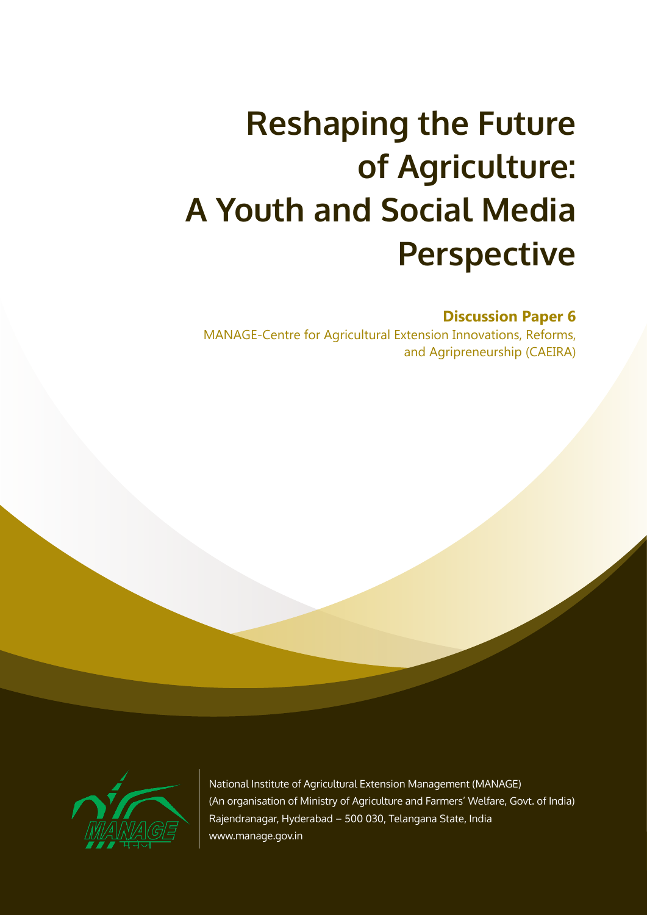# Reshaping the Future of Agriculture: A Youth and Social Media Perspective

**Discussion Paper 6**

MANAGE-Centre for Agricultural Extension Innovations, Reforms, and Agripreneurship (CAEIRA)

National Institute of Agricultural Extension Management (MANAGE)
(An organisation of Ministry of Agriculture and Farmers' Welfare, Govt. of India)
Rajendranagar, Hyderabad – 500 030, Telangana State, India
www.manage.gov.in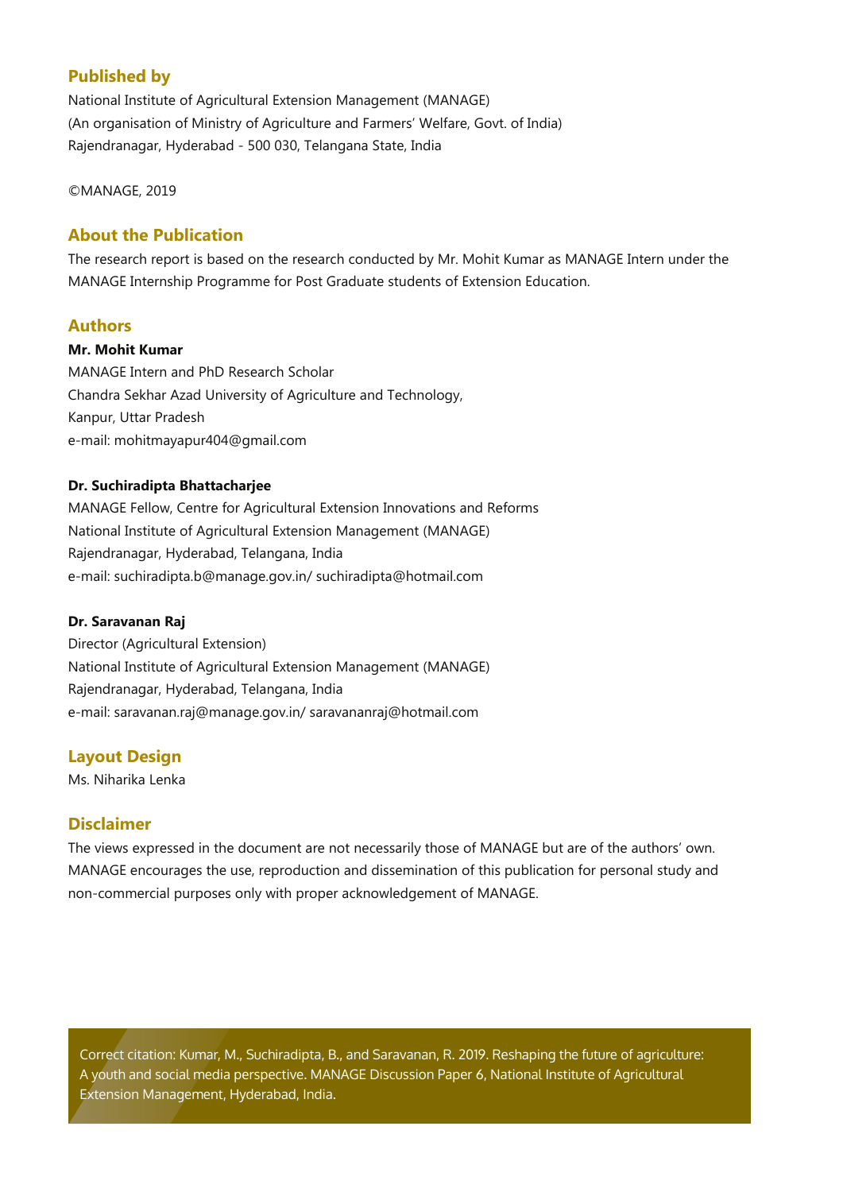## Published by

National Institute of Agricultural Extension Management (MANAGE)
(An organisation of Ministry of Agriculture and Farmers' Welfare, Govt. of India)
Rajendranagar, Hyderabad - 500 030, Telangana State, India

©MANAGE, 2019

## About the Publication

The research report is based on the research conducted by Mr. Mohit Kumar as MANAGE Intern under the MANAGE Internship Programme for Post Graduate students of Extension Education.

## Authors

**Mr. Mohit Kumar**
MANAGE Intern and PhD Research Scholar
Chandra Sekhar Azad University of Agriculture and Technology,
Kanpur, Uttar Pradesh
e-mail: mohitmayapur404@gmail.com

**Dr. Suchiradipta Bhattacharjee**
MANAGE Fellow, Centre for Agricultural Extension Innovations and Reforms
National Institute of Agricultural Extension Management (MANAGE)
Rajendranagar, Hyderabad, Telangana, India
e-mail: suchiradipta.b@manage.gov.in/ suchiradipta@hotmail.com

**Dr. Saravanan Raj**
Director (Agricultural Extension)
National Institute of Agricultural Extension Management (MANAGE)
Rajendranagar, Hyderabad, Telangana, India
e-mail: saravanan.raj@manage.gov.in/ saravananraj@hotmail.com

## Layout Design

Ms. Niharika Lenka

## Disclaimer

The views expressed in the document are not necessarily those of MANAGE but are of the authors' own. MANAGE encourages the use, reproduction and dissemination of this publication for personal study and non-commercial purposes only with proper acknowledgement of MANAGE.

Correct citation: Kumar, M., Suchiradipta, B., and Saravanan, R. 2019. Reshaping the future of agriculture: A youth and social media perspective. MANAGE Discussion Paper 6, National Institute of Agricultural Extension Management, Hyderabad, India.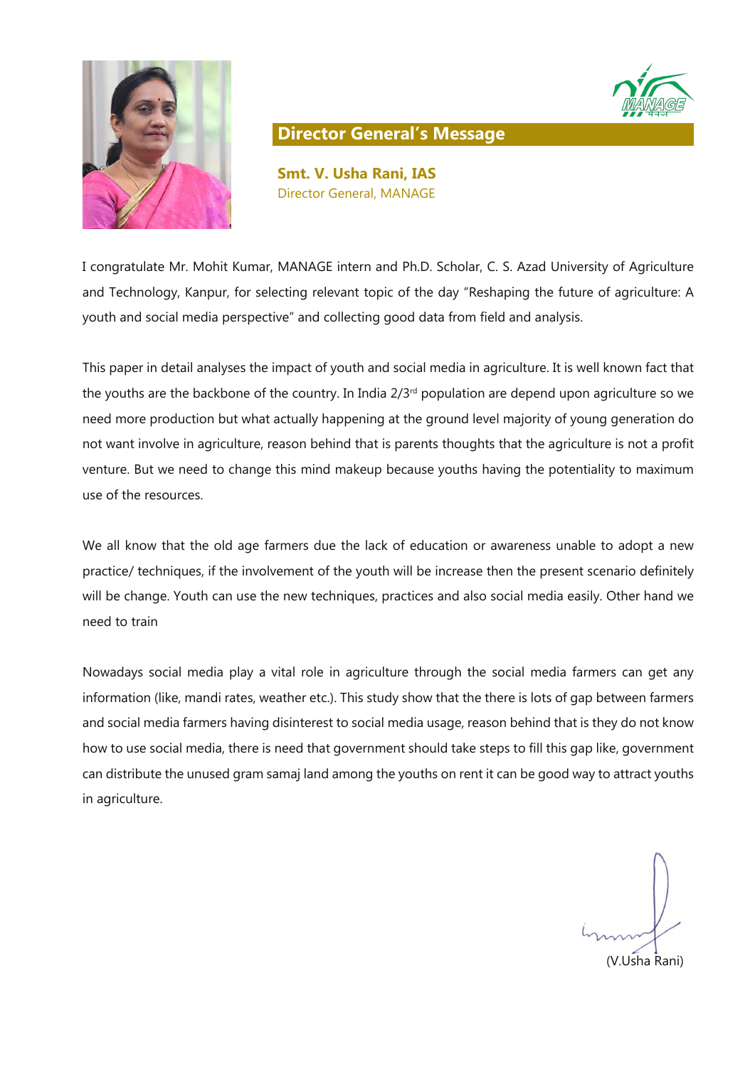## Director General's Message

**Smt. V. Usha Rani, IAS**
Director General, MANAGE

I congratulate Mr. Mohit Kumar, MANAGE intern and Ph.D. Scholar, C. S. Azad University of Agriculture and Technology, Kanpur, for selecting relevant topic of the day "Reshaping the future of agriculture: A youth and social media perspective" and collecting good data from field and analysis.

This paper in detail analyses the impact of youth and social media in agriculture. It is well known fact that the youths are the backbone of the country. In India 2/3rd population are depend upon agriculture so we need more production but what actually happening at the ground level majority of young generation do not want involve in agriculture, reason behind that is parents thoughts that the agriculture is not a profit venture. But we need to change this mind makeup because youths having the potentiality to maximum use of the resources.

We all know that the old age farmers due the lack of education or awareness unable to adopt a new practice/ techniques, if the involvement of the youth will be increase then the present scenario definitely will be change. Youth can use the new techniques, practices and also social media easily. Other hand we need to train

Nowadays social media play a vital role in agriculture through the social media farmers can get any information (like, mandi rates, weather etc.). This study show that the there is lots of gap between farmers and social media farmers having disinterest to social media usage, reason behind that is they do not know how to use social media, there is need that government should take steps to fill this gap like, government can distribute the unused gram samaj land among the youths on rent it can be good way to attract youths in agriculture.

(V.Usha Rani)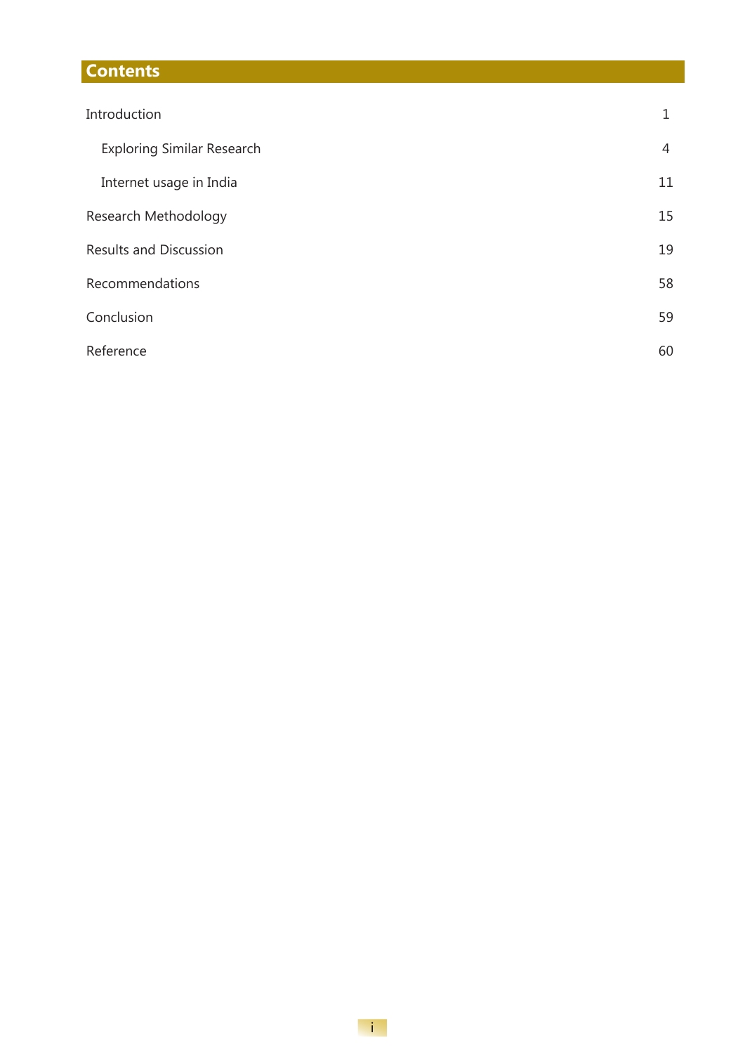# Contents

| | |
|---|---|
| Introduction | 1 |
| Exploring Similar Research | 4 |
| Internet usage in India | 11 |
| Research Methodology | 15 |
| Results and Discussion | 19 |
| Recommendations | 58 |
| Conclusion | 59 |
| Reference | 60 |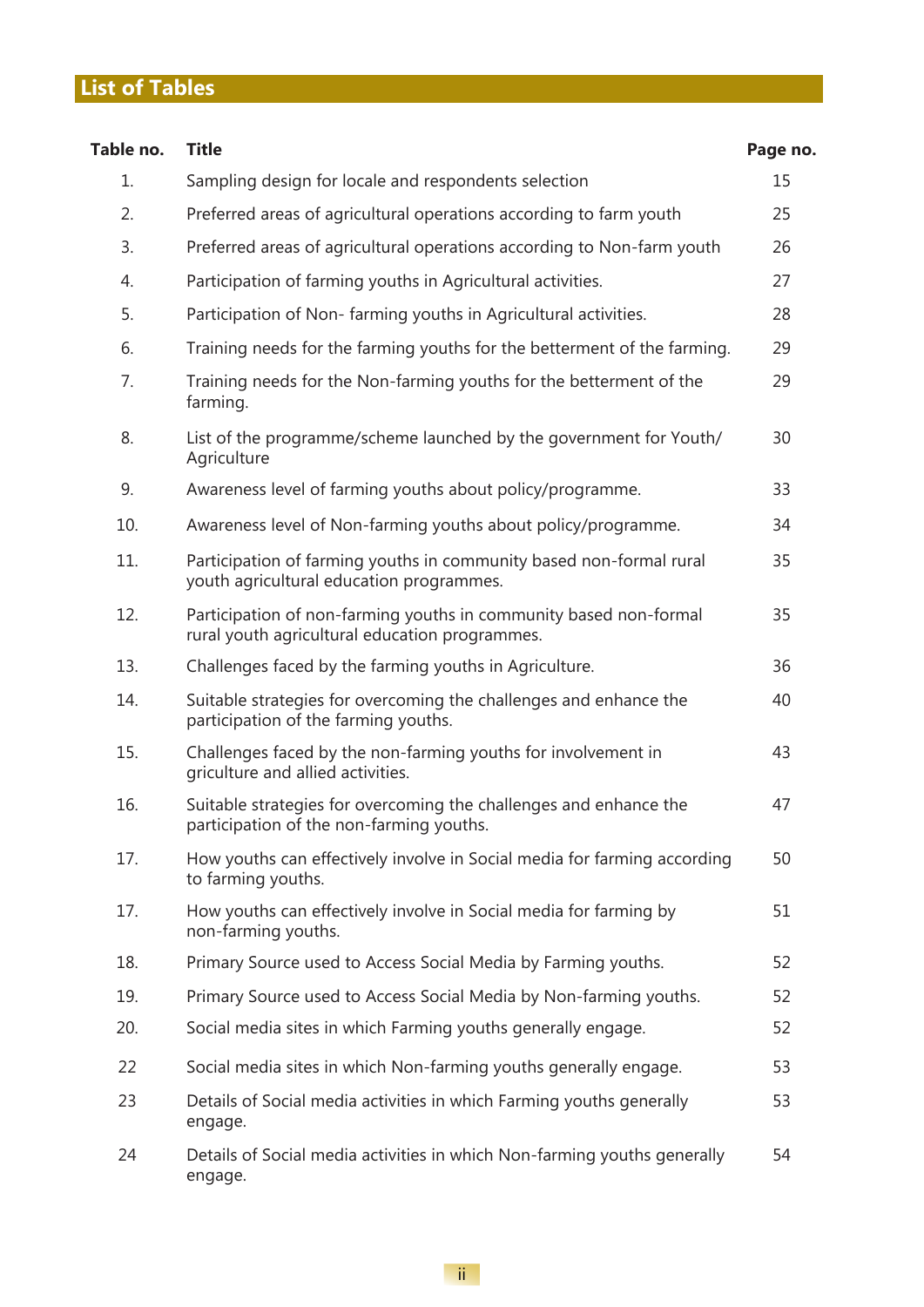## List of Tables

| Table no. | Title | Page no. |
|---|---|---|
| 1. | Sampling design for locale and respondents selection | 15 |
| 2. | Preferred areas of agricultural operations according to farm youth | 25 |
| 3. | Preferred areas of agricultural operations according to Non-farm youth | 26 |
| 4. | Participation of farming youths in Agricultural activities. | 27 |
| 5. | Participation of Non- farming youths in Agricultural activities. | 28 |
| 6. | Training needs for the farming youths for the betterment of the farming. | 29 |
| 7. | Training needs for the Non-farming youths for the betterment of the farming. | 29 |
| 8. | List of the programme/scheme launched by the government for Youth/ Agriculture | 30 |
| 9. | Awareness level of farming youths about policy/programme. | 33 |
| 10. | Awareness level of Non-farming youths about policy/programme. | 34 |
| 11. | Participation of farming youths in community based non-formal rural youth agricultural education programmes. | 35 |
| 12. | Participation of non-farming youths in community based non-formal rural youth agricultural education programmes. | 35 |
| 13. | Challenges faced by the farming youths in Agriculture. | 36 |
| 14. | Suitable strategies for overcoming the challenges and enhance the participation of the farming youths. | 40 |
| 15. | Challenges faced by the non-farming youths for involvement in griculture and allied activities. | 43 |
| 16. | Suitable strategies for overcoming the challenges and enhance the participation of the non-farming youths. | 47 |
| 17. | How youths can effectively involve in Social media for farming according to farming youths. | 50 |
| 17. | How youths can effectively involve in Social media for farming by non-farming youths. | 51 |
| 18. | Primary Source used to Access Social Media by Farming youths. | 52 |
| 19. | Primary Source used to Access Social Media by Non-farming youths. | 52 |
| 20. | Social media sites in which Farming youths generally engage. | 52 |
| 22 | Social media sites in which Non-farming youths generally engage. | 53 |
| 23 | Details of Social media activities in which Farming youths generally engage. | 53 |
| 24 | Details of Social media activities in which Non-farming youths generally engage. | 54 |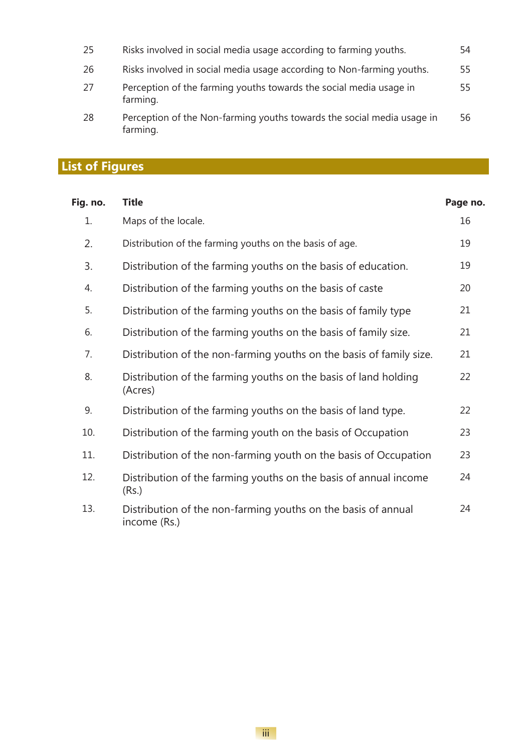| | | |
|---|---|---|
| 25 | Risks involved in social media usage according to farming youths. | 54 |
| 26 | Risks involved in social media usage according to Non-farming youths. | 55 |
| 27 | Perception of the farming youths towards the social media usage in farming. | 55 |
| 28 | Perception of the Non-farming youths towards the social media usage in farming. | 56 |

## List of Figures

| Fig. no. | Title | Page no. |
|---|---|---|
| 1. | Maps of the locale. | 16 |
| 2. | Distribution of the farming youths on the basis of age. | 19 |
| 3. | Distribution of the farming youths on the basis of education. | 19 |
| 4. | Distribution of the farming youths on the basis of caste | 20 |
| 5. | Distribution of the farming youths on the basis of family type | 21 |
| 6. | Distribution of the farming youths on the basis of family size. | 21 |
| 7. | Distribution of the non-farming youths on the basis of family size. | 21 |
| 8. | Distribution of the farming youths on the basis of land holding (Acres) | 22 |
| 9. | Distribution of the farming youths on the basis of land type. | 22 |
| 10. | Distribution of the farming youth on the basis of Occupation | 23 |
| 11. | Distribution of the non-farming youth on the basis of Occupation | 23 |
| 12. | Distribution of the farming youths on the basis of annual income (Rs.) | 24 |
| 13. | Distribution of the non-farming youths on the basis of annual income (Rs.) | 24 |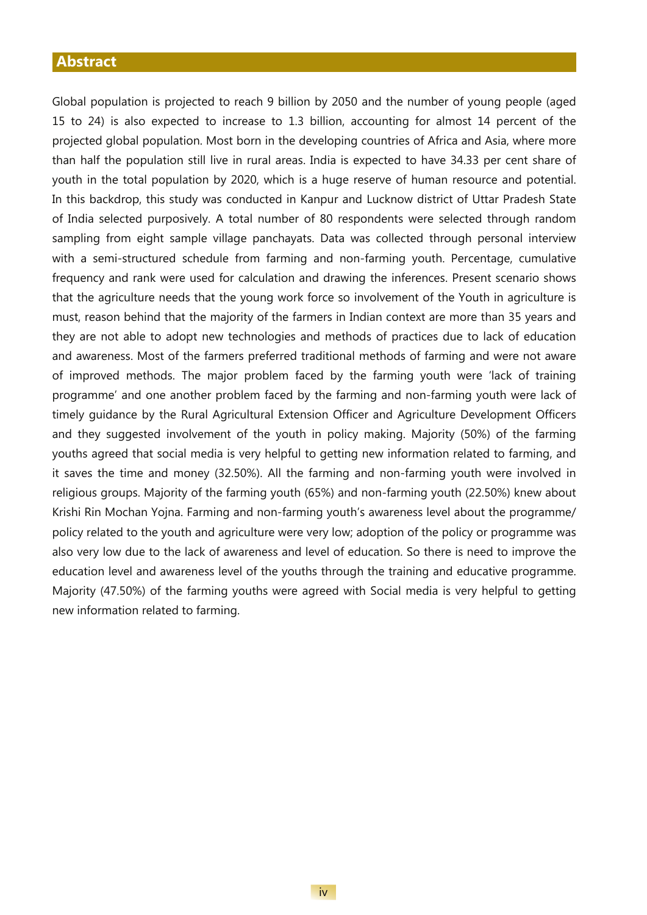## Abstract

Global population is projected to reach 9 billion by 2050 and the number of young people (aged 15 to 24) is also expected to increase to 1.3 billion, accounting for almost 14 percent of the projected global population. Most born in the developing countries of Africa and Asia, where more than half the population still live in rural areas. India is expected to have 34.33 per cent share of youth in the total population by 2020, which is a huge reserve of human resource and potential. In this backdrop, this study was conducted in Kanpur and Lucknow district of Uttar Pradesh State of India selected purposively. A total number of 80 respondents were selected through random sampling from eight sample village panchayats. Data was collected through personal interview with a semi-structured schedule from farming and non-farming youth. Percentage, cumulative frequency and rank were used for calculation and drawing the inferences. Present scenario shows that the agriculture needs that the young work force so involvement of the Youth in agriculture is must, reason behind that the majority of the farmers in Indian context are more than 35 years and they are not able to adopt new technologies and methods of practices due to lack of education and awareness. Most of the farmers preferred traditional methods of farming and were not aware of improved methods. The major problem faced by the farming youth were 'lack of training programme' and one another problem faced by the farming and non-farming youth were lack of timely guidance by the Rural Agricultural Extension Officer and Agriculture Development Officers and they suggested involvement of the youth in policy making. Majority (50%) of the farming youths agreed that social media is very helpful to getting new information related to farming, and it saves the time and money (32.50%). All the farming and non-farming youth were involved in religious groups. Majority of the farming youth (65%) and non-farming youth (22.50%) knew about Krishi Rin Mochan Yojna. Farming and non-farming youth's awareness level about the programme/ policy related to the youth and agriculture were very low; adoption of the policy or programme was also very low due to the lack of awareness and level of education. So there is need to improve the education level and awareness level of the youths through the training and educative programme. Majority (47.50%) of the farming youths were agreed with Social media is very helpful to getting new information related to farming.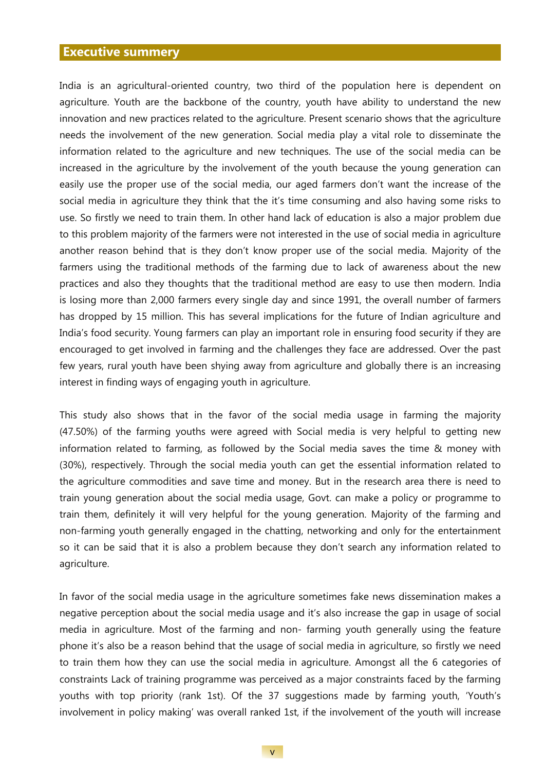## Executive summery

India is an agricultural-oriented country, two third of the population here is dependent on agriculture. Youth are the backbone of the country, youth have ability to understand the new innovation and new practices related to the agriculture. Present scenario shows that the agriculture needs the involvement of the new generation. Social media play a vital role to disseminate the information related to the agriculture and new techniques. The use of the social media can be increased in the agriculture by the involvement of the youth because the young generation can easily use the proper use of the social media, our aged farmers don't want the increase of the social media in agriculture they think that the it's time consuming and also having some risks to use. So firstly we need to train them. In other hand lack of education is also a major problem due to this problem majority of the farmers were not interested in the use of social media in agriculture another reason behind that is they don't know proper use of the social media. Majority of the farmers using the traditional methods of the farming due to lack of awareness about the new practices and also they thoughts that the traditional method are easy to use then modern. India is losing more than 2,000 farmers every single day and since 1991, the overall number of farmers has dropped by 15 million. This has several implications for the future of Indian agriculture and India's food security. Young farmers can play an important role in ensuring food security if they are encouraged to get involved in farming and the challenges they face are addressed. Over the past few years, rural youth have been shying away from agriculture and globally there is an increasing interest in finding ways of engaging youth in agriculture.

This study also shows that in the favor of the social media usage in farming the majority (47.50%) of the farming youths were agreed with Social media is very helpful to getting new information related to farming, as followed by the Social media saves the time & money with (30%), respectively. Through the social media youth can get the essential information related to the agriculture commodities and save time and money. But in the research area there is need to train young generation about the social media usage, Govt. can make a policy or programme to train them, definitely it will very helpful for the young generation. Majority of the farming and non-farming youth generally engaged in the chatting, networking and only for the entertainment so it can be said that it is also a problem because they don't search any information related to agriculture.

In favor of the social media usage in the agriculture sometimes fake news dissemination makes a negative perception about the social media usage and it's also increase the gap in usage of social media in agriculture. Most of the farming and non- farming youth generally using the feature phone it's also be a reason behind that the usage of social media in agriculture, so firstly we need to train them how they can use the social media in agriculture. Amongst all the 6 categories of constraints Lack of training programme was perceived as a major constraints faced by the farming youths with top priority (rank 1st). Of the 37 suggestions made by farming youth, 'Youth's involvement in policy making' was overall ranked 1st, if the involvement of the youth will increase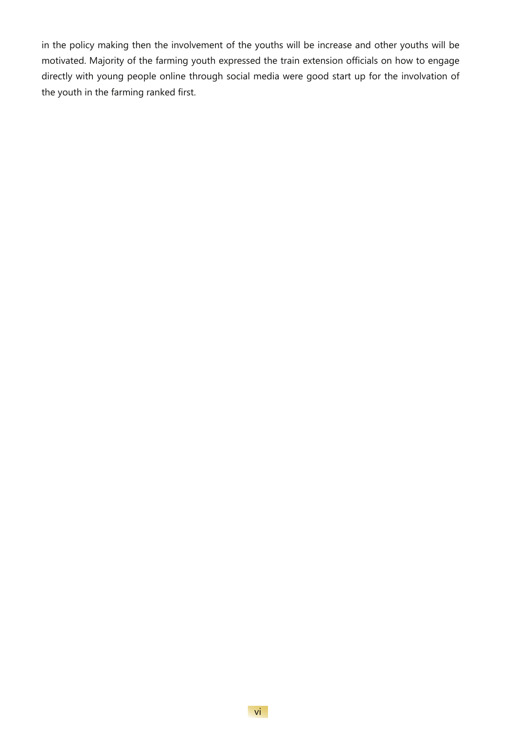in the policy making then the involvement of the youths will be increase and other youths will be motivated. Majority of the farming youth expressed the train extension officials on how to engage directly with young people online through social media were good start up for the involvation of the youth in the farming ranked first.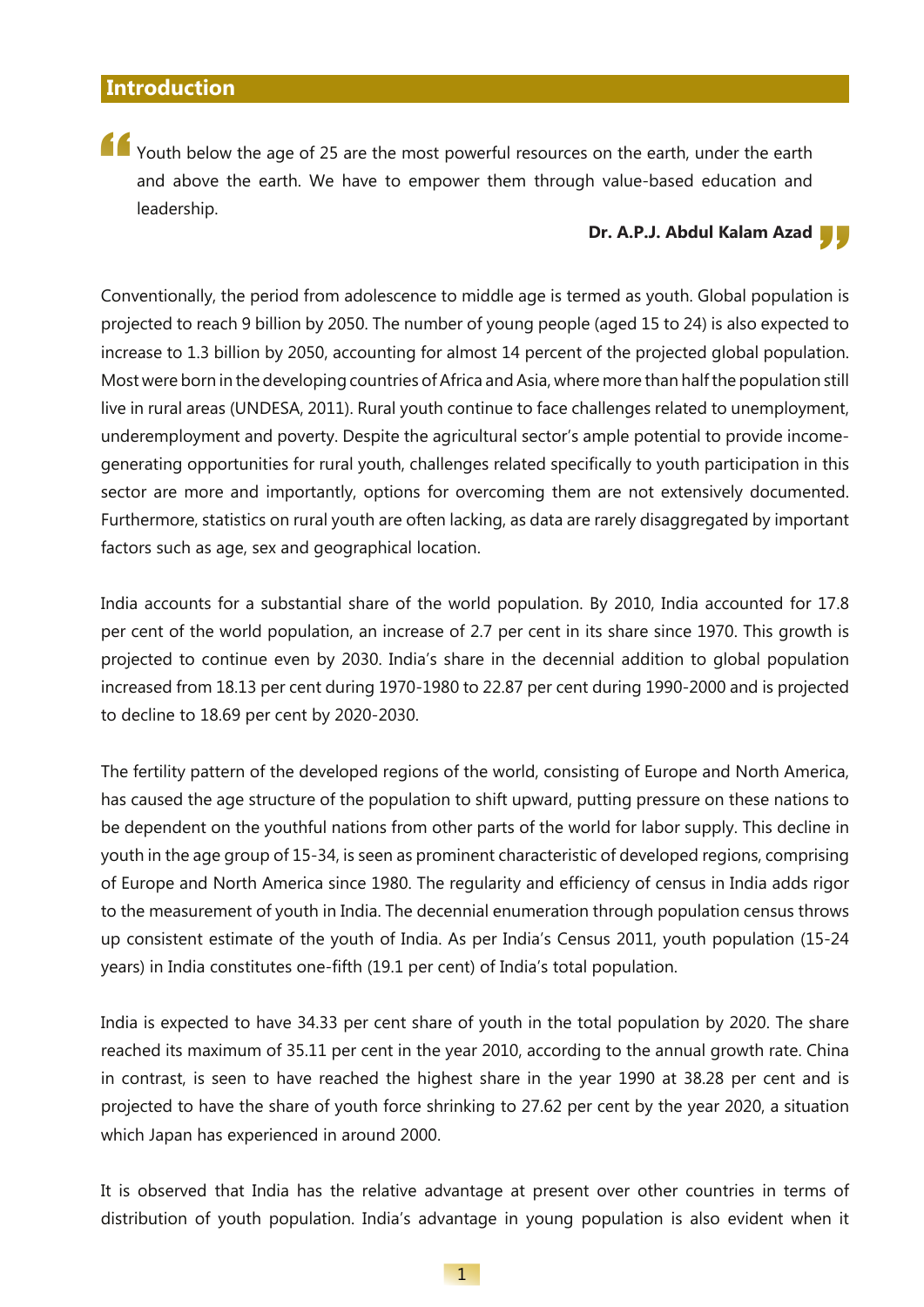## Introduction

> Youth below the age of 25 are the most powerful resources on the earth, under the earth and above the earth. We have to empower them through value-based education and leadership.
>
> **Dr. A.P.J. Abdul Kalam Azad**

Conventionally, the period from adolescence to middle age is termed as youth. Global population is projected to reach 9 billion by 2050. The number of young people (aged 15 to 24) is also expected to increase to 1.3 billion by 2050, accounting for almost 14 percent of the projected global population. Most were born in the developing countries of Africa and Asia, where more than half the population still live in rural areas (UNDESA, 2011). Rural youth continue to face challenges related to unemployment, underemployment and poverty. Despite the agricultural sector's ample potential to provide income-generating opportunities for rural youth, challenges related specifically to youth participation in this sector are more and importantly, options for overcoming them are not extensively documented. Furthermore, statistics on rural youth are often lacking, as data are rarely disaggregated by important factors such as age, sex and geographical location.

India accounts for a substantial share of the world population. By 2010, India accounted for 17.8 per cent of the world population, an increase of 2.7 per cent in its share since 1970. This growth is projected to continue even by 2030. India's share in the decennial addition to global population increased from 18.13 per cent during 1970-1980 to 22.87 per cent during 1990-2000 and is projected to decline to 18.69 per cent by 2020-2030.

The fertility pattern of the developed regions of the world, consisting of Europe and North America, has caused the age structure of the population to shift upward, putting pressure on these nations to be dependent on the youthful nations from other parts of the world for labor supply. This decline in youth in the age group of 15-34, is seen as prominent characteristic of developed regions, comprising of Europe and North America since 1980. The regularity and efficiency of census in India adds rigor to the measurement of youth in India. The decennial enumeration through population census throws up consistent estimate of the youth of India. As per India's Census 2011, youth population (15-24 years) in India constitutes one-fifth (19.1 per cent) of India's total population.

India is expected to have 34.33 per cent share of youth in the total population by 2020. The share reached its maximum of 35.11 per cent in the year 2010, according to the annual growth rate. China in contrast, is seen to have reached the highest share in the year 1990 at 38.28 per cent and is projected to have the share of youth force shrinking to 27.62 per cent by the year 2020, a situation which Japan has experienced in around 2000.

It is observed that India has the relative advantage at present over other countries in terms of distribution of youth population. India's advantage in young population is also evident when it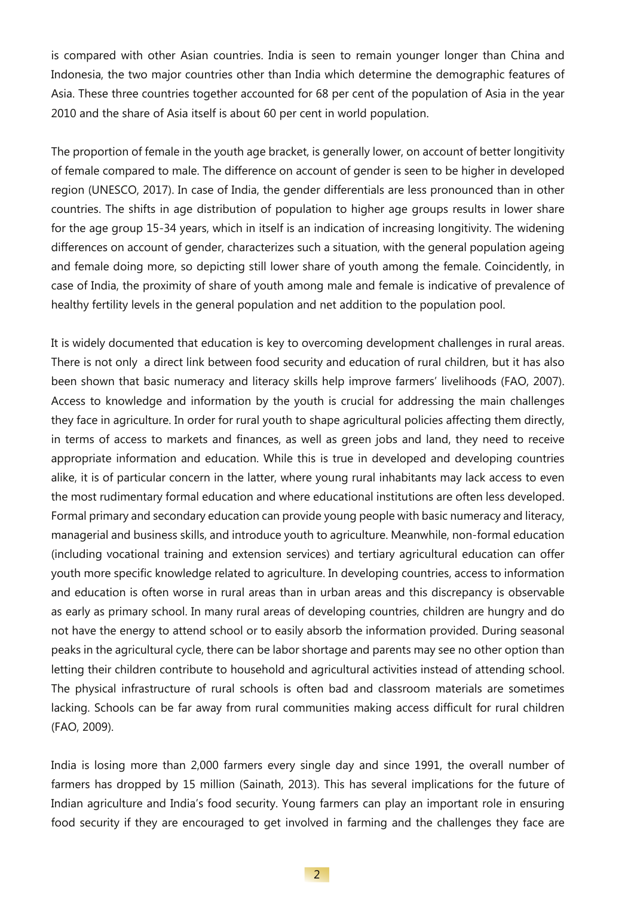is compared with other Asian countries. India is seen to remain younger longer than China and Indonesia, the two major countries other than India which determine the demographic features of Asia. These three countries together accounted for 68 per cent of the population of Asia in the year 2010 and the share of Asia itself is about 60 per cent in world population.

The proportion of female in the youth age bracket, is generally lower, on account of better longitivity of female compared to male. The difference on account of gender is seen to be higher in developed region (UNESCO, 2017). In case of India, the gender differentials are less pronounced than in other countries. The shifts in age distribution of population to higher age groups results in lower share for the age group 15-34 years, which in itself is an indication of increasing longitivity. The widening differences on account of gender, characterizes such a situation, with the general population ageing and female doing more, so depicting still lower share of youth among the female. Coincidently, in case of India, the proximity of share of youth among male and female is indicative of prevalence of healthy fertility levels in the general population and net addition to the population pool.

It is widely documented that education is key to overcoming development challenges in rural areas. There is not only a direct link between food security and education of rural children, but it has also been shown that basic numeracy and literacy skills help improve farmers' livelihoods (FAO, 2007). Access to knowledge and information by the youth is crucial for addressing the main challenges they face in agriculture. In order for rural youth to shape agricultural policies affecting them directly, in terms of access to markets and finances, as well as green jobs and land, they need to receive appropriate information and education. While this is true in developed and developing countries alike, it is of particular concern in the latter, where young rural inhabitants may lack access to even the most rudimentary formal education and where educational institutions are often less developed. Formal primary and secondary education can provide young people with basic numeracy and literacy, managerial and business skills, and introduce youth to agriculture. Meanwhile, non-formal education (including vocational training and extension services) and tertiary agricultural education can offer youth more specific knowledge related to agriculture. In developing countries, access to information and education is often worse in rural areas than in urban areas and this discrepancy is observable as early as primary school. In many rural areas of developing countries, children are hungry and do not have the energy to attend school or to easily absorb the information provided. During seasonal peaks in the agricultural cycle, there can be labor shortage and parents may see no other option than letting their children contribute to household and agricultural activities instead of attending school. The physical infrastructure of rural schools is often bad and classroom materials are sometimes lacking. Schools can be far away from rural communities making access difficult for rural children (FAO, 2009).

India is losing more than 2,000 farmers every single day and since 1991, the overall number of farmers has dropped by 15 million (Sainath, 2013). This has several implications for the future of Indian agriculture and India's food security. Young farmers can play an important role in ensuring food security if they are encouraged to get involved in farming and the challenges they face are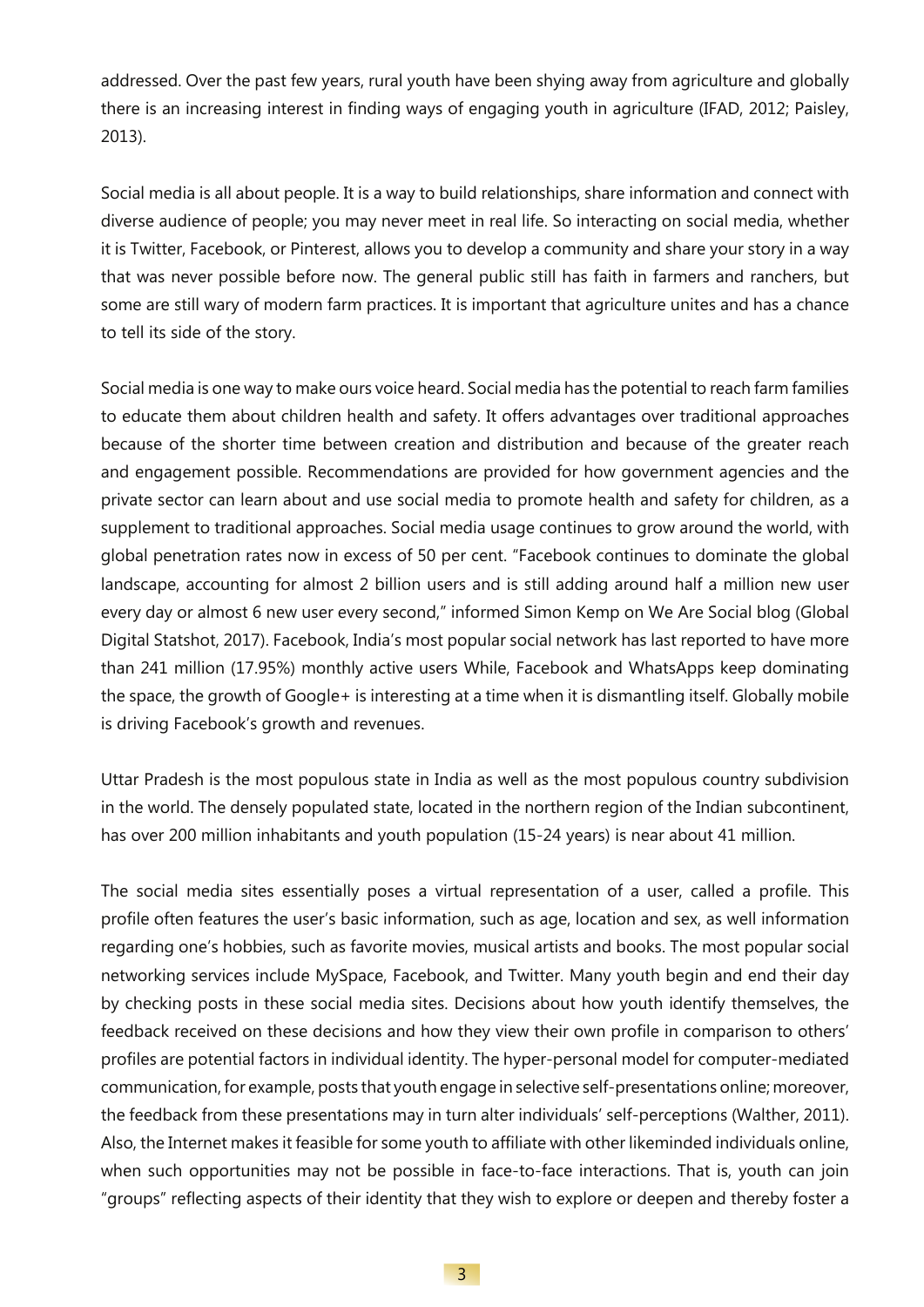addressed. Over the past few years, rural youth have been shying away from agriculture and globally there is an increasing interest in finding ways of engaging youth in agriculture (IFAD, 2012; Paisley, 2013).

Social media is all about people. It is a way to build relationships, share information and connect with diverse audience of people; you may never meet in real life. So interacting on social media, whether it is Twitter, Facebook, or Pinterest, allows you to develop a community and share your story in a way that was never possible before now. The general public still has faith in farmers and ranchers, but some are still wary of modern farm practices. It is important that agriculture unites and has a chance to tell its side of the story.

Social media is one way to make ours voice heard. Social media has the potential to reach farm families to educate them about children health and safety. It offers advantages over traditional approaches because of the shorter time between creation and distribution and because of the greater reach and engagement possible. Recommendations are provided for how government agencies and the private sector can learn about and use social media to promote health and safety for children, as a supplement to traditional approaches. Social media usage continues to grow around the world, with global penetration rates now in excess of 50 per cent. "Facebook continues to dominate the global landscape, accounting for almost 2 billion users and is still adding around half a million new user every day or almost 6 new user every second," informed Simon Kemp on We Are Social blog (Global Digital Statshot, 2017). Facebook, India's most popular social network has last reported to have more than 241 million (17.95%) monthly active users While, Facebook and WhatsApps keep dominating the space, the growth of Google+ is interesting at a time when it is dismantling itself. Globally mobile is driving Facebook's growth and revenues.

Uttar Pradesh is the most populous state in India as well as the most populous country subdivision in the world. The densely populated state, located in the northern region of the Indian subcontinent, has over 200 million inhabitants and youth population (15-24 years) is near about 41 million.

The social media sites essentially poses a virtual representation of a user, called a profile. This profile often features the user's basic information, such as age, location and sex, as well information regarding one's hobbies, such as favorite movies, musical artists and books. The most popular social networking services include MySpace, Facebook, and Twitter. Many youth begin and end their day by checking posts in these social media sites. Decisions about how youth identify themselves, the feedback received on these decisions and how they view their own profile in comparison to others' profiles are potential factors in individual identity. The hyper-personal model for computer-mediated communication, for example, posts that youth engage in selective self-presentations online; moreover, the feedback from these presentations may in turn alter individuals' self-perceptions (Walther, 2011). Also, the Internet makes it feasible for some youth to affiliate with other likeminded individuals online, when such opportunities may not be possible in face-to-face interactions. That is, youth can join "groups" reflecting aspects of their identity that they wish to explore or deepen and thereby foster a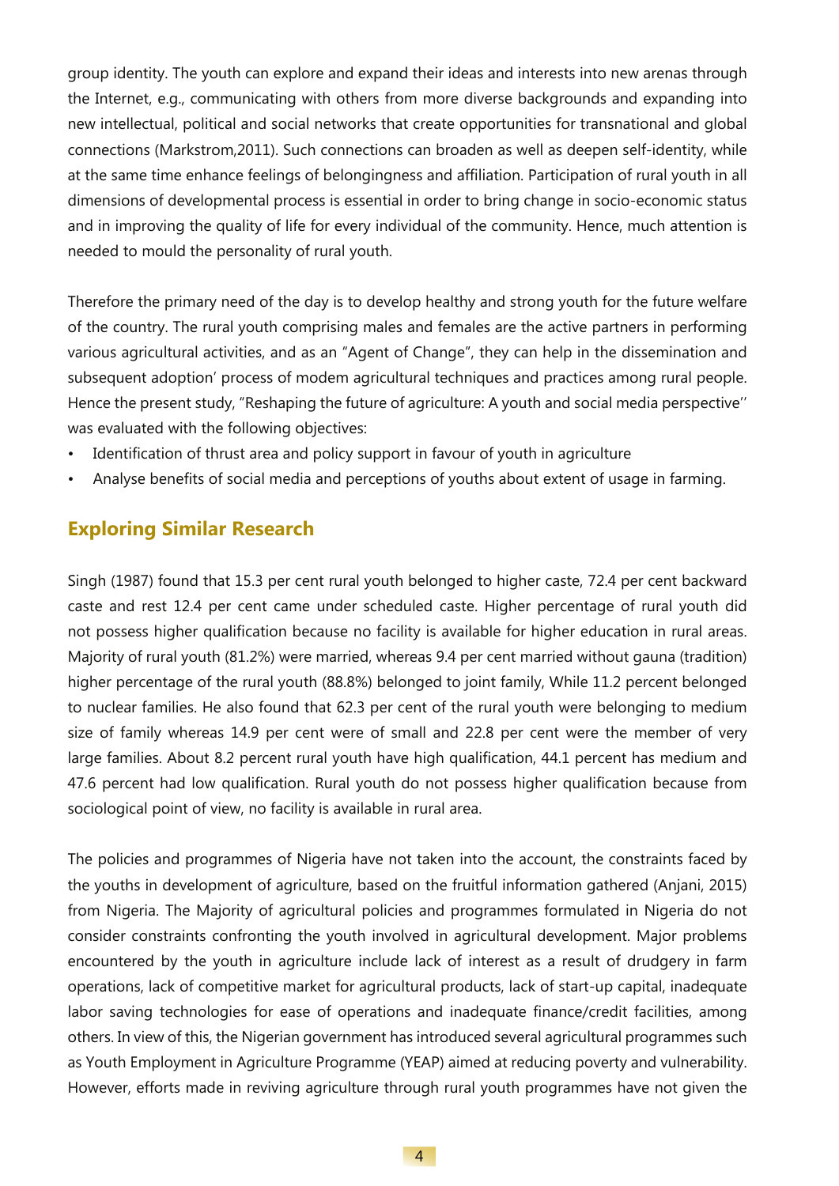group identity. The youth can explore and expand their ideas and interests into new arenas through the Internet, e.g., communicating with others from more diverse backgrounds and expanding into new intellectual, political and social networks that create opportunities for transnational and global connections (Markstrom,2011). Such connections can broaden as well as deepen self-identity, while at the same time enhance feelings of belongingness and affiliation. Participation of rural youth in all dimensions of developmental process is essential in order to bring change in socio-economic status and in improving the quality of life for every individual of the community. Hence, much attention is needed to mould the personality of rural youth.

Therefore the primary need of the day is to develop healthy and strong youth for the future welfare of the country. The rural youth comprising males and females are the active partners in performing various agricultural activities, and as an "Agent of Change", they can help in the dissemination and subsequent adoption' process of modem agricultural techniques and practices among rural people. Hence the present study, "Reshaping the future of agriculture: A youth and social media perspective'' was evaluated with the following objectives:

- Identification of thrust area and policy support in favour of youth in agriculture
- Analyse benefits of social media and perceptions of youths about extent of usage in farming.

## Exploring Similar Research

Singh (1987) found that 15.3 per cent rural youth belonged to higher caste, 72.4 per cent backward caste and rest 12.4 per cent came under scheduled caste. Higher percentage of rural youth did not possess higher qualification because no facility is available for higher education in rural areas. Majority of rural youth (81.2%) were married, whereas 9.4 per cent married without gauna (tradition) higher percentage of the rural youth (88.8%) belonged to joint family, While 11.2 percent belonged to nuclear families. He also found that 62.3 per cent of the rural youth were belonging to medium size of family whereas 14.9 per cent were of small and 22.8 per cent were the member of very large families. About 8.2 percent rural youth have high qualification, 44.1 percent has medium and 47.6 percent had low qualification. Rural youth do not possess higher qualification because from sociological point of view, no facility is available in rural area.

The policies and programmes of Nigeria have not taken into the account, the constraints faced by the youths in development of agriculture, based on the fruitful information gathered (Anjani, 2015) from Nigeria. The Majority of agricultural policies and programmes formulated in Nigeria do not consider constraints confronting the youth involved in agricultural development. Major problems encountered by the youth in agriculture include lack of interest as a result of drudgery in farm operations, lack of competitive market for agricultural products, lack of start-up capital, inadequate labor saving technologies for ease of operations and inadequate finance/credit facilities, among others. In view of this, the Nigerian government has introduced several agricultural programmes such as Youth Employment in Agriculture Programme (YEAP) aimed at reducing poverty and vulnerability. However, efforts made in reviving agriculture through rural youth programmes have not given the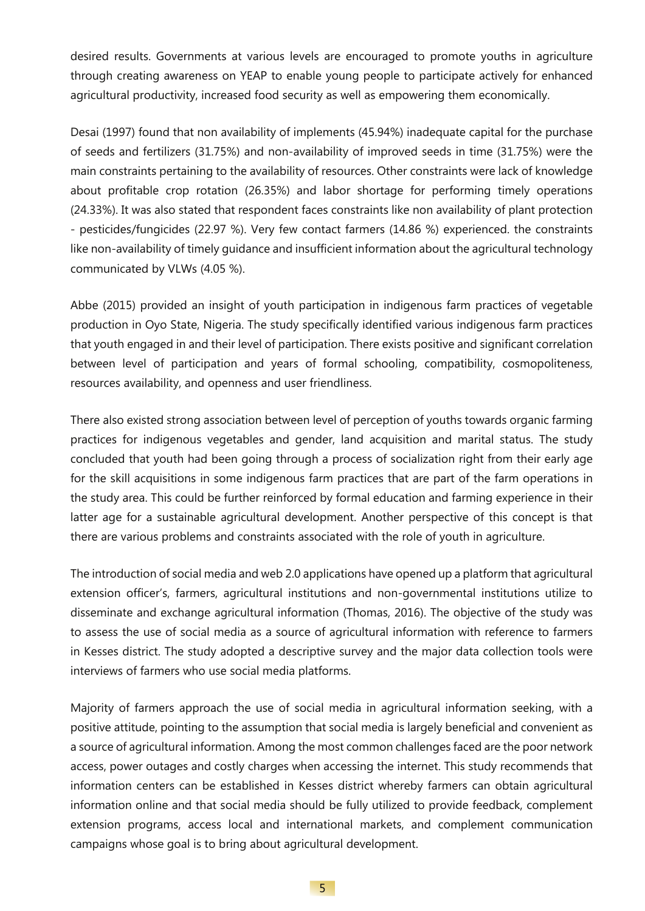desired results. Governments at various levels are encouraged to promote youths in agriculture through creating awareness on YEAP to enable young people to participate actively for enhanced agricultural productivity, increased food security as well as empowering them economically.

Desai (1997) found that non availability of implements (45.94%) inadequate capital for the purchase of seeds and fertilizers (31.75%) and non-availability of improved seeds in time (31.75%) were the main constraints pertaining to the availability of resources. Other constraints were lack of knowledge about profitable crop rotation (26.35%) and labor shortage for performing timely operations (24.33%). It was also stated that respondent faces constraints like non availability of plant protection - pesticides/fungicides (22.97 %). Very few contact farmers (14.86 %) experienced. the constraints like non-availability of timely guidance and insufficient information about the agricultural technology communicated by VLWs (4.05 %).

Abbe (2015) provided an insight of youth participation in indigenous farm practices of vegetable production in Oyo State, Nigeria. The study specifically identified various indigenous farm practices that youth engaged in and their level of participation. There exists positive and significant correlation between level of participation and years of formal schooling, compatibility, cosmopoliteness, resources availability, and openness and user friendliness.

There also existed strong association between level of perception of youths towards organic farming practices for indigenous vegetables and gender, land acquisition and marital status. The study concluded that youth had been going through a process of socialization right from their early age for the skill acquisitions in some indigenous farm practices that are part of the farm operations in the study area. This could be further reinforced by formal education and farming experience in their latter age for a sustainable agricultural development. Another perspective of this concept is that there are various problems and constraints associated with the role of youth in agriculture.

The introduction of social media and web 2.0 applications have opened up a platform that agricultural extension officer's, farmers, agricultural institutions and non-governmental institutions utilize to disseminate and exchange agricultural information (Thomas, 2016). The objective of the study was to assess the use of social media as a source of agricultural information with reference to farmers in Kesses district. The study adopted a descriptive survey and the major data collection tools were interviews of farmers who use social media platforms.

Majority of farmers approach the use of social media in agricultural information seeking, with a positive attitude, pointing to the assumption that social media is largely beneficial and convenient as a source of agricultural information. Among the most common challenges faced are the poor network access, power outages and costly charges when accessing the internet. This study recommends that information centers can be established in Kesses district whereby farmers can obtain agricultural information online and that social media should be fully utilized to provide feedback, complement extension programs, access local and international markets, and complement communication campaigns whose goal is to bring about agricultural development.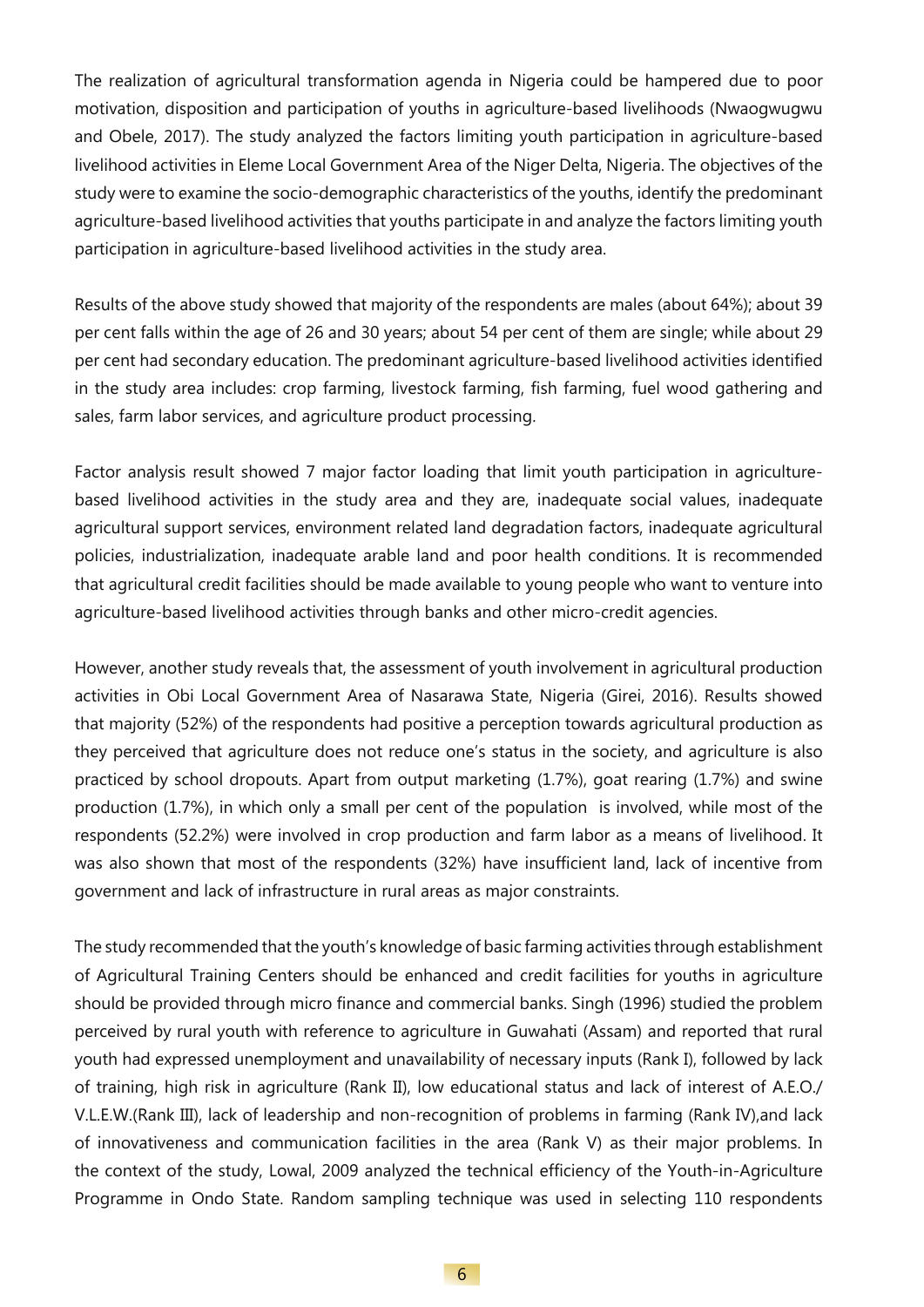The realization of agricultural transformation agenda in Nigeria could be hampered due to poor motivation, disposition and participation of youths in agriculture-based livelihoods (Nwaogwugwu and Obele, 2017). The study analyzed the factors limiting youth participation in agriculture-based livelihood activities in Eleme Local Government Area of the Niger Delta, Nigeria. The objectives of the study were to examine the socio-demographic characteristics of the youths, identify the predominant agriculture-based livelihood activities that youths participate in and analyze the factors limiting youth participation in agriculture-based livelihood activities in the study area.

Results of the above study showed that majority of the respondents are males (about 64%); about 39 per cent falls within the age of 26 and 30 years; about 54 per cent of them are single; while about 29 per cent had secondary education. The predominant agriculture-based livelihood activities identified in the study area includes: crop farming, livestock farming, fish farming, fuel wood gathering and sales, farm labor services, and agriculture product processing.

Factor analysis result showed 7 major factor loading that limit youth participation in agriculture-based livelihood activities in the study area and they are, inadequate social values, inadequate agricultural support services, environment related land degradation factors, inadequate agricultural policies, industrialization, inadequate arable land and poor health conditions. It is recommended that agricultural credit facilities should be made available to young people who want to venture into agriculture-based livelihood activities through banks and other micro-credit agencies.

However, another study reveals that, the assessment of youth involvement in agricultural production activities in Obi Local Government Area of Nasarawa State, Nigeria (Girei, 2016). Results showed that majority (52%) of the respondents had positive a perception towards agricultural production as they perceived that agriculture does not reduce one's status in the society, and agriculture is also practiced by school dropouts. Apart from output marketing (1.7%), goat rearing (1.7%) and swine production (1.7%), in which only a small per cent of the population is involved, while most of the respondents (52.2%) were involved in crop production and farm labor as a means of livelihood. It was also shown that most of the respondents (32%) have insufficient land, lack of incentive from government and lack of infrastructure in rural areas as major constraints.

The study recommended that the youth's knowledge of basic farming activities through establishment of Agricultural Training Centers should be enhanced and credit facilities for youths in agriculture should be provided through micro finance and commercial banks. Singh (1996) studied the problem perceived by rural youth with reference to agriculture in Guwahati (Assam) and reported that rural youth had expressed unemployment and unavailability of necessary inputs (Rank I), followed by lack of training, high risk in agriculture (Rank II), low educational status and lack of interest of A.E.O./ V.L.E.W.(Rank III), lack of leadership and non-recognition of problems in farming (Rank IV),and lack of innovativeness and communication facilities in the area (Rank V) as their major problems. In the context of the study, Lowal, 2009 analyzed the technical efficiency of the Youth-in-Agriculture Programme in Ondo State. Random sampling technique was used in selecting 110 respondents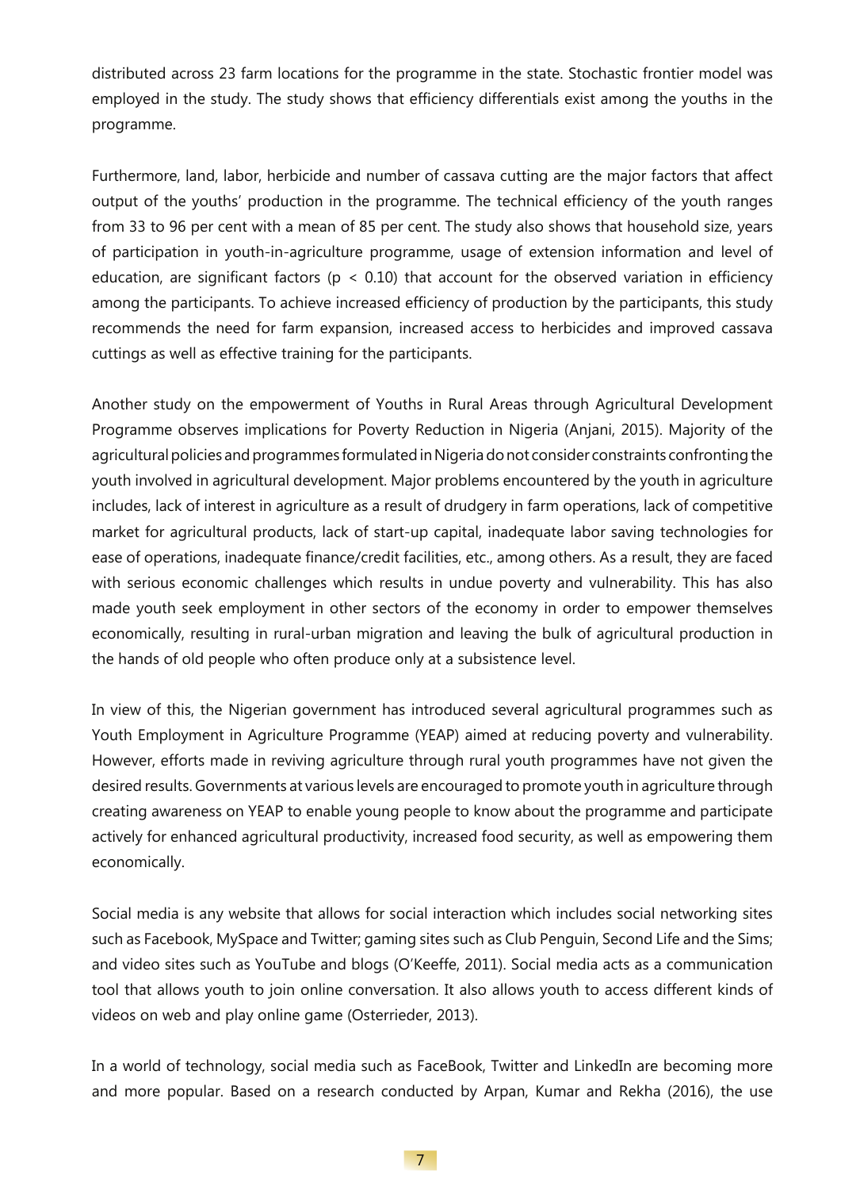distributed across 23 farm locations for the programme in the state. Stochastic frontier model was employed in the study. The study shows that efficiency differentials exist among the youths in the programme.

Furthermore, land, labor, herbicide and number of cassava cutting are the major factors that affect output of the youths' production in the programme. The technical efficiency of the youth ranges from 33 to 96 per cent with a mean of 85 per cent. The study also shows that household size, years of participation in youth-in-agriculture programme, usage of extension information and level of education, are significant factors ($p < 0.10$) that account for the observed variation in efficiency among the participants. To achieve increased efficiency of production by the participants, this study recommends the need for farm expansion, increased access to herbicides and improved cassava cuttings as well as effective training for the participants.

Another study on the empowerment of Youths in Rural Areas through Agricultural Development Programme observes implications for Poverty Reduction in Nigeria (Anjani, 2015). Majority of the agricultural policies and programmes formulated in Nigeria do not consider constraints confronting the youth involved in agricultural development. Major problems encountered by the youth in agriculture includes, lack of interest in agriculture as a result of drudgery in farm operations, lack of competitive market for agricultural products, lack of start-up capital, inadequate labor saving technologies for ease of operations, inadequate finance/credit facilities, etc., among others. As a result, they are faced with serious economic challenges which results in undue poverty and vulnerability. This has also made youth seek employment in other sectors of the economy in order to empower themselves economically, resulting in rural-urban migration and leaving the bulk of agricultural production in the hands of old people who often produce only at a subsistence level.

In view of this, the Nigerian government has introduced several agricultural programmes such as Youth Employment in Agriculture Programme (YEAP) aimed at reducing poverty and vulnerability. However, efforts made in reviving agriculture through rural youth programmes have not given the desired results. Governments at various levels are encouraged to promote youth in agriculture through creating awareness on YEAP to enable young people to know about the programme and participate actively for enhanced agricultural productivity, increased food security, as well as empowering them economically.

Social media is any website that allows for social interaction which includes social networking sites such as Facebook, MySpace and Twitter; gaming sites such as Club Penguin, Second Life and the Sims; and video sites such as YouTube and blogs (O'Keeffe, 2011). Social media acts as a communication tool that allows youth to join online conversation. It also allows youth to access different kinds of videos on web and play online game (Osterrieder, 2013).

In a world of technology, social media such as FaceBook, Twitter and LinkedIn are becoming more and more popular. Based on a research conducted by Arpan, Kumar and Rekha (2016), the use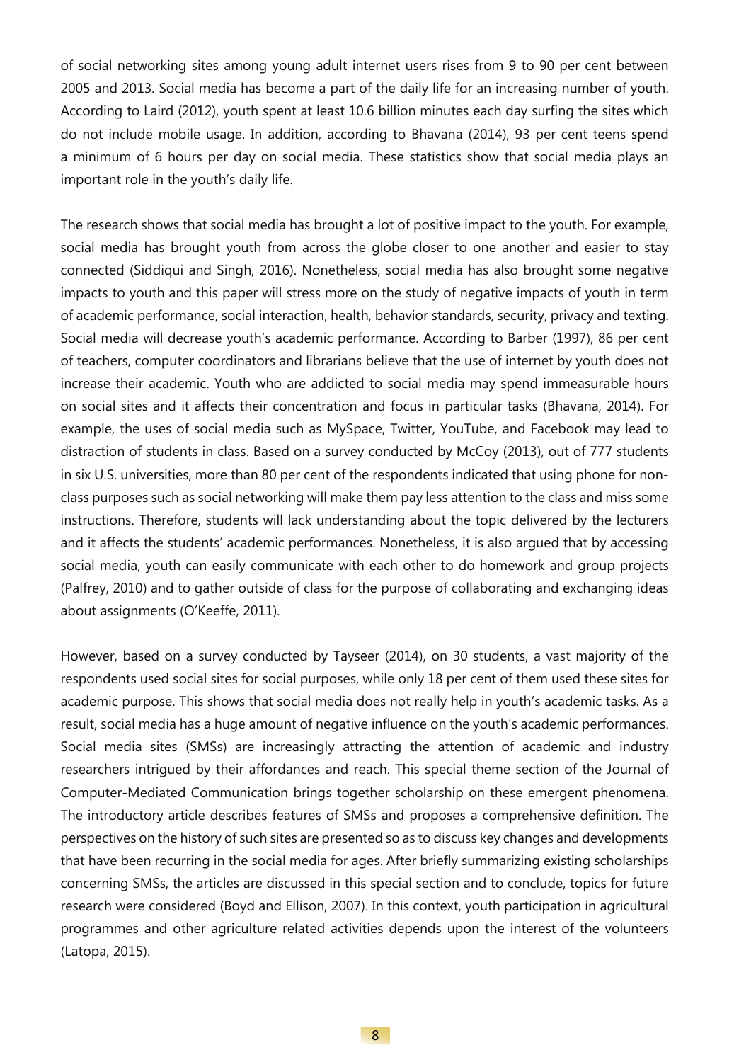of social networking sites among young adult internet users rises from 9 to 90 per cent between 2005 and 2013. Social media has become a part of the daily life for an increasing number of youth. According to Laird (2012), youth spent at least 10.6 billion minutes each day surfing the sites which do not include mobile usage. In addition, according to Bhavana (2014), 93 per cent teens spend a minimum of 6 hours per day on social media. These statistics show that social media plays an important role in the youth's daily life.

The research shows that social media has brought a lot of positive impact to the youth. For example, social media has brought youth from across the globe closer to one another and easier to stay connected (Siddiqui and Singh, 2016). Nonetheless, social media has also brought some negative impacts to youth and this paper will stress more on the study of negative impacts of youth in term of academic performance, social interaction, health, behavior standards, security, privacy and texting. Social media will decrease youth's academic performance. According to Barber (1997), 86 per cent of teachers, computer coordinators and librarians believe that the use of internet by youth does not increase their academic. Youth who are addicted to social media may spend immeasurable hours on social sites and it affects their concentration and focus in particular tasks (Bhavana, 2014). For example, the uses of social media such as MySpace, Twitter, YouTube, and Facebook may lead to distraction of students in class. Based on a survey conducted by McCoy (2013), out of 777 students in six U.S. universities, more than 80 per cent of the respondents indicated that using phone for non-class purposes such as social networking will make them pay less attention to the class and miss some instructions. Therefore, students will lack understanding about the topic delivered by the lecturers and it affects the students' academic performances. Nonetheless, it is also argued that by accessing social media, youth can easily communicate with each other to do homework and group projects (Palfrey, 2010) and to gather outside of class for the purpose of collaborating and exchanging ideas about assignments (O'Keeffe, 2011).

However, based on a survey conducted by Tayseer (2014), on 30 students, a vast majority of the respondents used social sites for social purposes, while only 18 per cent of them used these sites for academic purpose. This shows that social media does not really help in youth's academic tasks. As a result, social media has a huge amount of negative influence on the youth's academic performances. Social media sites (SMSs) are increasingly attracting the attention of academic and industry researchers intrigued by their affordances and reach. This special theme section of the Journal of Computer-Mediated Communication brings together scholarship on these emergent phenomena. The introductory article describes features of SMSs and proposes a comprehensive definition. The perspectives on the history of such sites are presented so as to discuss key changes and developments that have been recurring in the social media for ages. After briefly summarizing existing scholarships concerning SMSs, the articles are discussed in this special section and to conclude, topics for future research were considered (Boyd and Ellison, 2007). In this context, youth participation in agricultural programmes and other agriculture related activities depends upon the interest of the volunteers (Latopa, 2015).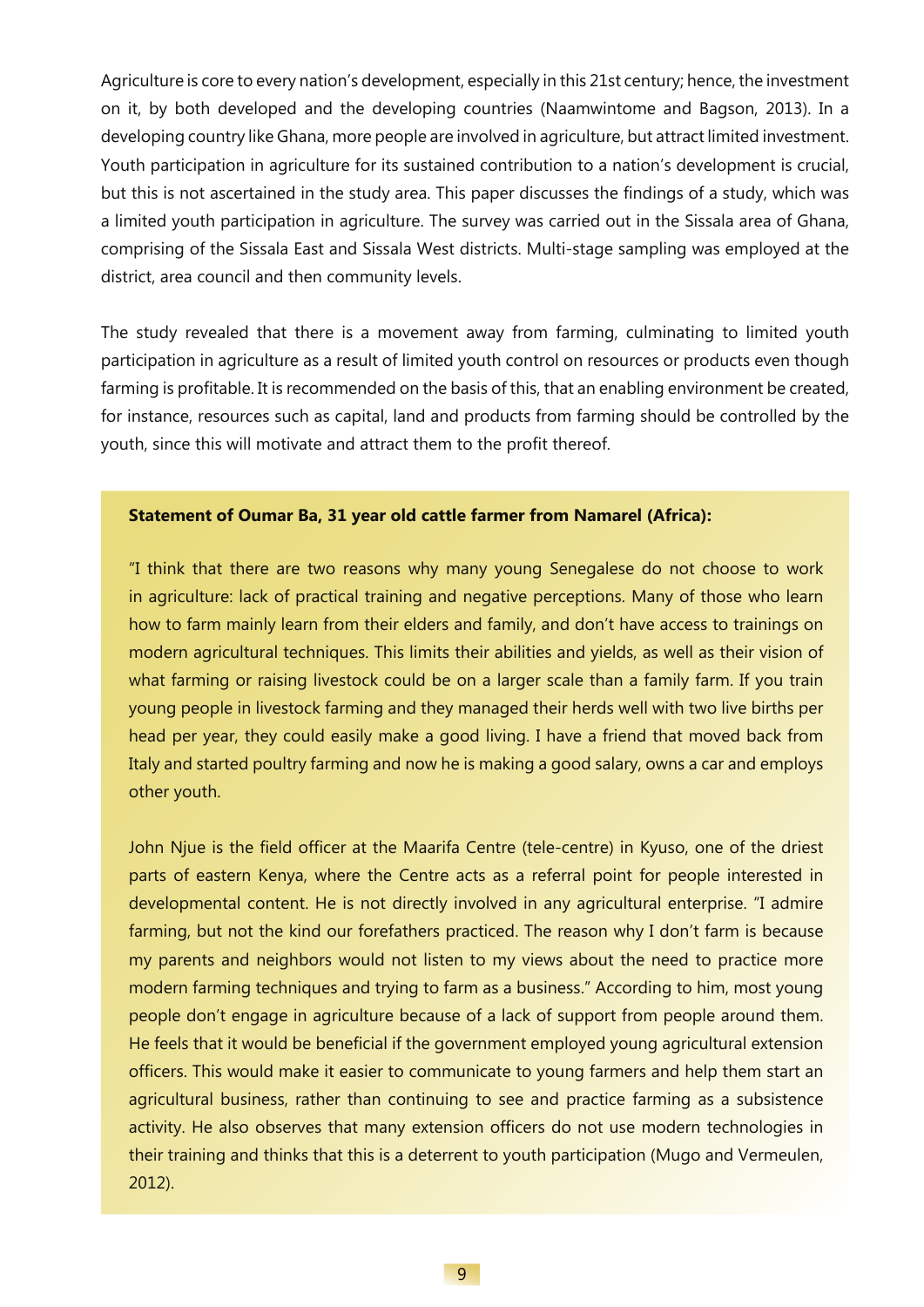Agriculture is core to every nation's development, especially in this 21st century; hence, the investment on it, by both developed and the developing countries (Naamwintome and Bagson, 2013). In a developing country like Ghana, more people are involved in agriculture, but attract limited investment. Youth participation in agriculture for its sustained contribution to a nation's development is crucial, but this is not ascertained in the study area. This paper discusses the findings of a study, which was a limited youth participation in agriculture. The survey was carried out in the Sissala area of Ghana, comprising of the Sissala East and Sissala West districts. Multi-stage sampling was employed at the district, area council and then community levels.

The study revealed that there is a movement away from farming, culminating to limited youth participation in agriculture as a result of limited youth control on resources or products even though farming is profitable. It is recommended on the basis of this, that an enabling environment be created, for instance, resources such as capital, land and products from farming should be controlled by the youth, since this will motivate and attract them to the profit thereof.

**Statement of Oumar Ba, 31 year old cattle farmer from Namarel (Africa):**

"I think that there are two reasons why many young Senegalese do not choose to work in agriculture: lack of practical training and negative perceptions. Many of those who learn how to farm mainly learn from their elders and family, and don't have access to trainings on modern agricultural techniques. This limits their abilities and yields, as well as their vision of what farming or raising livestock could be on a larger scale than a family farm. If you train young people in livestock farming and they managed their herds well with two live births per head per year, they could easily make a good living. I have a friend that moved back from Italy and started poultry farming and now he is making a good salary, owns a car and employs other youth.

John Njue is the field officer at the Maarifa Centre (tele-centre) in Kyuso, one of the driest parts of eastern Kenya, where the Centre acts as a referral point for people interested in developmental content. He is not directly involved in any agricultural enterprise. "I admire farming, but not the kind our forefathers practiced. The reason why I don't farm is because my parents and neighbors would not listen to my views about the need to practice more modern farming techniques and trying to farm as a business." According to him, most young people don't engage in agriculture because of a lack of support from people around them. He feels that it would be beneficial if the government employed young agricultural extension officers. This would make it easier to communicate to young farmers and help them start an agricultural business, rather than continuing to see and practice farming as a subsistence activity. He also observes that many extension officers do not use modern technologies in their training and thinks that this is a deterrent to youth participation (Mugo and Vermeulen, 2012).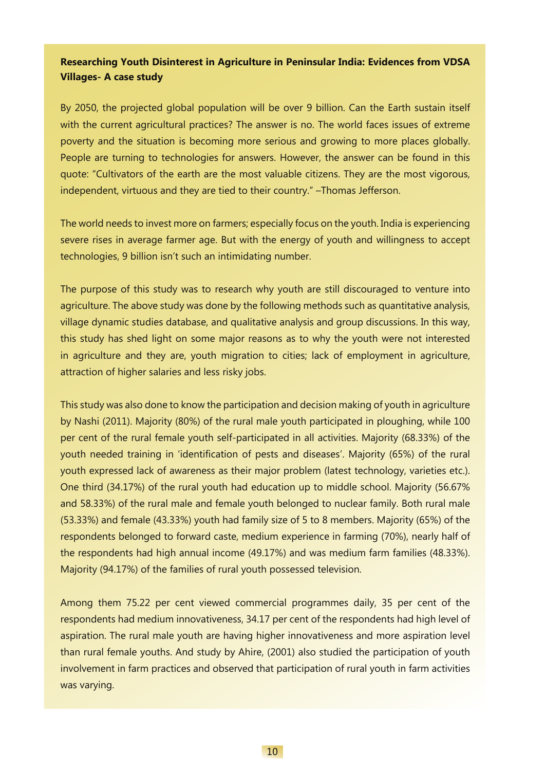**Researching Youth Disinterest in Agriculture in Peninsular India: Evidences from VDSA Villages- A case study**

By 2050, the projected global population will be over 9 billion. Can the Earth sustain itself with the current agricultural practices? The answer is no. The world faces issues of extreme poverty and the situation is becoming more serious and growing to more places globally. People are turning to technologies for answers. However, the answer can be found in this quote: "Cultivators of the earth are the most valuable citizens. They are the most vigorous, independent, virtuous and they are tied to their country." –Thomas Jefferson.

The world needs to invest more on farmers; especially focus on the youth. India is experiencing severe rises in average farmer age. But with the energy of youth and willingness to accept technologies, 9 billion isn't such an intimidating number.

The purpose of this study was to research why youth are still discouraged to venture into agriculture. The above study was done by the following methods such as quantitative analysis, village dynamic studies database, and qualitative analysis and group discussions. In this way, this study has shed light on some major reasons as to why the youth were not interested in agriculture and they are, youth migration to cities; lack of employment in agriculture, attraction of higher salaries and less risky jobs.

This study was also done to know the participation and decision making of youth in agriculture by Nashi (2011). Majority (80%) of the rural male youth participated in ploughing, while 100 per cent of the rural female youth self-participated in all activities. Majority (68.33%) of the youth needed training in 'identification of pests and diseases'. Majority (65%) of the rural youth expressed lack of awareness as their major problem (latest technology, varieties etc.). One third (34.17%) of the rural youth had education up to middle school. Majority (56.67% and 58.33%) of the rural male and female youth belonged to nuclear family. Both rural male (53.33%) and female (43.33%) youth had family size of 5 to 8 members. Majority (65%) of the respondents belonged to forward caste, medium experience in farming (70%), nearly half of the respondents had high annual income (49.17%) and was medium farm families (48.33%). Majority (94.17%) of the families of rural youth possessed television.

Among them 75.22 per cent viewed commercial programmes daily, 35 per cent of the respondents had medium innovativeness, 34.17 per cent of the respondents had high level of aspiration. The rural male youth are having higher innovativeness and more aspiration level than rural female youths. And study by Ahire, (2001) also studied the participation of youth involvement in farm practices and observed that participation of rural youth in farm activities was varying.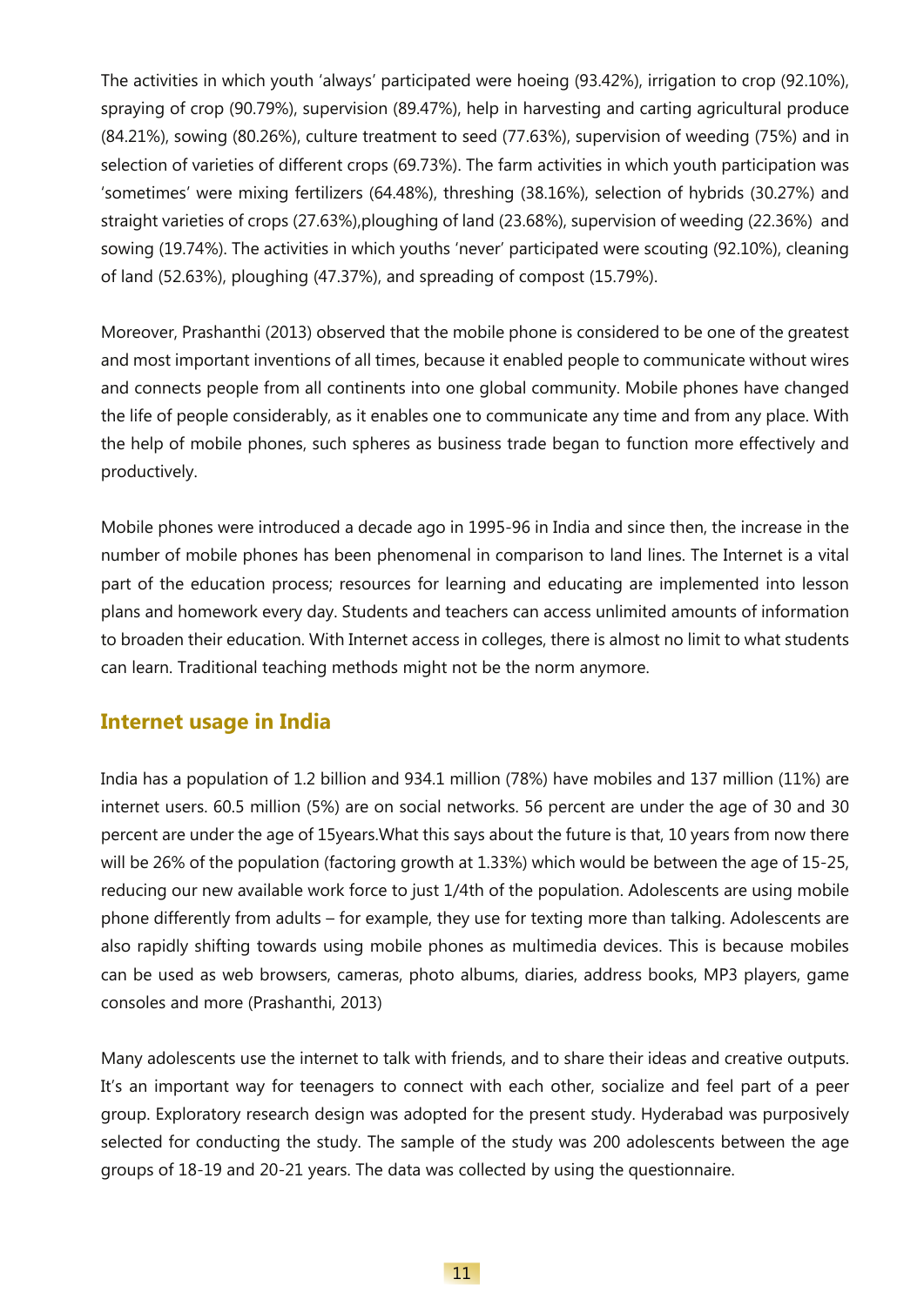The activities in which youth 'always' participated were hoeing (93.42%), irrigation to crop (92.10%), spraying of crop (90.79%), supervision (89.47%), help in harvesting and carting agricultural produce (84.21%), sowing (80.26%), culture treatment to seed (77.63%), supervision of weeding (75%) and in selection of varieties of different crops (69.73%). The farm activities in which youth participation was 'sometimes' were mixing fertilizers (64.48%), threshing (38.16%), selection of hybrids (30.27%) and straight varieties of crops (27.63%),ploughing of land (23.68%), supervision of weeding (22.36%) and sowing (19.74%). The activities in which youths 'never' participated were scouting (92.10%), cleaning of land (52.63%), ploughing (47.37%), and spreading of compost (15.79%).

Moreover, Prashanthi (2013) observed that the mobile phone is considered to be one of the greatest and most important inventions of all times, because it enabled people to communicate without wires and connects people from all continents into one global community. Mobile phones have changed the life of people considerably, as it enables one to communicate any time and from any place. With the help of mobile phones, such spheres as business trade began to function more effectively and productively.

Mobile phones were introduced a decade ago in 1995-96 in India and since then, the increase in the number of mobile phones has been phenomenal in comparison to land lines. The Internet is a vital part of the education process; resources for learning and educating are implemented into lesson plans and homework every day. Students and teachers can access unlimited amounts of information to broaden their education. With Internet access in colleges, there is almost no limit to what students can learn. Traditional teaching methods might not be the norm anymore.

## Internet usage in India

India has a population of 1.2 billion and 934.1 million (78%) have mobiles and 137 million (11%) are internet users. 60.5 million (5%) are on social networks. 56 percent are under the age of 30 and 30 percent are under the age of 15years.What this says about the future is that, 10 years from now there will be 26% of the population (factoring growth at 1.33%) which would be between the age of 15-25, reducing our new available work force to just 1/4th of the population. Adolescents are using mobile phone differently from adults – for example, they use for texting more than talking. Adolescents are also rapidly shifting towards using mobile phones as multimedia devices. This is because mobiles can be used as web browsers, cameras, photo albums, diaries, address books, MP3 players, game consoles and more (Prashanthi, 2013)

Many adolescents use the internet to talk with friends, and to share their ideas and creative outputs. It's an important way for teenagers to connect with each other, socialize and feel part of a peer group. Exploratory research design was adopted for the present study. Hyderabad was purposively selected for conducting the study. The sample of the study was 200 adolescents between the age groups of 18-19 and 20-21 years. The data was collected by using the questionnaire.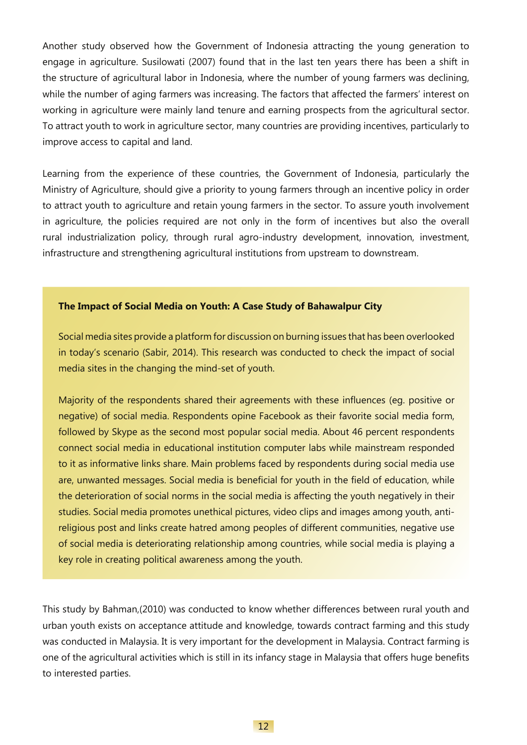Another study observed how the Government of Indonesia attracting the young generation to engage in agriculture. Susilowati (2007) found that in the last ten years there has been a shift in the structure of agricultural labor in Indonesia, where the number of young farmers was declining, while the number of aging farmers was increasing. The factors that affected the farmers' interest on working in agriculture were mainly land tenure and earning prospects from the agricultural sector. To attract youth to work in agriculture sector, many countries are providing incentives, particularly to improve access to capital and land.

Learning from the experience of these countries, the Government of Indonesia, particularly the Ministry of Agriculture, should give a priority to young farmers through an incentive policy in order to attract youth to agriculture and retain young farmers in the sector. To assure youth involvement in agriculture, the policies required are not only in the form of incentives but also the overall rural industrialization policy, through rural agro-industry development, innovation, investment, infrastructure and strengthening agricultural institutions from upstream to downstream.

**The Impact of Social Media on Youth: A Case Study of Bahawalpur City**

Social media sites provide a platform for discussion on burning issues that has been overlooked in today's scenario (Sabir, 2014). This research was conducted to check the impact of social media sites in the changing the mind-set of youth.

Majority of the respondents shared their agreements with these influences (eg. positive or negative) of social media. Respondents opine Facebook as their favorite social media form, followed by Skype as the second most popular social media. About 46 percent respondents connect social media in educational institution computer labs while mainstream responded to it as informative links share. Main problems faced by respondents during social media use are, unwanted messages. Social media is beneficial for youth in the field of education, while the deterioration of social norms in the social media is affecting the youth negatively in their studies. Social media promotes unethical pictures, video clips and images among youth, anti-religious post and links create hatred among peoples of different communities, negative use of social media is deteriorating relationship among countries, while social media is playing a key role in creating political awareness among the youth.

This study by Bahman,(2010) was conducted to know whether differences between rural youth and urban youth exists on acceptance attitude and knowledge, towards contract farming and this study was conducted in Malaysia. It is very important for the development in Malaysia. Contract farming is one of the agricultural activities which is still in its infancy stage in Malaysia that offers huge benefits to interested parties.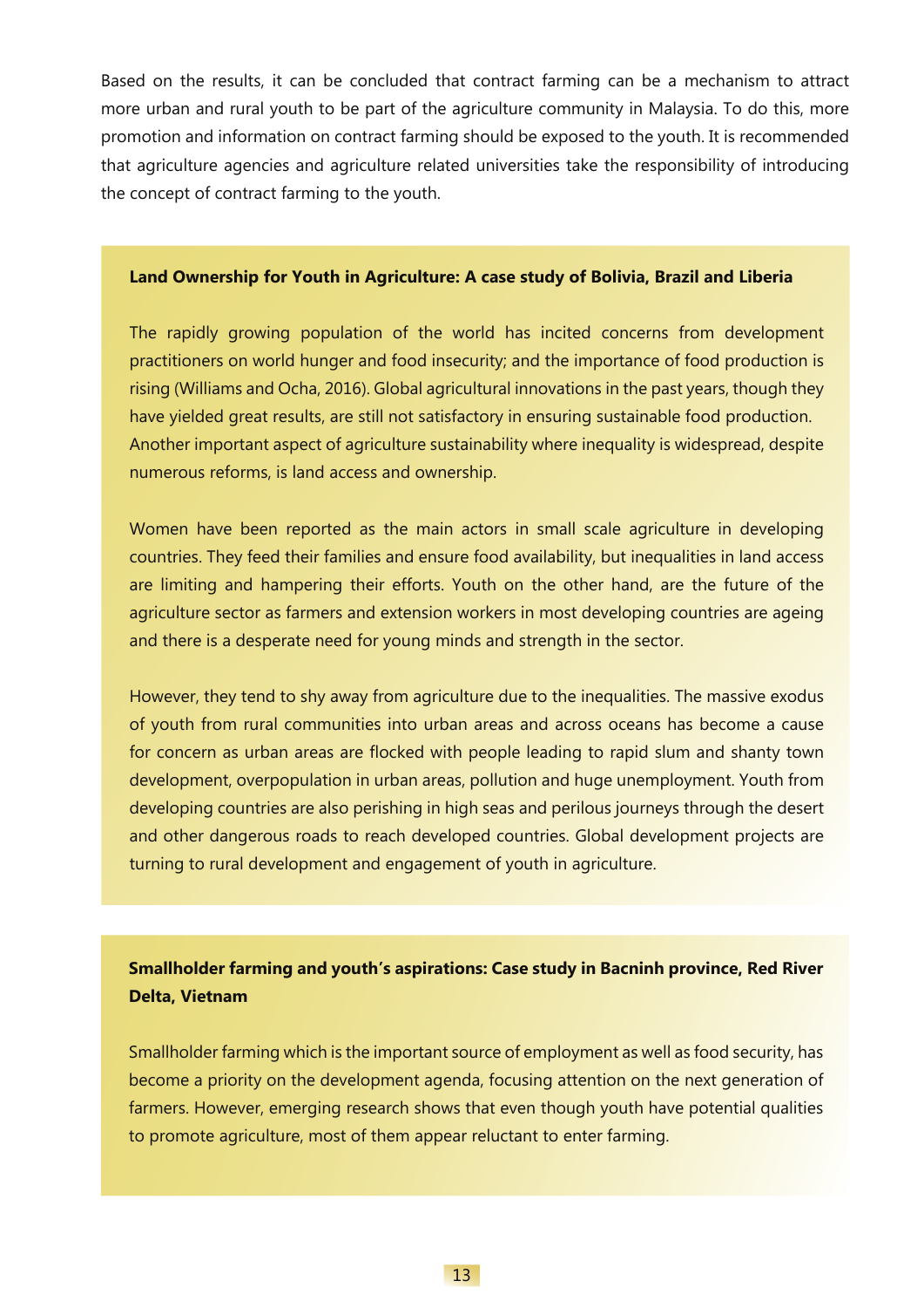Based on the results, it can be concluded that contract farming can be a mechanism to attract more urban and rural youth to be part of the agriculture community in Malaysia. To do this, more promotion and information on contract farming should be exposed to the youth. It is recommended that agriculture agencies and agriculture related universities take the responsibility of introducing the concept of contract farming to the youth.

**Land Ownership for Youth in Agriculture: A case study of Bolivia, Brazil and Liberia**

The rapidly growing population of the world has incited concerns from development practitioners on world hunger and food insecurity; and the importance of food production is rising (Williams and Ocha, 2016). Global agricultural innovations in the past years, though they have yielded great results, are still not satisfactory in ensuring sustainable food production. Another important aspect of agriculture sustainability where inequality is widespread, despite numerous reforms, is land access and ownership.

Women have been reported as the main actors in small scale agriculture in developing countries. They feed their families and ensure food availability, but inequalities in land access are limiting and hampering their efforts. Youth on the other hand, are the future of the agriculture sector as farmers and extension workers in most developing countries are ageing and there is a desperate need for young minds and strength in the sector.

However, they tend to shy away from agriculture due to the inequalities. The massive exodus of youth from rural communities into urban areas and across oceans has become a cause for concern as urban areas are flocked with people leading to rapid slum and shanty town development, overpopulation in urban areas, pollution and huge unemployment. Youth from developing countries are also perishing in high seas and perilous journeys through the desert and other dangerous roads to reach developed countries. Global development projects are turning to rural development and engagement of youth in agriculture.

**Smallholder farming and youth's aspirations: Case study in Bacninh province, Red River Delta, Vietnam**

Smallholder farming which is the important source of employment as well as food security, has become a priority on the development agenda, focusing attention on the next generation of farmers. However, emerging research shows that even though youth have potential qualities to promote agriculture, most of them appear reluctant to enter farming.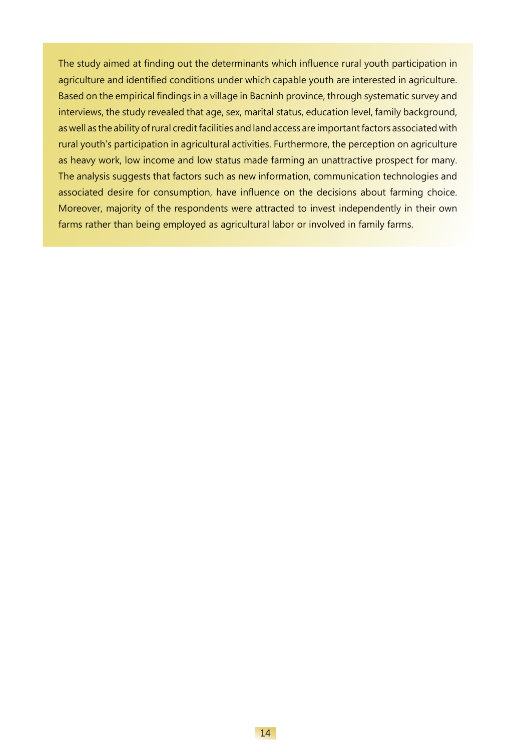The study aimed at finding out the determinants which influence rural youth participation in agriculture and identified conditions under which capable youth are interested in agriculture. Based on the empirical findings in a village in Bacninh province, through systematic survey and interviews, the study revealed that age, sex, marital status, education level, family background, as well as the ability of rural credit facilities and land access are important factors associated with rural youth's participation in agricultural activities. Furthermore, the perception on agriculture as heavy work, low income and low status made farming an unattractive prospect for many. The analysis suggests that factors such as new information, communication technologies and associated desire for consumption, have influence on the decisions about farming choice. Moreover, majority of the respondents were attracted to invest independently in their own farms rather than being employed as agricultural labor or involved in family farms.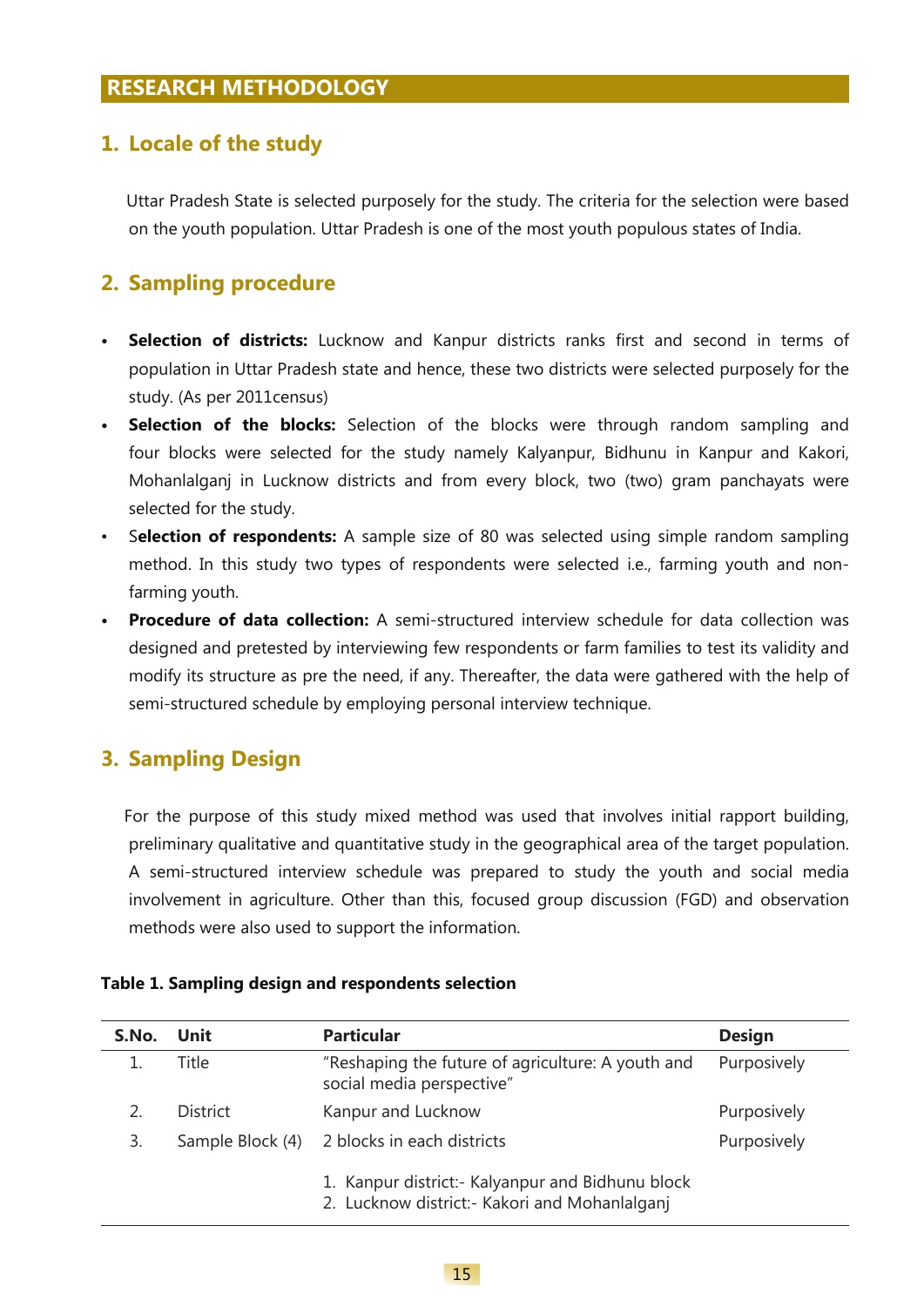## RESEARCH METHODOLOGY

### 1. Locale of the study

Uttar Pradesh State is selected purposely for the study. The criteria for the selection were based on the youth population. Uttar Pradesh is one of the most youth populous states of India.

### 2. Sampling procedure

- **Selection of districts:** Lucknow and Kanpur districts ranks first and second in terms of population in Uttar Pradesh state and hence, these two districts were selected purposely for the study. (As per 2011census)
- **Selection of the blocks:** Selection of the blocks were through random sampling and four blocks were selected for the study namely Kalyanpur, Bidhunu in Kanpur and Kakori, Mohanlalganj in Lucknow districts and from every block, two (two) gram panchayats were selected for the study.
- S**election of respondents:** A sample size of 80 was selected using simple random sampling method. In this study two types of respondents were selected i.e., farming youth and non-farming youth.
- **Procedure of data collection:** A semi-structured interview schedule for data collection was designed and pretested by interviewing few respondents or farm families to test its validity and modify its structure as pre the need, if any. Thereafter, the data were gathered with the help of semi-structured schedule by employing personal interview technique.

### 3. Sampling Design

For the purpose of this study mixed method was used that involves initial rapport building, preliminary qualitative and quantitative study in the geographical area of the target population. A semi-structured interview schedule was prepared to study the youth and social media involvement in agriculture. Other than this, focused group discussion (FGD) and observation methods were also used to support the information.

**Table 1. Sampling design and respondents selection**

| S.No. | Unit | Particular | Design |
|---|---|---|---|
| 1. | Title | "Reshaping the future of agriculture: A youth and social media perspective" | Purposively |
| 2. | District | Kanpur and Lucknow | Purposively |
| 3. | Sample Block (4) | 2 blocks in each districts | Purposively |
| | | 1. Kanpur district:- Kalyanpur and Bidhunu block<br>2. Lucknow district:- Kakori and Mohanlalganj | |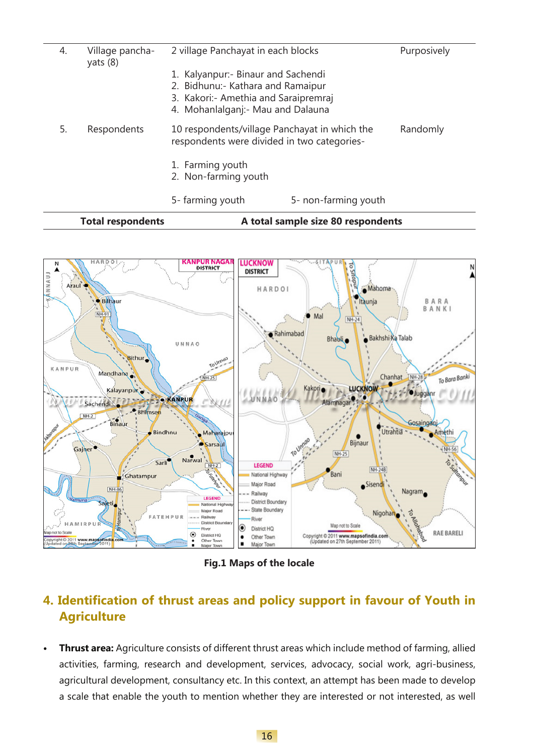| 4. | Village panchayats (8) | 2 village Panchayat in each blocks<br><br>1. Kalyanpur:- Binaur and Sachendi<br>2. Bidhunu:- Kathara and Ramaipur<br>3. Kakori:- Amethia and Saraipremraj<br>4. Mohanlalganj:- Mau and Dalauna | Purposively |
|---|---|---|---|
| 5. | Respondents | 10 respondents/village Panchayat in which the respondents were divided in two categories-<br><br>1. Farming youth<br>2. Non-farming youth<br><br>5- farming youth 5- non-farming youth | Randomly |
| | **Total respondents** | **A total sample size 80 respondents** | |

**Fig.1 Maps of the locale**

## 4. Identification of thrust areas and policy support in favour of Youth in Agriculture

- **Thrust area:** Agriculture consists of different thrust areas which include method of farming, allied activities, farming, research and development, services, advocacy, social work, agri-business, agricultural development, consultancy etc. In this context, an attempt has been made to develop a scale that enable the youth to mention whether they are interested or not interested, as well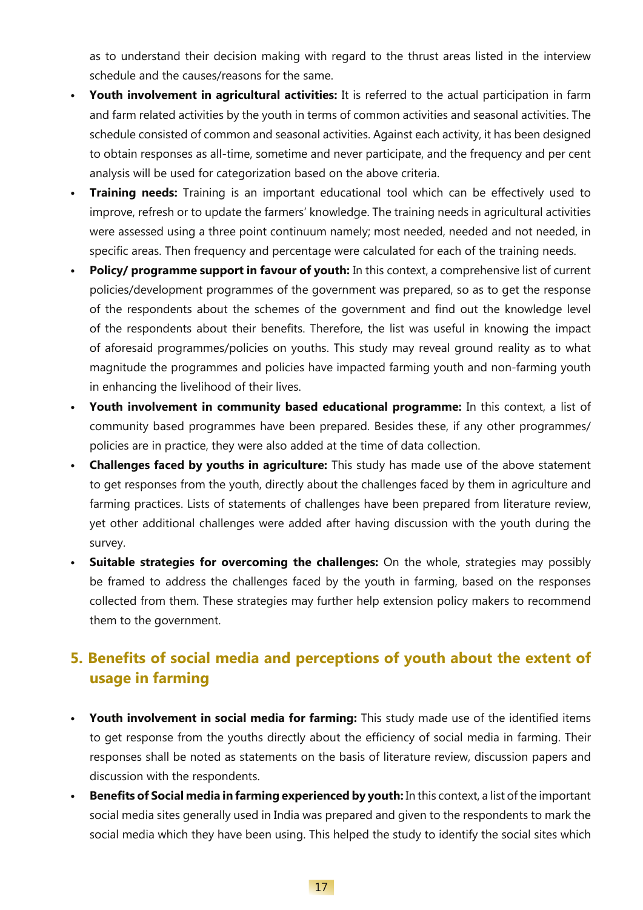as to understand their decision making with regard to the thrust areas listed in the interview schedule and the causes/reasons for the same.

- **Youth involvement in agricultural activities:** It is referred to the actual participation in farm and farm related activities by the youth in terms of common activities and seasonal activities. The schedule consisted of common and seasonal activities. Against each activity, it has been designed to obtain responses as all-time, sometime and never participate, and the frequency and per cent analysis will be used for categorization based on the above criteria.
- **Training needs:** Training is an important educational tool which can be effectively used to improve, refresh or to update the farmers' knowledge. The training needs in agricultural activities were assessed using a three point continuum namely; most needed, needed and not needed, in specific areas. Then frequency and percentage were calculated for each of the training needs.
- **Policy/ programme support in favour of youth:** In this context, a comprehensive list of current policies/development programmes of the government was prepared, so as to get the response of the respondents about the schemes of the government and find out the knowledge level of the respondents about their benefits. Therefore, the list was useful in knowing the impact of aforesaid programmes/policies on youths. This study may reveal ground reality as to what magnitude the programmes and policies have impacted farming youth and non-farming youth in enhancing the livelihood of their lives.
- **Youth involvement in community based educational programme:** In this context, a list of community based programmes have been prepared. Besides these, if any other programmes/ policies are in practice, they were also added at the time of data collection.
- **Challenges faced by youths in agriculture:** This study has made use of the above statement to get responses from the youth, directly about the challenges faced by them in agriculture and farming practices. Lists of statements of challenges have been prepared from literature review, yet other additional challenges were added after having discussion with the youth during the survey.
- **Suitable strategies for overcoming the challenges:** On the whole, strategies may possibly be framed to address the challenges faced by the youth in farming, based on the responses collected from them. These strategies may further help extension policy makers to recommend them to the government.

## 5. Benefits of social media and perceptions of youth about the extent of usage in farming

- **Youth involvement in social media for farming:** This study made use of the identified items to get response from the youths directly about the efficiency of social media in farming. Their responses shall be noted as statements on the basis of literature review, discussion papers and discussion with the respondents.
- **Benefits of Social media in farming experienced by youth:** In this context, a list of the important social media sites generally used in India was prepared and given to the respondents to mark the social media which they have been using. This helped the study to identify the social sites which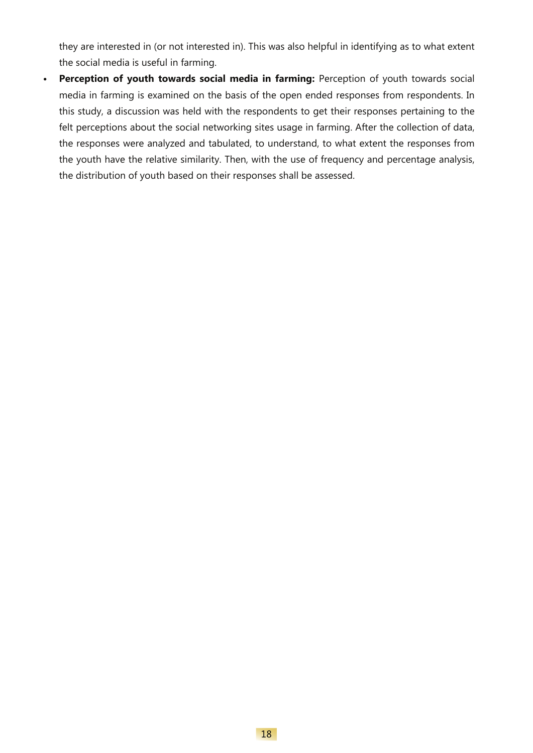they are interested in (or not interested in). This was also helpful in identifying as to what extent the social media is useful in farming.

- **Perception of youth towards social media in farming:** Perception of youth towards social media in farming is examined on the basis of the open ended responses from respondents. In this study, a discussion was held with the respondents to get their responses pertaining to the felt perceptions about the social networking sites usage in farming. After the collection of data, the responses were analyzed and tabulated, to understand, to what extent the responses from the youth have the relative similarity. Then, with the use of frequency and percentage analysis, the distribution of youth based on their responses shall be assessed.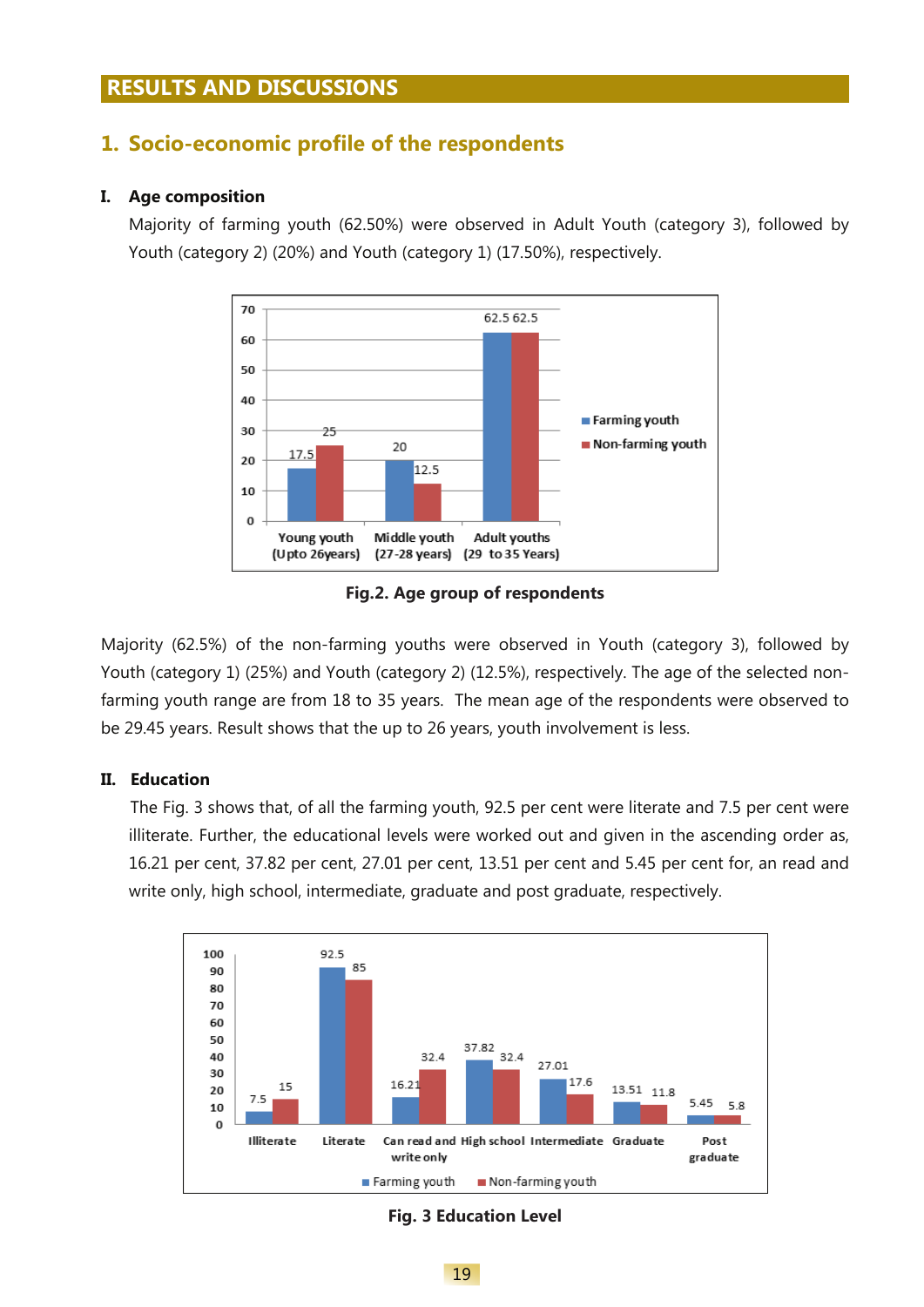## RESULTS AND DISCUSSIONS

### 1. Socio-economic profile of the respondents

#### I. Age composition

Majority of farming youth (62.50%) were observed in Adult Youth (category 3), followed by Youth (category 2) (20%) and Youth (category 1) (17.50%), respectively.

Fig.2. Age group of respondents

Majority (62.5%) of the non-farming youths were observed in Youth (category 3), followed by Youth (category 1) (25%) and Youth (category 2) (12.5%), respectively. The age of the selected non-farming youth range are from 18 to 35 years. The mean age of the respondents were observed to be 29.45 years. Result shows that the up to 26 years, youth involvement is less.

#### II. Education

The Fig. 3 shows that, of all the farming youth, 92.5 per cent were literate and 7.5 per cent were illiterate. Further, the educational levels were worked out and given in the ascending order as, 16.21 per cent, 37.82 per cent, 27.01 per cent, 13.51 per cent and 5.45 per cent for, an read and write only, high school, intermediate, graduate and post graduate, respectively.

Fig. 3 Education Level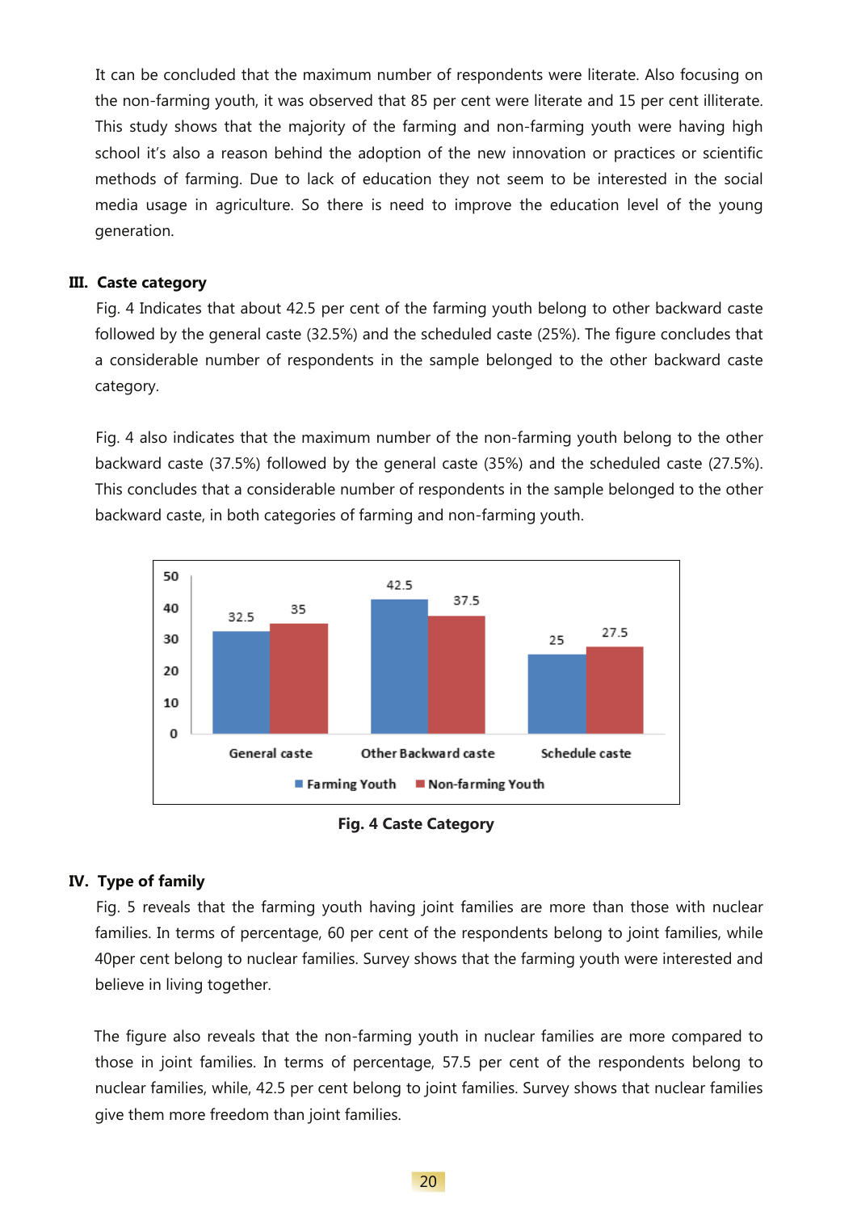It can be concluded that the maximum number of respondents were literate. Also focusing on the non-farming youth, it was observed that 85 per cent were literate and 15 per cent illiterate. This study shows that the majority of the farming and non-farming youth were having high school it's also a reason behind the adoption of the new innovation or practices or scientific methods of farming. Due to lack of education they not seem to be interested in the social media usage in agriculture. So there is need to improve the education level of the young generation.

### III. Caste category

Fig. 4 Indicates that about 42.5 per cent of the farming youth belong to other backward caste followed by the general caste (32.5%) and the scheduled caste (25%). The figure concludes that a considerable number of respondents in the sample belonged to the other backward caste category.

Fig. 4 also indicates that the maximum number of the non-farming youth belong to the other backward caste (37.5%) followed by the general caste (35%) and the scheduled caste (27.5%). This concludes that a considerable number of respondents in the sample belonged to the other backward caste, in both categories of farming and non-farming youth.

| | Farming Youth | Non-farming Youth |
|---|---|---|
| General caste | 32.5 | 35 |
| Other Backward caste | 42.5 | 37.5 |
| Schedule caste | 25 | 27.5 |

**Fig. 4 Caste Category**

### IV. Type of family

Fig. 5 reveals that the farming youth having joint families are more than those with nuclear families. In terms of percentage, 60 per cent of the respondents belong to joint families, while 40per cent belong to nuclear families. Survey shows that the farming youth were interested and believe in living together.

The figure also reveals that the non-farming youth in nuclear families are more compared to those in joint families. In terms of percentage, 57.5 per cent of the respondents belong to nuclear families, while, 42.5 per cent belong to joint families. Survey shows that nuclear families give them more freedom than joint families.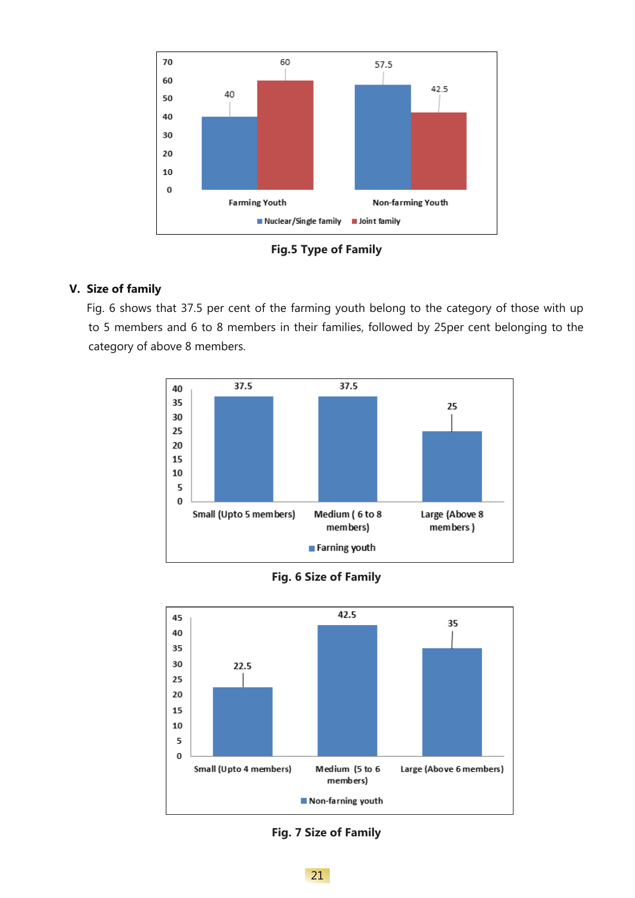Fig.5 Type of Family

## V. Size of family

Fig. 6 shows that 37.5 per cent of the farming youth belong to the category of those with up to 5 members and 6 to 8 members in their families, followed by 25per cent belonging to the category of above 8 members.

Fig. 6 Size of Family

Fig. 7 Size of Family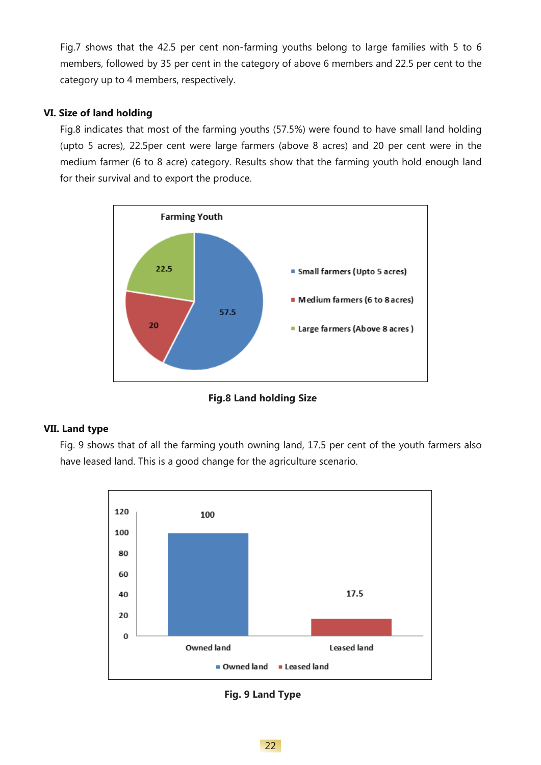Fig.7 shows that the 42.5 per cent non-farming youths belong to large families with 5 to 6 members, followed by 35 per cent in the category of above 6 members and 22.5 per cent to the category up to 4 members, respectively.

### VI. Size of land holding

Fig.8 indicates that most of the farming youths (57.5%) were found to have small land holding (upto 5 acres), 22.5per cent were large farmers (above 8 acres) and 20 per cent were in the medium farmer (6 to 8 acre) category. Results show that the farming youth hold enough land for their survival and to export the produce.

Farming Youth

| Category | Per cent |
|---|---|
| Small farmers (Upto 5 acres) | 57.5 |
| Medium farmers (6 to 8 acres) | 20 |
| Large farmers (Above 8 acres ) | 22.5 |

**Fig.8 Land holding Size**

### VII. Land type

Fig. 9 shows that of all the farming youth owning land, 17.5 per cent of the youth farmers also have leased land. This is a good change for the agriculture scenario.

| Land type | Per cent |
|---|---|
| Owned land | 100 |
| Leased land | 17.5 |

**Fig. 9 Land Type**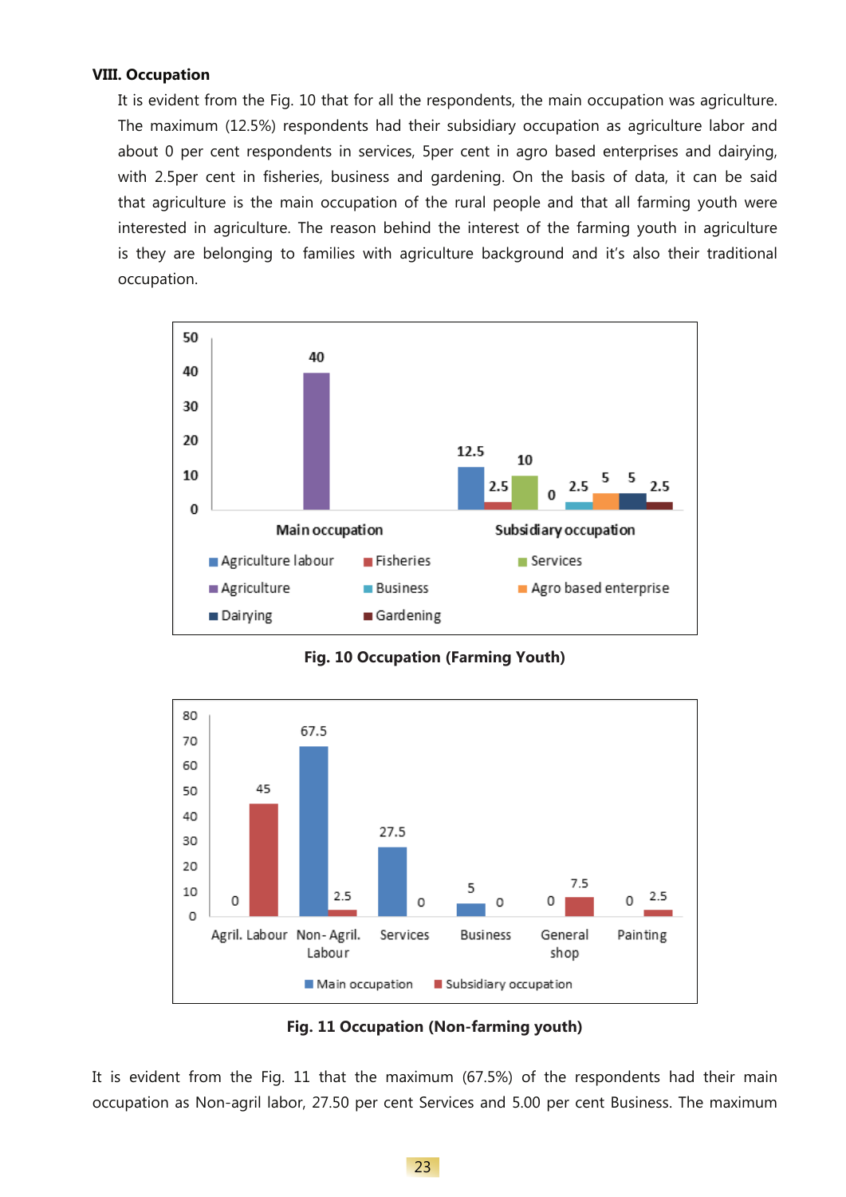**VIII. Occupation**

It is evident from the Fig. 10 that for all the respondents, the main occupation was agriculture. The maximum (12.5%) respondents had their subsidiary occupation as agriculture labor and about 0 per cent respondents in services, 5per cent in agro based enterprises and dairying, with 2.5per cent in fisheries, business and gardening. On the basis of data, it can be said that agriculture is the main occupation of the rural people and that all farming youth were interested in agriculture. The reason behind the interest of the farming youth in agriculture is they are belonging to families with agriculture background and it's also their traditional occupation.

**Fig. 10 Occupation (Farming Youth)**

**Fig. 11 Occupation (Non-farming youth)**

It is evident from the Fig. 11 that the maximum (67.5%) of the respondents had their main occupation as Non-agril labor, 27.50 per cent Services and 5.00 per cent Business. The maximum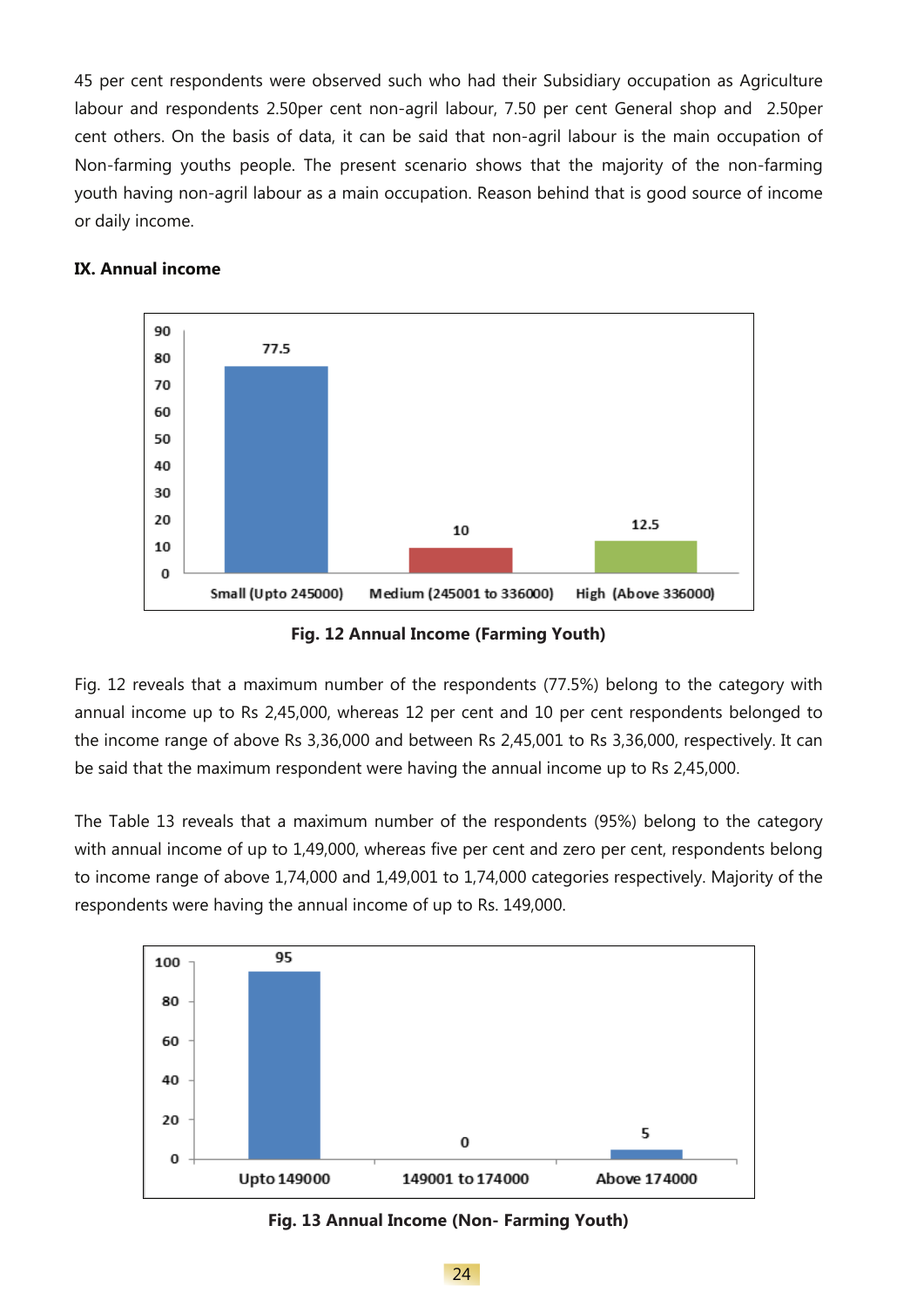45 per cent respondents were observed such who had their Subsidiary occupation as Agriculture labour and respondents 2.50per cent non-agril labour, 7.50 per cent General shop and 2.50per cent others. On the basis of data, it can be said that non-agril labour is the main occupation of Non-farming youths people. The present scenario shows that the majority of the non-farming youth having non-agril labour as a main occupation. Reason behind that is good source of income or daily income.

**IX. Annual income**

| Category | Per cent |
|---|---|
| Small (Upto 245000) | 77.5 |
| Medium (245001 to 336000) | 10 |
| High (Above 336000) | 12.5 |

**Fig. 12 Annual Income (Farming Youth)**

Fig. 12 reveals that a maximum number of the respondents (77.5%) belong to the category with annual income up to Rs 2,45,000, whereas 12 per cent and 10 per cent respondents belonged to the income range of above Rs 3,36,000 and between Rs 2,45,001 to Rs 3,36,000, respectively. It can be said that the maximum respondent were having the annual income up to Rs 2,45,000.

The Table 13 reveals that a maximum number of the respondents (95%) belong to the category with annual income of up to 1,49,000, whereas five per cent and zero per cent, respondents belong to income range of above 1,74,000 and 1,49,001 to 1,74,000 categories respectively. Majority of the respondents were having the annual income of up to Rs. 149,000.

| Category | Per cent |
|---|---|
| Upto 149000 | 95 |
| 149001 to 174000 | 0 |
| Above 174000 | 5 |

**Fig. 13 Annual Income (Non- Farming Youth)**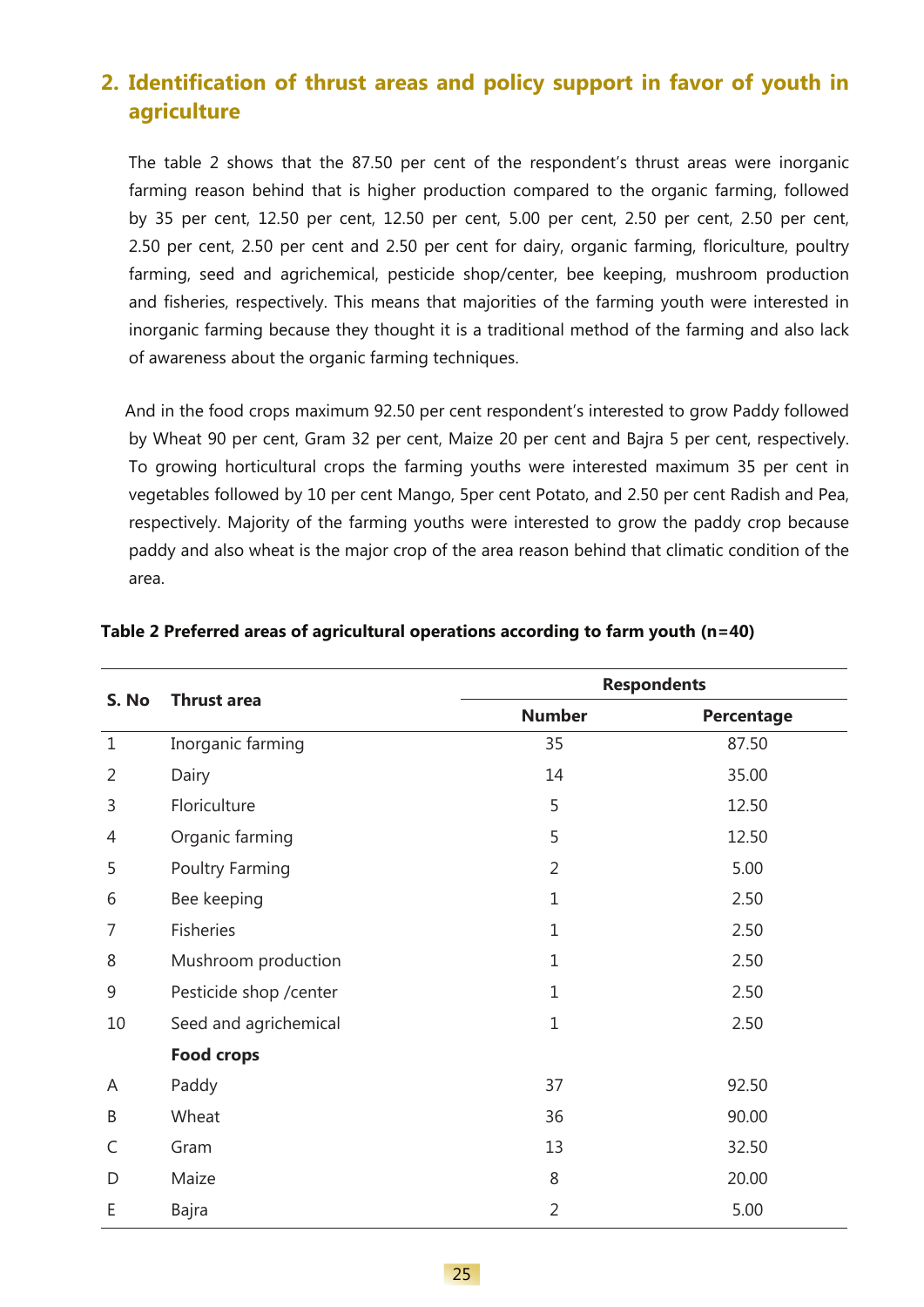## 2. Identification of thrust areas and policy support in favor of youth in agriculture

The table 2 shows that the 87.50 per cent of the respondent's thrust areas were inorganic farming reason behind that is higher production compared to the organic farming, followed by 35 per cent, 12.50 per cent, 12.50 per cent, 5.00 per cent, 2.50 per cent, 2.50 per cent, 2.50 per cent, 2.50 per cent and 2.50 per cent for dairy, organic farming, floriculture, poultry farming, seed and agrichemical, pesticide shop/center, bee keeping, mushroom production and fisheries, respectively. This means that majorities of the farming youth were interested in inorganic farming because they thought it is a traditional method of the farming and also lack of awareness about the organic farming techniques.

And in the food crops maximum 92.50 per cent respondent's interested to grow Paddy followed by Wheat 90 per cent, Gram 32 per cent, Maize 20 per cent and Bajra 5 per cent, respectively. To growing horticultural crops the farming youths were interested maximum 35 per cent in vegetables followed by 10 per cent Mango, 5per cent Potato, and 2.50 per cent Radish and Pea, respectively. Majority of the farming youths were interested to grow the paddy crop because paddy and also wheat is the major crop of the area reason behind that climatic condition of the area.

**Table 2 Preferred areas of agricultural operations according to farm youth (n=40)**

| S. No | Thrust area | Respondents | |
|---|---|---|---|
| | | Number | Percentage |
| 1 | Inorganic farming | 35 | 87.50 |
| 2 | Dairy | 14 | 35.00 |
| 3 | Floriculture | 5 | 12.50 |
| 4 | Organic farming | 5 | 12.50 |
| 5 | Poultry Farming | 2 | 5.00 |
| 6 | Bee keeping | 1 | 2.50 |
| 7 | Fisheries | 1 | 2.50 |
| 8 | Mushroom production | 1 | 2.50 |
| 9 | Pesticide shop /center | 1 | 2.50 |
| 10 | Seed and agrichemical | 1 | 2.50 |
| | **Food crops** | | |
| A | Paddy | 37 | 92.50 |
| B | Wheat | 36 | 90.00 |
| C | Gram | 13 | 32.50 |
| D | Maize | 8 | 20.00 |
| E | Bajra | 2 | 5.00 |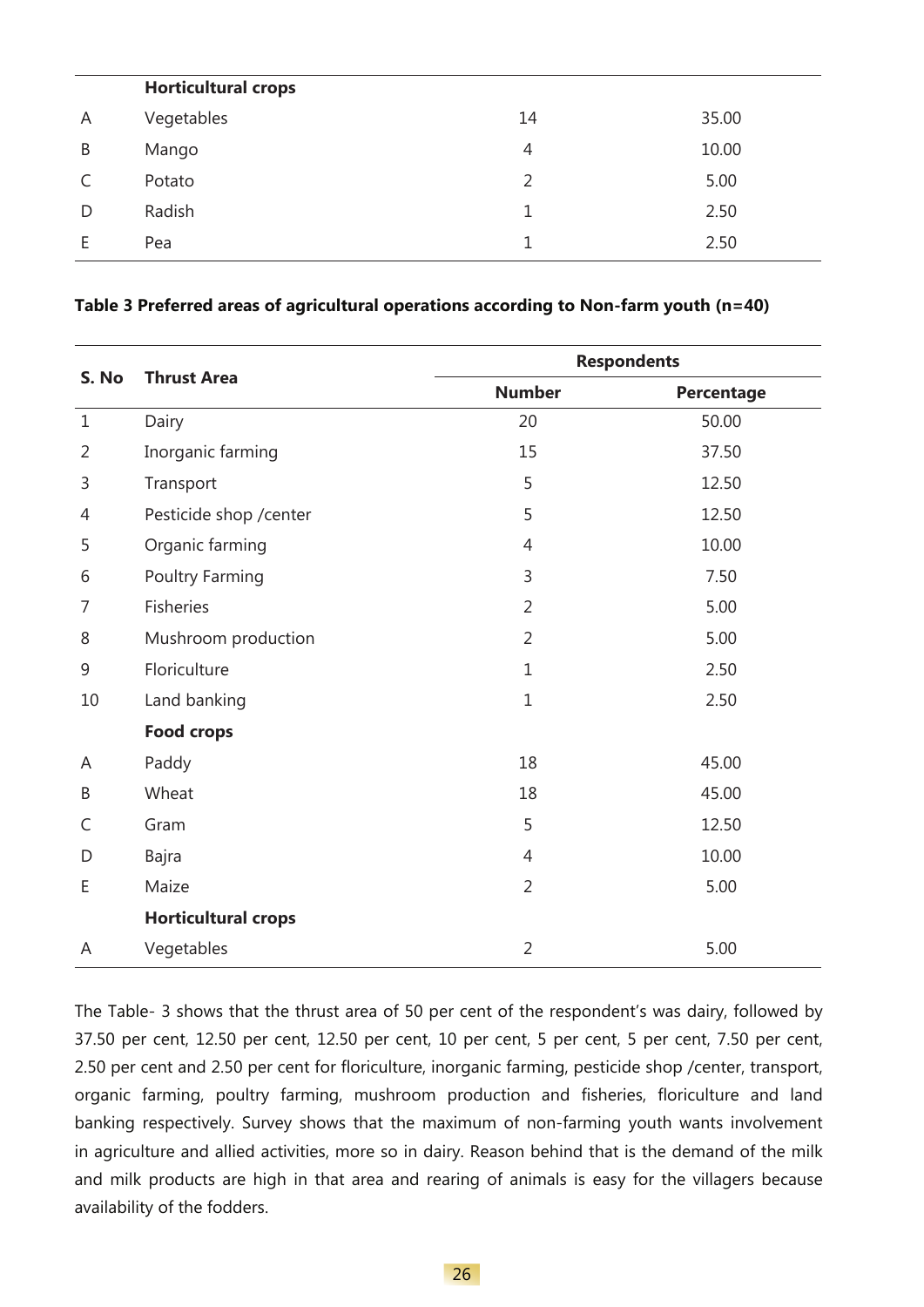|  | **Horticultural crops** |  |  |
|---|---|---|---|
| A | Vegetables | 14 | 35.00 |
| B | Mango | 4 | 10.00 |
| C | Potato | 2 | 5.00 |
| D | Radish | 1 | 2.50 |
| E | Pea | 1 | 2.50 |

**Table 3 Preferred areas of agricultural operations according to Non-farm youth (n=40)**

| S. No | Thrust Area | Respondents | |
|---|---|---|---|
| | | Number | Percentage |
| 1 | Dairy | 20 | 50.00 |
| 2 | Inorganic farming | 15 | 37.50 |
| 3 | Transport | 5 | 12.50 |
| 4 | Pesticide shop /center | 5 | 12.50 |
| 5 | Organic farming | 4 | 10.00 |
| 6 | Poultry Farming | 3 | 7.50 |
| 7 | Fisheries | 2 | 5.00 |
| 8 | Mushroom production | 2 | 5.00 |
| 9 | Floriculture | 1 | 2.50 |
| 10 | Land banking | 1 | 2.50 |
| | **Food crops** | | |
| A | Paddy | 18 | 45.00 |
| B | Wheat | 18 | 45.00 |
| C | Gram | 5 | 12.50 |
| D | Bajra | 4 | 10.00 |
| E | Maize | 2 | 5.00 |
| | **Horticultural crops** | | |
| A | Vegetables | 2 | 5.00 |

The Table- 3 shows that the thrust area of 50 per cent of the respondent's was dairy, followed by 37.50 per cent, 12.50 per cent, 12.50 per cent, 10 per cent, 5 per cent, 5 per cent, 7.50 per cent, 2.50 per cent and 2.50 per cent for floriculture, inorganic farming, pesticide shop /center, transport, organic farming, poultry farming, mushroom production and fisheries, floriculture and land banking respectively. Survey shows that the maximum of non-farming youth wants involvement in agriculture and allied activities, more so in dairy. Reason behind that is the demand of the milk and milk products are high in that area and rearing of animals is easy for the villagers because availability of the fodders.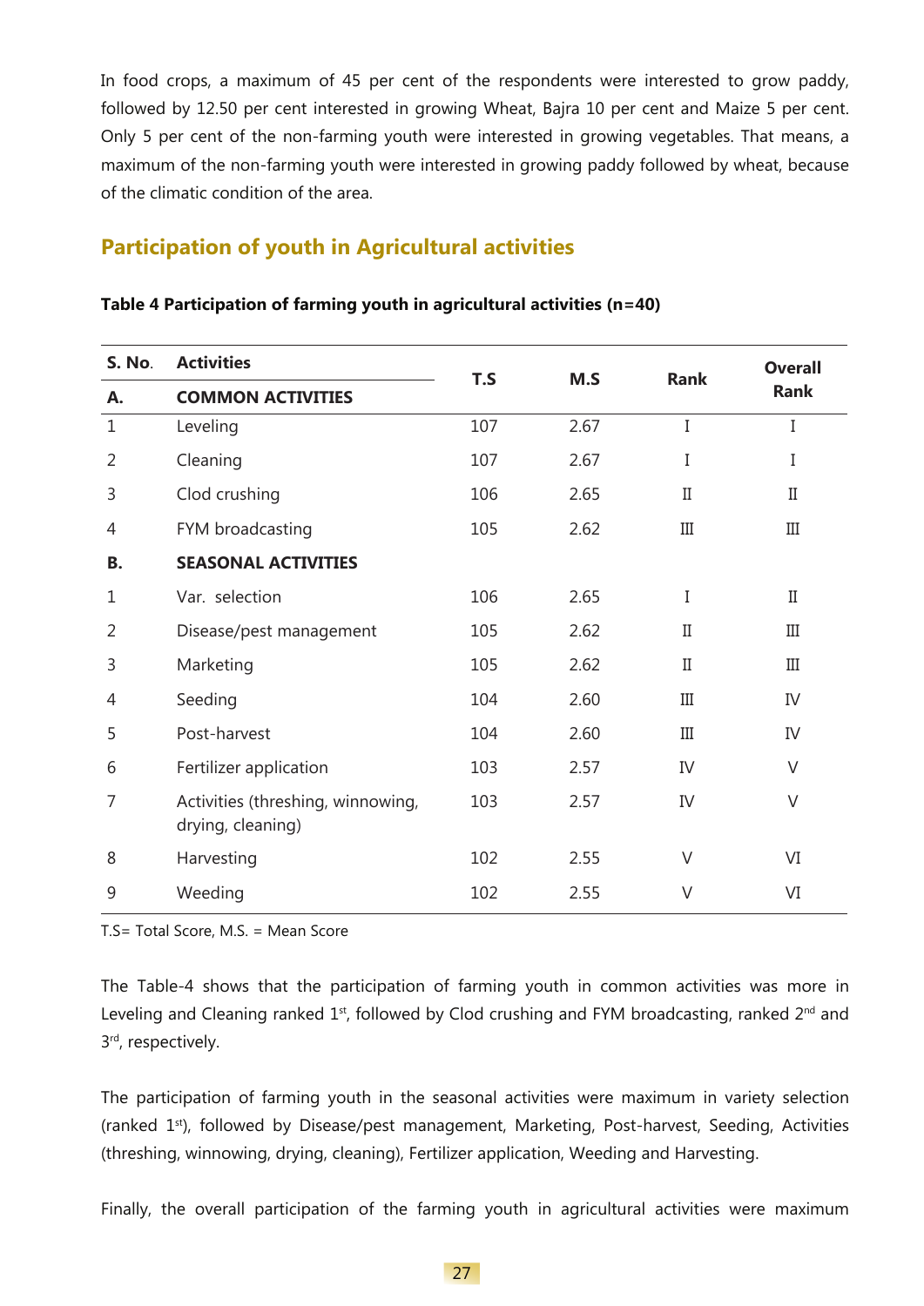In food crops, a maximum of 45 per cent of the respondents were interested to grow paddy, followed by 12.50 per cent interested in growing Wheat, Bajra 10 per cent and Maize 5 per cent. Only 5 per cent of the non-farming youth were interested in growing vegetables. That means, a maximum of the non-farming youth were interested in growing paddy followed by wheat, because of the climatic condition of the area.

## Participation of youth in Agricultural activities

**Table 4 Participation of farming youth in agricultural activities (n=40)**

| S. No. | Activities | T.S | M.S | Rank | Overall Rank |
|---|---|---|---|---|---|
| **A.** | **COMMON ACTIVITIES** | | | | |
| 1 | Leveling | 107 | 2.67 | I | I |
| 2 | Cleaning | 107 | 2.67 | I | I |
| 3 | Clod crushing | 106 | 2.65 | II | II |
| 4 | FYM broadcasting | 105 | 2.62 | III | III |
| **B.** | **SEASONAL ACTIVITIES** | | | | |
| 1 | Var. selection | 106 | 2.65 | I | II |
| 2 | Disease/pest management | 105 | 2.62 | II | III |
| 3 | Marketing | 105 | 2.62 | II | III |
| 4 | Seeding | 104 | 2.60 | III | IV |
| 5 | Post-harvest | 104 | 2.60 | III | IV |
| 6 | Fertilizer application | 103 | 2.57 | IV | V |
| 7 | Activities (threshing, winnowing, drying, cleaning) | 103 | 2.57 | IV | V |
| 8 | Harvesting | 102 | 2.55 | V | VI |
| 9 | Weeding | 102 | 2.55 | V | VI |

T.S= Total Score, M.S. = Mean Score

The Table-4 shows that the participation of farming youth in common activities was more in Leveling and Cleaning ranked 1st, followed by Clod crushing and FYM broadcasting, ranked 2nd and 3rd, respectively.

The participation of farming youth in the seasonal activities were maximum in variety selection (ranked 1st), followed by Disease/pest management, Marketing, Post-harvest, Seeding, Activities (threshing, winnowing, drying, cleaning), Fertilizer application, Weeding and Harvesting.

Finally, the overall participation of the farming youth in agricultural activities were maximum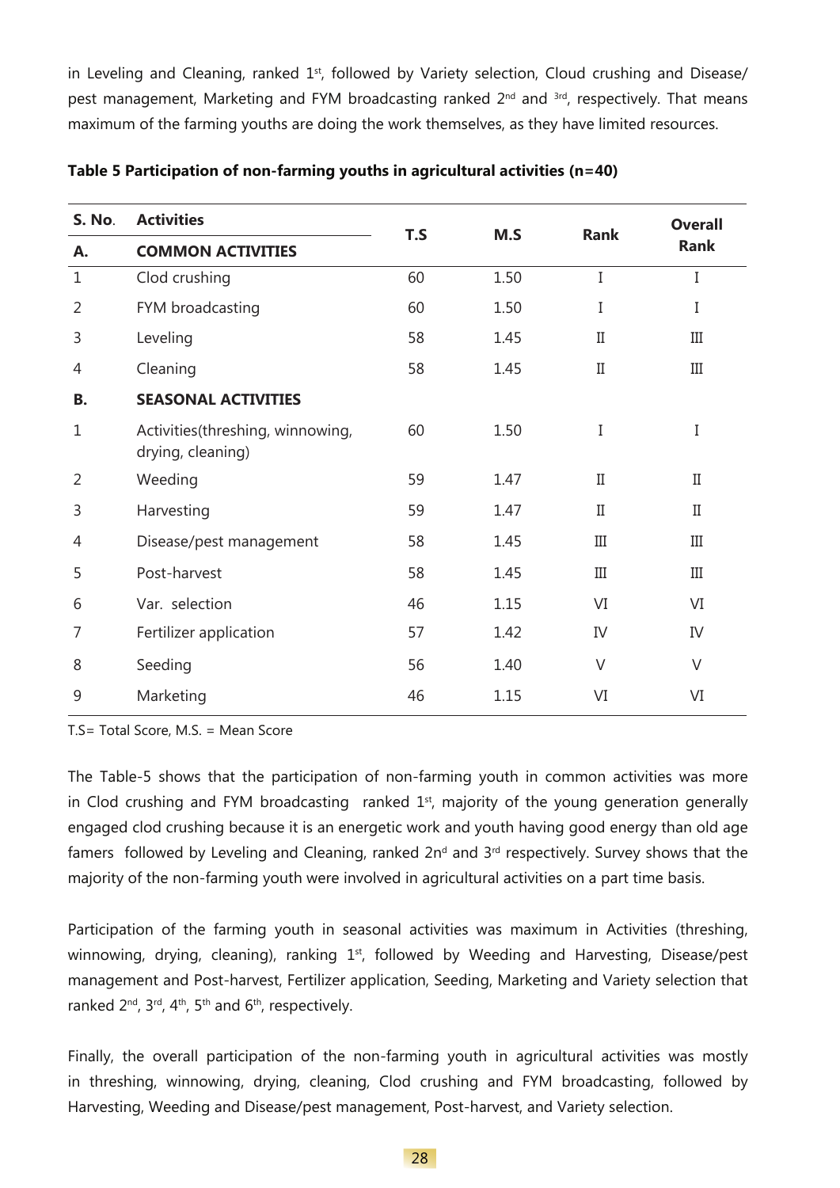in Leveling and Cleaning, ranked 1st, followed by Variety selection, Cloud crushing and Disease/ pest management, Marketing and FYM broadcasting ranked 2nd and 3rd, respectively. That means maximum of the farming youths are doing the work themselves, as they have limited resources.

**Table 5 Participation of non-farming youths in agricultural activities (n=40)**

| S. No. | Activities | T.S | M.S | Rank | Overall Rank |
|---|---|---|---|---|---|
| **A.** | **COMMON ACTIVITIES** | | | | |
| 1 | Clod crushing | 60 | 1.50 | I | I |
| 2 | FYM broadcasting | 60 | 1.50 | I | I |
| 3 | Leveling | 58 | 1.45 | II | III |
| 4 | Cleaning | 58 | 1.45 | II | III |
| **B.** | **SEASONAL ACTIVITIES** | | | | |
| 1 | Activities(threshing, winnowing, drying, cleaning) | 60 | 1.50 | I | I |
| 2 | Weeding | 59 | 1.47 | II | II |
| 3 | Harvesting | 59 | 1.47 | II | II |
| 4 | Disease/pest management | 58 | 1.45 | III | III |
| 5 | Post-harvest | 58 | 1.45 | III | III |
| 6 | Var. selection | 46 | 1.15 | VI | VI |
| 7 | Fertilizer application | 57 | 1.42 | IV | IV |
| 8 | Seeding | 56 | 1.40 | V | V |
| 9 | Marketing | 46 | 1.15 | VI | VI |

T.S= Total Score, M.S. = Mean Score

The Table-5 shows that the participation of non-farming youth in common activities was more in Clod crushing and FYM broadcasting ranked 1st, majority of the young generation generally engaged clod crushing because it is an energetic work and youth having good energy than old age famers followed by Leveling and Cleaning, ranked 2nd and 3rd respectively. Survey shows that the majority of the non-farming youth were involved in agricultural activities on a part time basis.

Participation of the farming youth in seasonal activities was maximum in Activities (threshing, winnowing, drying, cleaning), ranking 1st, followed by Weeding and Harvesting, Disease/pest management and Post-harvest, Fertilizer application, Seeding, Marketing and Variety selection that ranked 2nd, 3rd, 4th, 5th and 6th, respectively.

Finally, the overall participation of the non-farming youth in agricultural activities was mostly in threshing, winnowing, drying, cleaning, Clod crushing and FYM broadcasting, followed by Harvesting, Weeding and Disease/pest management, Post-harvest, and Variety selection.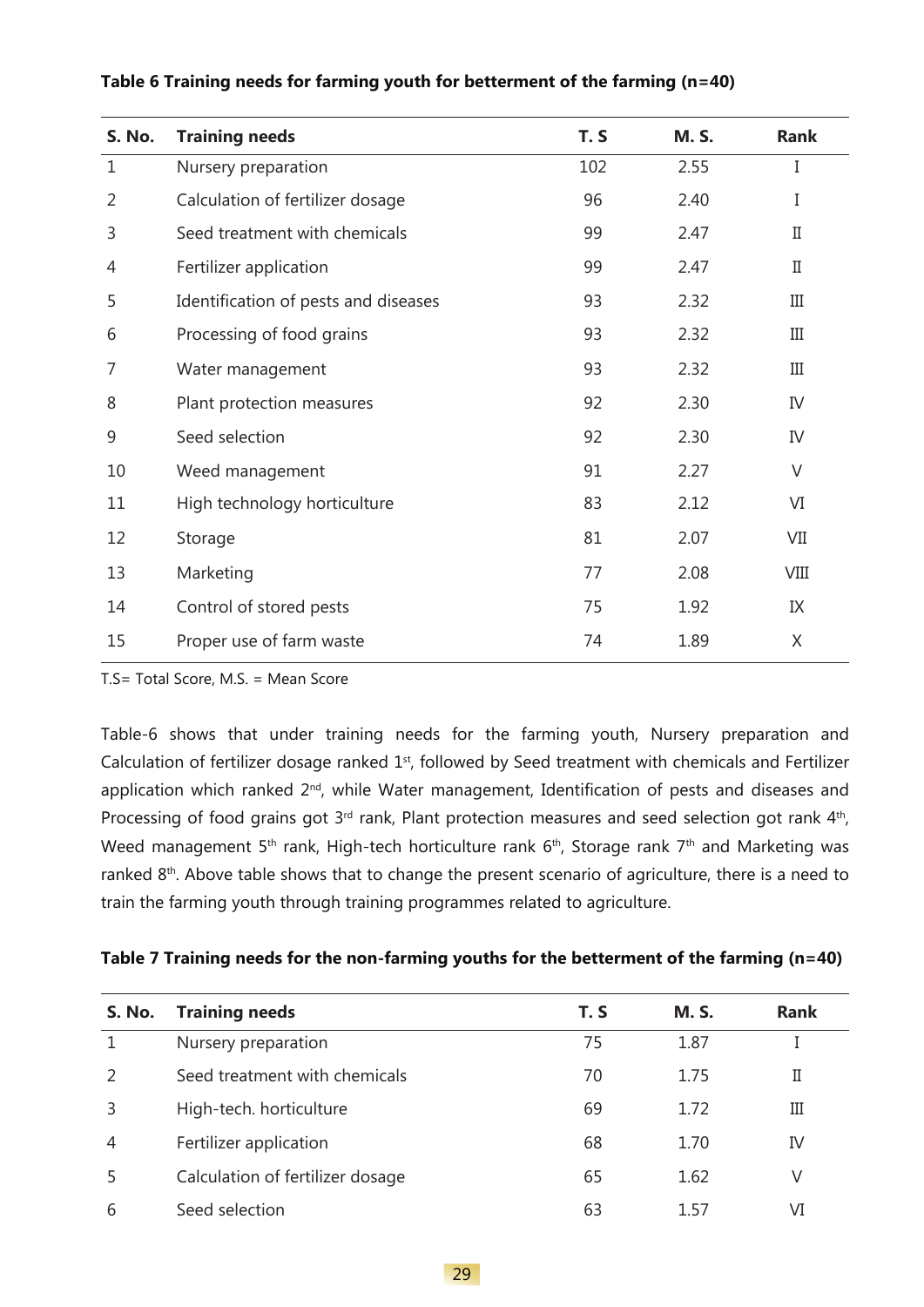**Table 6 Training needs for farming youth for betterment of the farming (n=40)**

| S. No. | Training needs | T. S | M. S. | Rank |
|---|---|---|---|---|
| 1 | Nursery preparation | 102 | 2.55 | I |
| 2 | Calculation of fertilizer dosage | 96 | 2.40 | I |
| 3 | Seed treatment with chemicals | 99 | 2.47 | II |
| 4 | Fertilizer application | 99 | 2.47 | II |
| 5 | Identification of pests and diseases | 93 | 2.32 | III |
| 6 | Processing of food grains | 93 | 2.32 | III |
| 7 | Water management | 93 | 2.32 | III |
| 8 | Plant protection measures | 92 | 2.30 | IV |
| 9 | Seed selection | 92 | 2.30 | IV |
| 10 | Weed management | 91 | 2.27 | V |
| 11 | High technology horticulture | 83 | 2.12 | VI |
| 12 | Storage | 81 | 2.07 | VII |
| 13 | Marketing | 77 | 2.08 | VIII |
| 14 | Control of stored pests | 75 | 1.92 | IX |
| 15 | Proper use of farm waste | 74 | 1.89 | X |

T.S= Total Score, M.S. = Mean Score

Table-6 shows that under training needs for the farming youth, Nursery preparation and Calculation of fertilizer dosage ranked 1st, followed by Seed treatment with chemicals and Fertilizer application which ranked 2nd, while Water management, Identification of pests and diseases and Processing of food grains got 3rd rank, Plant protection measures and seed selection got rank 4th, Weed management 5th rank, High-tech horticulture rank 6th, Storage rank 7th and Marketing was ranked 8th. Above table shows that to change the present scenario of agriculture, there is a need to train the farming youth through training programmes related to agriculture.

**Table 7 Training needs for the non-farming youths for the betterment of the farming (n=40)**

| S. No. | Training needs | T. S | M. S. | Rank |
|---|---|---|---|---|
| 1 | Nursery preparation | 75 | 1.87 | I |
| 2 | Seed treatment with chemicals | 70 | 1.75 | II |
| 3 | High-tech. horticulture | 69 | 1.72 | III |
| 4 | Fertilizer application | 68 | 1.70 | IV |
| 5 | Calculation of fertilizer dosage | 65 | 1.62 | V |
| 6 | Seed selection | 63 | 1.57 | VI |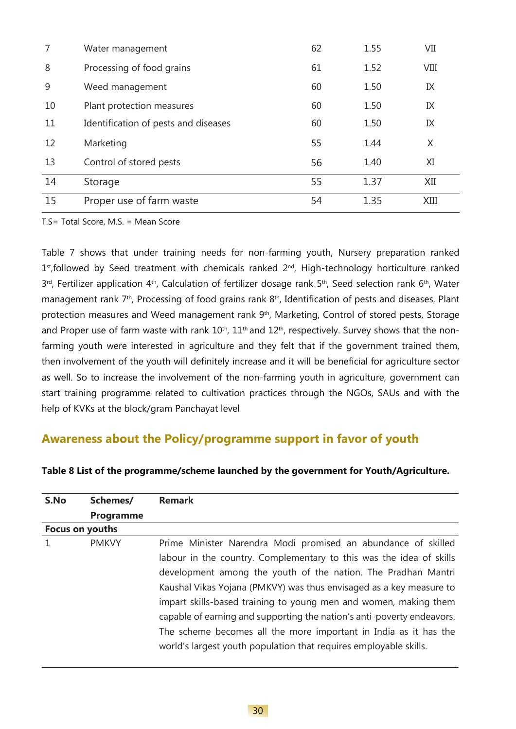| 7 | Water management | 62 | 1.55 | VII |
|---|---|---|---|---|
| 8 | Processing of food grains | 61 | 1.52 | VIII |
| 9 | Weed management | 60 | 1.50 | IX |
| 10 | Plant protection measures | 60 | 1.50 | IX |
| 11 | Identification of pests and diseases | 60 | 1.50 | IX |
| 12 | Marketing | 55 | 1.44 | X |
| 13 | Control of stored pests | 56 | 1.40 | XI |
| 14 | Storage | 55 | 1.37 | XII |
| 15 | Proper use of farm waste | 54 | 1.35 | XIII |

T.S= Total Score, M.S. = Mean Score

Table 7 shows that under training needs for non-farming youth, Nursery preparation ranked 1st,followed by Seed treatment with chemicals ranked 2nd, High-technology horticulture ranked 3rd, Fertilizer application 4th, Calculation of fertilizer dosage rank 5th, Seed selection rank 6th, Water management rank 7th, Processing of food grains rank 8th, Identification of pests and diseases, Plant protection measures and Weed management rank 9th, Marketing, Control of stored pests, Storage and Proper use of farm waste with rank 10th, 11th and 12th, respectively. Survey shows that the non-farming youth were interested in agriculture and they felt that if the government trained them, then involvement of the youth will definitely increase and it will be beneficial for agriculture sector as well. So to increase the involvement of the non-farming youth in agriculture, government can start training programme related to cultivation practices through the NGOs, SAUs and with the help of KVKs at the block/gram Panchayat level

## Awareness about the Policy/programme support in favor of youth

**Table 8 List of the programme/scheme launched by the government for Youth/Agriculture.**

| S.No | Schemes/ Programme | Remark |
|---|---|---|
| **Focus on youths** | | |
| 1 | PMKVY | Prime Minister Narendra Modi promised an abundance of skilled labour in the country. Complementary to this was the idea of skills development among the youth of the nation. The Pradhan Mantri Kaushal Vikas Yojana (PMKVY) was thus envisaged as a key measure to impart skills-based training to young men and women, making them capable of earning and supporting the nation's anti-poverty endeavors. The scheme becomes all the more important in India as it has the world's largest youth population that requires employable skills. |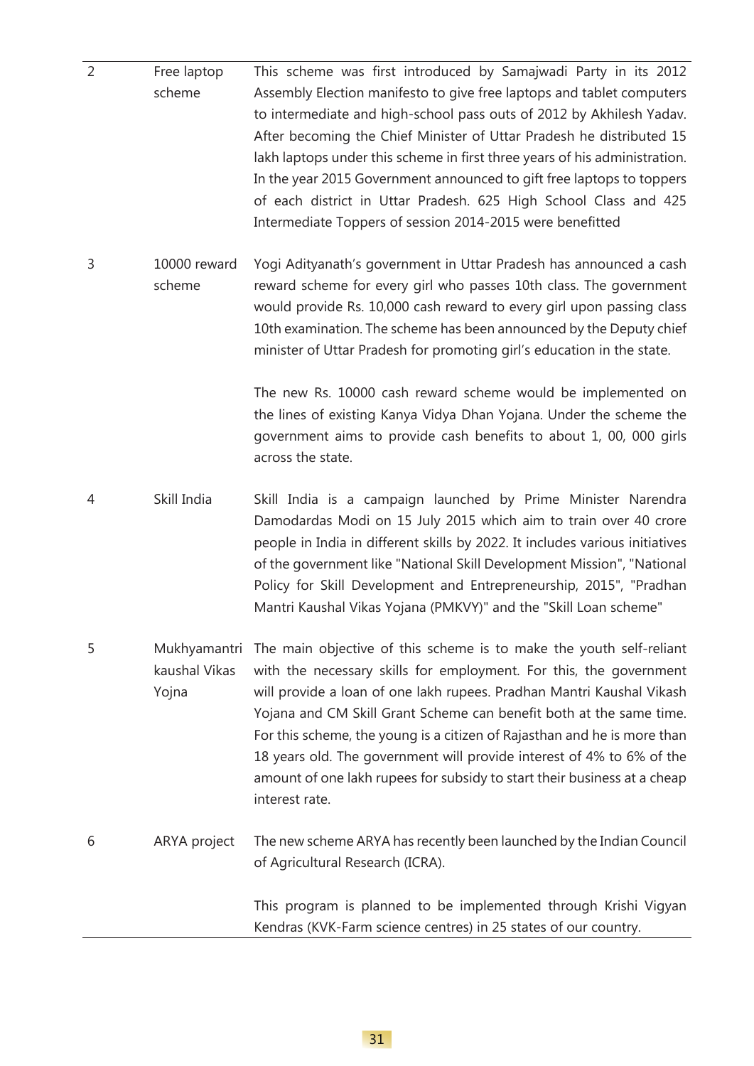| | | |
|---|---|---|
| 2 | Free laptop scheme | This scheme was first introduced by Samajwadi Party in its 2012 Assembly Election manifesto to give free laptops and tablet computers to intermediate and high-school pass outs of 2012 by Akhilesh Yadav. After becoming the Chief Minister of Uttar Pradesh he distributed 15 lakh laptops under this scheme in first three years of his administration. In the year 2015 Government announced to gift free laptops to toppers of each district in Uttar Pradesh. 625 High School Class and 425 Intermediate Toppers of session 2014-2015 were benefitted |
| 3 | 10000 reward scheme | Yogi Adityanath's government in Uttar Pradesh has announced a cash reward scheme for every girl who passes 10th class. The government would provide Rs. 10,000 cash reward to every girl upon passing class 10th examination. The scheme has been announced by the Deputy chief minister of Uttar Pradesh for promoting girl's education in the state.<br><br>The new Rs. 10000 cash reward scheme would be implemented on the lines of existing Kanya Vidya Dhan Yojana. Under the scheme the government aims to provide cash benefits to about 1, 00, 000 girls across the state. |
| 4 | Skill India | Skill India is a campaign launched by Prime Minister Narendra Damodardas Modi on 15 July 2015 which aim to train over 40 crore people in India in different skills by 2022. It includes various initiatives of the government like "National Skill Development Mission", "National Policy for Skill Development and Entrepreneurship, 2015", "Pradhan Mantri Kaushal Vikas Yojana (PMKVY)" and the "Skill Loan scheme" |
| 5 | Mukhyamantri kaushal Vikas Yojna | The main objective of this scheme is to make the youth self-reliant with the necessary skills for employment. For this, the government will provide a loan of one lakh rupees. Pradhan Mantri Kaushal Vikash Yojana and CM Skill Grant Scheme can benefit both at the same time. For this scheme, the young is a citizen of Rajasthan and he is more than 18 years old. The government will provide interest of 4% to 6% of the amount of one lakh rupees for subsidy to start their business at a cheap interest rate. |
| 6 | ARYA project | The new scheme ARYA has recently been launched by the Indian Council of Agricultural Research (ICRA).<br><br>This program is planned to be implemented through Krishi Vigyan Kendras (KVK-Farm science centres) in 25 states of our country. |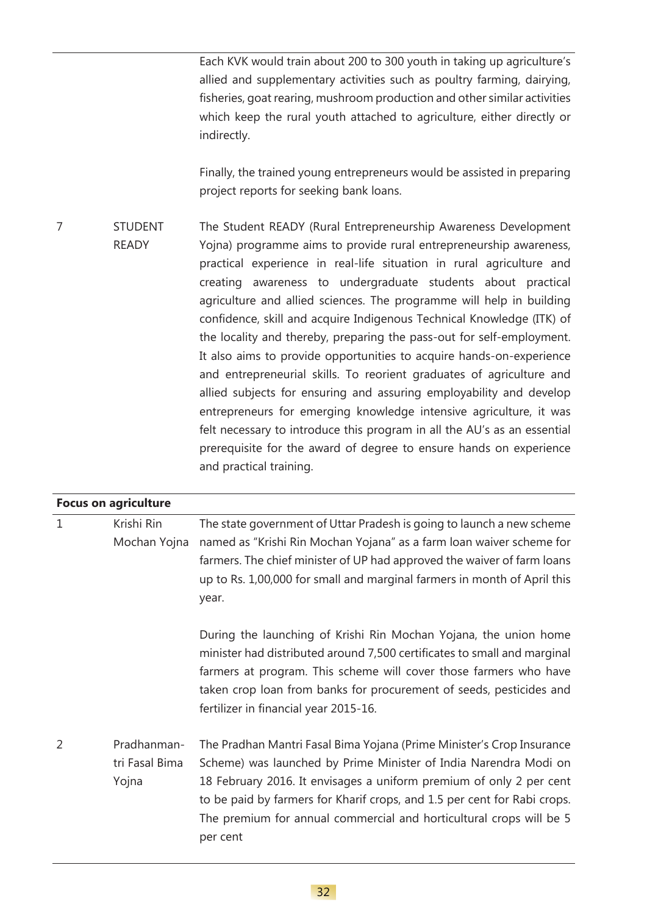| | | |
|---|---|---|
| | | Each KVK would train about 200 to 300 youth in taking up agriculture's allied and supplementary activities such as poultry farming, dairying, fisheries, goat rearing, mushroom production and other similar activities which keep the rural youth attached to agriculture, either directly or indirectly.<br><br>Finally, the trained young entrepreneurs would be assisted in preparing project reports for seeking bank loans. |
| 7 | STUDENT READY | The Student READY (Rural Entrepreneurship Awareness Development Yojna) programme aims to provide rural entrepreneurship awareness, practical experience in real-life situation in rural agriculture and creating awareness to undergraduate students about practical agriculture and allied sciences. The programme will help in building confidence, skill and acquire Indigenous Technical Knowledge (ITK) of the locality and thereby, preparing the pass-out for self-employment. It also aims to provide opportunities to acquire hands-on-experience and entrepreneurial skills. To reorient graduates of agriculture and allied subjects for ensuring and assuring employability and develop entrepreneurs for emerging knowledge intensive agriculture, it was felt necessary to introduce this program in all the AU's as an essential prerequisite for the award of degree to ensure hands on experience and practical training. |
| **Focus on agriculture** | | |
| 1 | Krishi Rin Mochan Yojna | The state government of Uttar Pradesh is going to launch a new scheme named as "Krishi Rin Mochan Yojana" as a farm loan waiver scheme for farmers. The chief minister of UP had approved the waiver of farm loans up to Rs. 1,00,000 for small and marginal farmers in month of April this year.<br><br>During the launching of Krishi Rin Mochan Yojana, the union home minister had distributed around 7,500 certificates to small and marginal farmers at program. This scheme will cover those farmers who have taken crop loan from banks for procurement of seeds, pesticides and fertilizer in financial year 2015-16. |
| 2 | Pradhanmantri Fasal Bima Yojna | The Pradhan Mantri Fasal Bima Yojana (Prime Minister's Crop Insurance Scheme) was launched by Prime Minister of India Narendra Modi on 18 February 2016. It envisages a uniform premium of only 2 per cent to be paid by farmers for Kharif crops, and 1.5 per cent for Rabi crops. The premium for annual commercial and horticultural crops will be 5 per cent |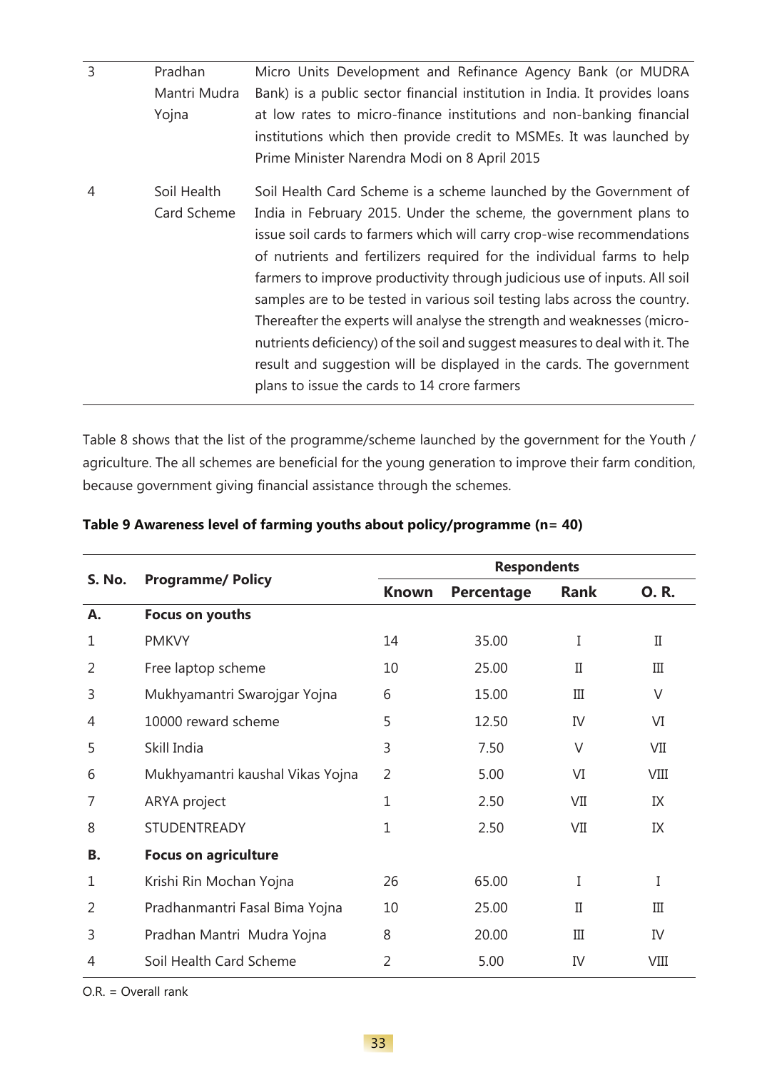| 3 | Pradhan Mantri Mudra Yojna | Micro Units Development and Refinance Agency Bank (or MUDRA Bank) is a public sector financial institution in India. It provides loans at low rates to micro-finance institutions and non-banking financial institutions which then provide credit to MSMEs. It was launched by Prime Minister Narendra Modi on 8 April 2015 |
|---|---|---|
| 4 | Soil Health Card Scheme | Soil Health Card Scheme is a scheme launched by the Government of India in February 2015. Under the scheme, the government plans to issue soil cards to farmers which will carry crop-wise recommendations of nutrients and fertilizers required for the individual farms to help farmers to improve productivity through judicious use of inputs. All soil samples are to be tested in various soil testing labs across the country. Thereafter the experts will analyse the strength and weaknesses (micro-nutrients deficiency) of the soil and suggest measures to deal with it. The result and suggestion will be displayed in the cards. The government plans to issue the cards to 14 crore farmers |

Table 8 shows that the list of the programme/scheme launched by the government for the Youth / agriculture. The all schemes are beneficial for the young generation to improve their farm condition, because government giving financial assistance through the schemes.

**Table 9 Awareness level of farming youths about policy/programme (n= 40)**

| S. No. | Programme/ Policy | Respondents | | | |
|---|---|---|---|---|---|
| | | Known | Percentage | Rank | O. R. |
| **A.** | **Focus on youths** | | | | |
| 1 | PMKVY | 14 | 35.00 | I | II |
| 2 | Free laptop scheme | 10 | 25.00 | II | III |
| 3 | Mukhyamantri Swarojgar Yojna | 6 | 15.00 | III | V |
| 4 | 10000 reward scheme | 5 | 12.50 | IV | VI |
| 5 | Skill India | 3 | 7.50 | V | VII |
| 6 | Mukhyamantri kaushal Vikas Yojna | 2 | 5.00 | VI | VIII |
| 7 | ARYA project | 1 | 2.50 | VII | IX |
| 8 | STUDENTREADY | 1 | 2.50 | VII | IX |
| **B.** | **Focus on agriculture** | | | | |
| 1 | Krishi Rin Mochan Yojna | 26 | 65.00 | I | I |
| 2 | Pradhanmantri Fasal Bima Yojna | 10 | 25.00 | II | III |
| 3 | Pradhan Mantri Mudra Yojna | 8 | 20.00 | III | IV |
| 4 | Soil Health Card Scheme | 2 | 5.00 | IV | VIII |

O.R. = Overall rank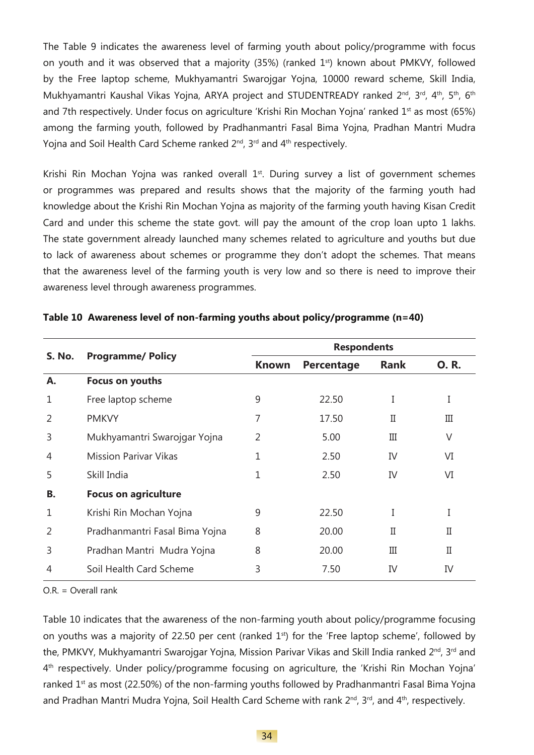The Table 9 indicates the awareness level of farming youth about policy/programme with focus on youth and it was observed that a majority (35%) (ranked 1st) known about PMKVY, followed by the Free laptop scheme, Mukhyamantri Swarojgar Yojna, 10000 reward scheme, Skill India, Mukhyamantri Kaushal Vikas Yojna, ARYA project and STUDENTREADY ranked 2nd, 3rd, 4th, 5th, 6th and 7th respectively. Under focus on agriculture 'Krishi Rin Mochan Yojna' ranked 1st as most (65%) among the farming youth, followed by Pradhanmantri Fasal Bima Yojna, Pradhan Mantri Mudra Yojna and Soil Health Card Scheme ranked 2nd, 3rd and 4th respectively.

Krishi Rin Mochan Yojna was ranked overall 1st. During survey a list of government schemes or programmes was prepared and results shows that the majority of the farming youth had knowledge about the Krishi Rin Mochan Yojna as majority of the farming youth having Kisan Credit Card and under this scheme the state govt. will pay the amount of the crop loan upto 1 lakhs. The state government already launched many schemes related to agriculture and youths but due to lack of awareness about schemes or programme they don't adopt the schemes. That means that the awareness level of the farming youth is very low and so there is need to improve their awareness level through awareness programmes.

**Table 10 Awareness level of non-farming youths about policy/programme (n=40)**

| S. No. | Programme/ Policy | Respondents | | | |
|---|---|---|---|---|---|
| | | Known | Percentage | Rank | O. R. |
| **A.** | **Focus on youths** | | | | |
| 1 | Free laptop scheme | 9 | 22.50 | I | I |
| 2 | PMKVY | 7 | 17.50 | II | III |
| 3 | Mukhyamantri Swarojgar Yojna | 2 | 5.00 | III | V |
| 4 | Mission Parivar Vikas | 1 | 2.50 | IV | VI |
| 5 | Skill India | 1 | 2.50 | IV | VI |
| **B.** | **Focus on agriculture** | | | | |
| 1 | Krishi Rin Mochan Yojna | 9 | 22.50 | I | I |
| 2 | Pradhanmantri Fasal Bima Yojna | 8 | 20.00 | II | II |
| 3 | Pradhan Mantri Mudra Yojna | 8 | 20.00 | III | II |
| 4 | Soil Health Card Scheme | 3 | 7.50 | IV | IV |

O.R. = Overall rank

Table 10 indicates that the awareness of the non-farming youth about policy/programme focusing on youths was a majority of 22.50 per cent (ranked 1st) for the 'Free laptop scheme', followed by the, PMKVY, Mukhyamantri Swarojgar Yojna, Mission Parivar Vikas and Skill India ranked 2nd, 3rd and 4th respectively. Under policy/programme focusing on agriculture, the 'Krishi Rin Mochan Yojna' ranked 1st as most (22.50%) of the non-farming youths followed by Pradhanmantri Fasal Bima Yojna and Pradhan Mantri Mudra Yojna, Soil Health Card Scheme with rank 2nd, 3rd, and 4th, respectively.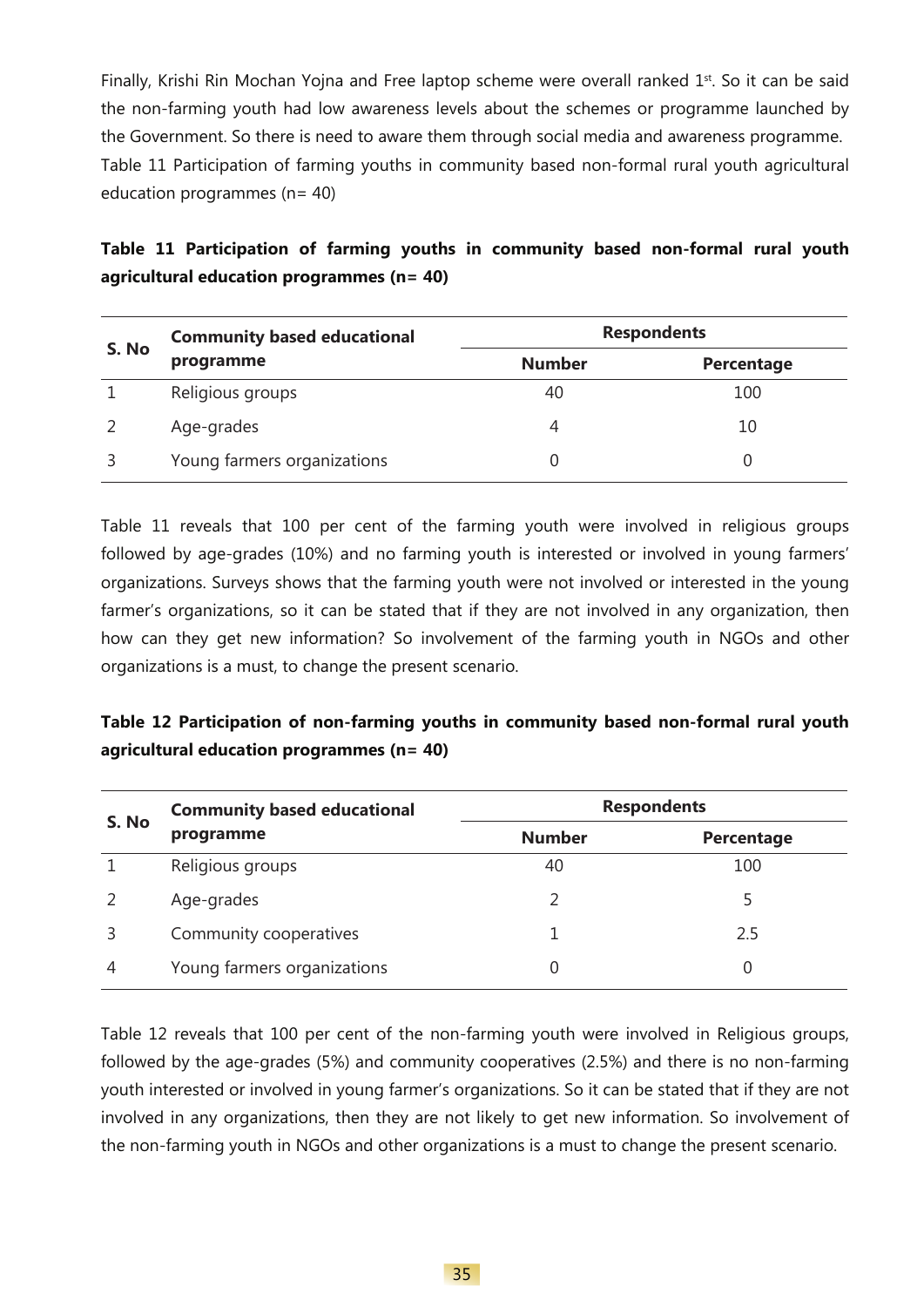Finally, Krishi Rin Mochan Yojna and Free laptop scheme were overall ranked 1st. So it can be said the non-farming youth had low awareness levels about the schemes or programme launched by the Government. So there is need to aware them through social media and awareness programme. Table 11 Participation of farming youths in community based non-formal rural youth agricultural education programmes (n= 40)

**Table 11 Participation of farming youths in community based non-formal rural youth agricultural education programmes (n= 40)**

| S. No | Community based educational programme | Respondents | |
|---|---|---|---|
| | | Number | Percentage |
| 1 | Religious groups | 40 | 100 |
| 2 | Age-grades | 4 | 10 |
| 3 | Young farmers organizations | 0 | 0 |

Table 11 reveals that 100 per cent of the farming youth were involved in religious groups followed by age-grades (10%) and no farming youth is interested or involved in young farmers' organizations. Surveys shows that the farming youth were not involved or interested in the young farmer's organizations, so it can be stated that if they are not involved in any organization, then how can they get new information? So involvement of the farming youth in NGOs and other organizations is a must, to change the present scenario.

**Table 12 Participation of non-farming youths in community based non-formal rural youth agricultural education programmes (n= 40)**

| S. No | Community based educational programme | Respondents | |
|---|---|---|---|
| | | Number | Percentage |
| 1 | Religious groups | 40 | 100 |
| 2 | Age-grades | 2 | 5 |
| 3 | Community cooperatives | 1 | 2.5 |
| 4 | Young farmers organizations | 0 | 0 |

Table 12 reveals that 100 per cent of the non-farming youth were involved in Religious groups, followed by the age-grades (5%) and community cooperatives (2.5%) and there is no non-farming youth interested or involved in young farmer's organizations. So it can be stated that if they are not involved in any organizations, then they are not likely to get new information. So involvement of the non-farming youth in NGOs and other organizations is a must to change the present scenario.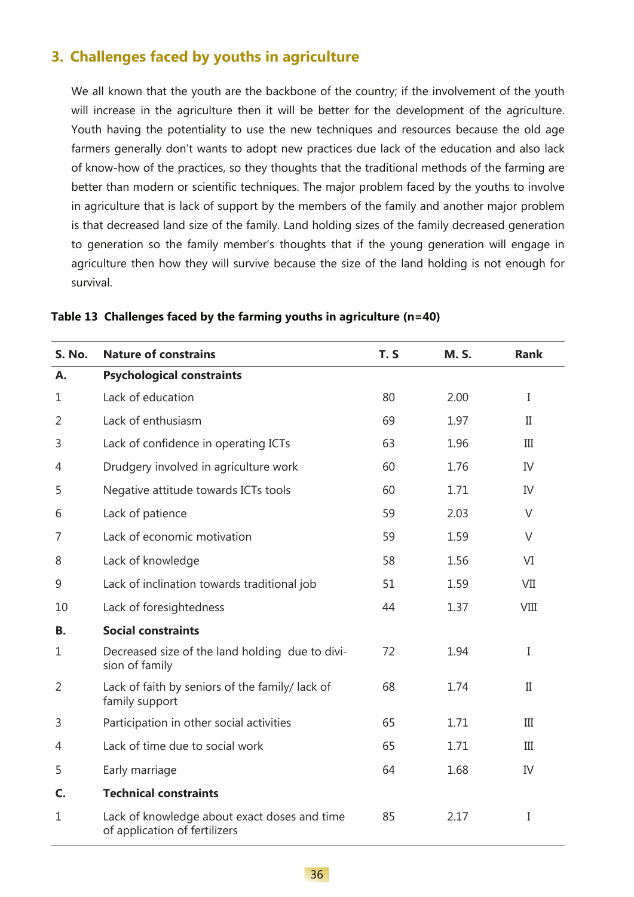## 3. Challenges faced by youths in agriculture

We all known that the youth are the backbone of the country; if the involvement of the youth will increase in the agriculture then it will be better for the development of the agriculture. Youth having the potentiality to use the new techniques and resources because the old age farmers generally don't wants to adopt new practices due lack of the education and also lack of know-how of the practices, so they thoughts that the traditional methods of the farming are better than modern or scientific techniques. The major problem faced by the youths to involve in agriculture that is lack of support by the members of the family and another major problem is that decreased land size of the family. Land holding sizes of the family decreased generation to generation so the family member's thoughts that if the young generation will engage in agriculture then how they will survive because the size of the land holding is not enough for survival.

**Table 13 Challenges faced by the farming youths in agriculture (n=40)**

| S. No. | Nature of constrains | T. S | M. S. | Rank |
|---|---|---|---|---|
| **A.** | **Psychological constraints** | | | |
| 1 | Lack of education | 80 | 2.00 | I |
| 2 | Lack of enthusiasm | 69 | 1.97 | II |
| 3 | Lack of confidence in operating ICTs | 63 | 1.96 | III |
| 4 | Drudgery involved in agriculture work | 60 | 1.76 | IV |
| 5 | Negative attitude towards ICTs tools | 60 | 1.71 | IV |
| 6 | Lack of patience | 59 | 2.03 | V |
| 7 | Lack of economic motivation | 59 | 1.59 | V |
| 8 | Lack of knowledge | 58 | 1.56 | VI |
| 9 | Lack of inclination towards traditional job | 51 | 1.59 | VII |
| 10 | Lack of foresightedness | 44 | 1.37 | VIII |
| **B.** | **Social constraints** | | | |
| 1 | Decreased size of the land holding due to division of family | 72 | 1.94 | I |
| 2 | Lack of faith by seniors of the family/ lack of family support | 68 | 1.74 | II |
| 3 | Participation in other social activities | 65 | 1.71 | III |
| 4 | Lack of time due to social work | 65 | 1.71 | III |
| 5 | Early marriage | 64 | 1.68 | IV |
| **C.** | **Technical constraints** | | | |
| 1 | Lack of knowledge about exact doses and time of application of fertilizers | 85 | 2.17 | I |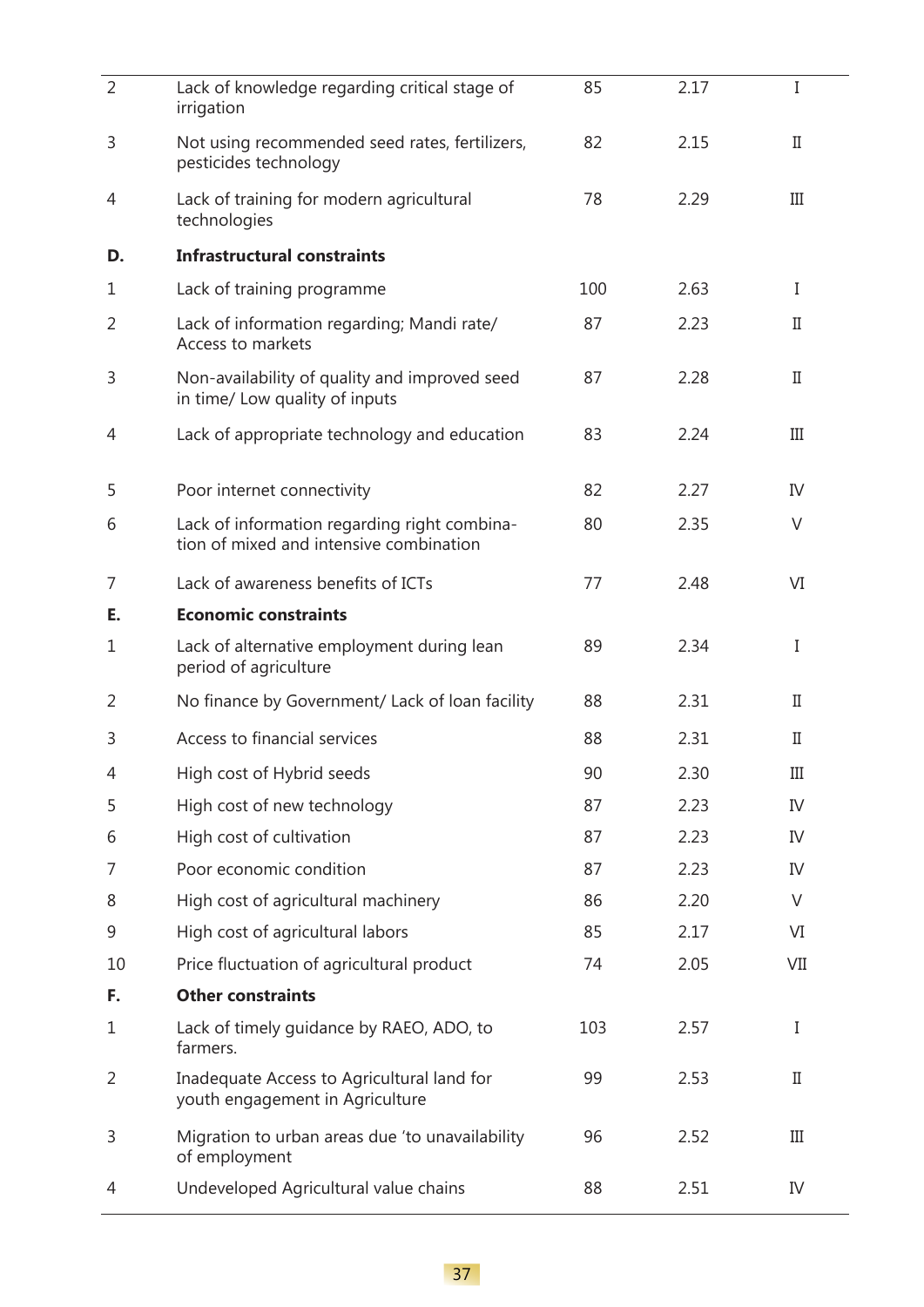| | | | | |
|---|---|---|---|---|
| 2 | Lack of knowledge regarding critical stage of irrigation | 85 | 2.17 | I |
| 3 | Not using recommended seed rates, fertilizers, pesticides technology | 82 | 2.15 | II |
| 4 | Lack of training for modern agricultural technologies | 78 | 2.29 | III |
| **D.** | **Infrastructural constraints** | | | |
| 1 | Lack of training programme | 100 | 2.63 | I |
| 2 | Lack of information regarding; Mandi rate/ Access to markets | 87 | 2.23 | II |
| 3 | Non-availability of quality and improved seed in time/ Low quality of inputs | 87 | 2.28 | II |
| 4 | Lack of appropriate technology and education | 83 | 2.24 | III |
| 5 | Poor internet connectivity | 82 | 2.27 | IV |
| 6 | Lack of information regarding right combination of mixed and intensive combination | 80 | 2.35 | V |
| 7 | Lack of awareness benefits of ICTs | 77 | 2.48 | VI |
| **E.** | **Economic constraints** | | | |
| 1 | Lack of alternative employment during lean period of agriculture | 89 | 2.34 | I |
| 2 | No finance by Government/ Lack of loan facility | 88 | 2.31 | II |
| 3 | Access to financial services | 88 | 2.31 | II |
| 4 | High cost of Hybrid seeds | 90 | 2.30 | III |
| 5 | High cost of new technology | 87 | 2.23 | IV |
| 6 | High cost of cultivation | 87 | 2.23 | IV |
| 7 | Poor economic condition | 87 | 2.23 | IV |
| 8 | High cost of agricultural machinery | 86 | 2.20 | V |
| 9 | High cost of agricultural labors | 85 | 2.17 | VI |
| 10 | Price fluctuation of agricultural product | 74 | 2.05 | VII |
| **F.** | **Other constraints** | | | |
| 1 | Lack of timely guidance by RAEO, ADO, to farmers. | 103 | 2.57 | I |
| 2 | Inadequate Access to Agricultural land for youth engagement in Agriculture | 99 | 2.53 | II |
| 3 | Migration to urban areas due 'to unavailability of employment | 96 | 2.52 | III |
| 4 | Undeveloped Agricultural value chains | 88 | 2.51 | IV |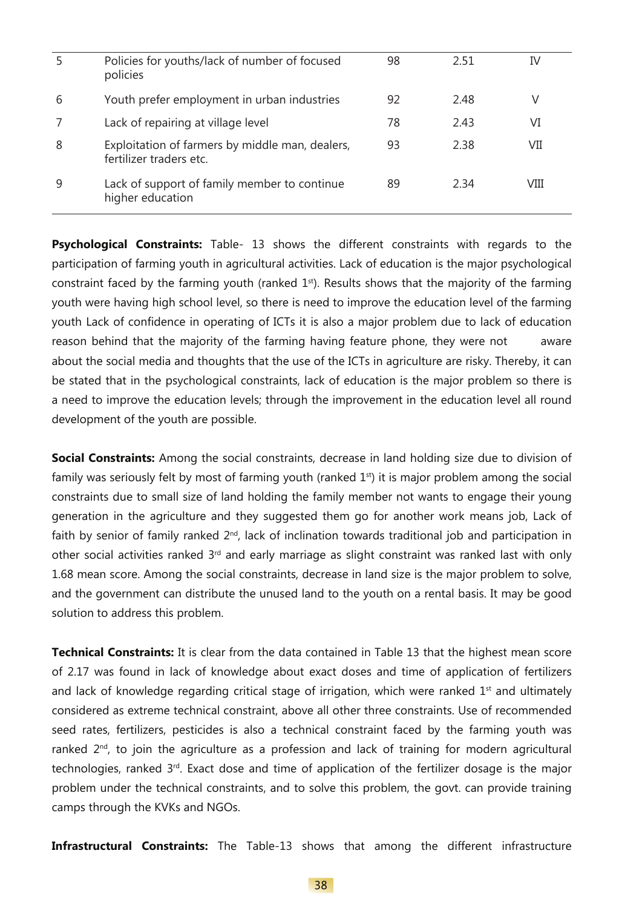| 5 | Policies for youths/lack of number of focused policies | 98 | 2.51 | IV |
|---|---|---|---|---|
| 6 | Youth prefer employment in urban industries | 92 | 2.48 | V |
| 7 | Lack of repairing at village level | 78 | 2.43 | VI |
| 8 | Exploitation of farmers by middle man, dealers, fertilizer traders etc. | 93 | 2.38 | VII |
| 9 | Lack of support of family member to continue higher education | 89 | 2.34 | VIII |

**Psychological Constraints:** Table- 13 shows the different constraints with regards to the participation of farming youth in agricultural activities. Lack of education is the major psychological constraint faced by the farming youth (ranked 1st). Results shows that the majority of the farming youth were having high school level, so there is need to improve the education level of the farming youth Lack of confidence in operating of ICTs it is also a major problem due to lack of education reason behind that the majority of the farming having feature phone, they were not aware about the social media and thoughts that the use of the ICTs in agriculture are risky. Thereby, it can be stated that in the psychological constraints, lack of education is the major problem so there is a need to improve the education levels; through the improvement in the education level all round development of the youth are possible.

**Social Constraints:** Among the social constraints, decrease in land holding size due to division of family was seriously felt by most of farming youth (ranked 1st) it is major problem among the social constraints due to small size of land holding the family member not wants to engage their young generation in the agriculture and they suggested them go for another work means job, Lack of faith by senior of family ranked 2nd, lack of inclination towards traditional job and participation in other social activities ranked 3rd and early marriage as slight constraint was ranked last with only 1.68 mean score. Among the social constraints, decrease in land size is the major problem to solve, and the government can distribute the unused land to the youth on a rental basis. It may be good solution to address this problem.

**Technical Constraints:** It is clear from the data contained in Table 13 that the highest mean score of 2.17 was found in lack of knowledge about exact doses and time of application of fertilizers and lack of knowledge regarding critical stage of irrigation, which were ranked 1st and ultimately considered as extreme technical constraint, above all other three constraints. Use of recommended seed rates, fertilizers, pesticides is also a technical constraint faced by the farming youth was ranked 2nd, to join the agriculture as a profession and lack of training for modern agricultural technologies, ranked 3rd. Exact dose and time of application of the fertilizer dosage is the major problem under the technical constraints, and to solve this problem, the govt. can provide training camps through the KVKs and NGOs.

**Infrastructural Constraints:** The Table-13 shows that among the different infrastructure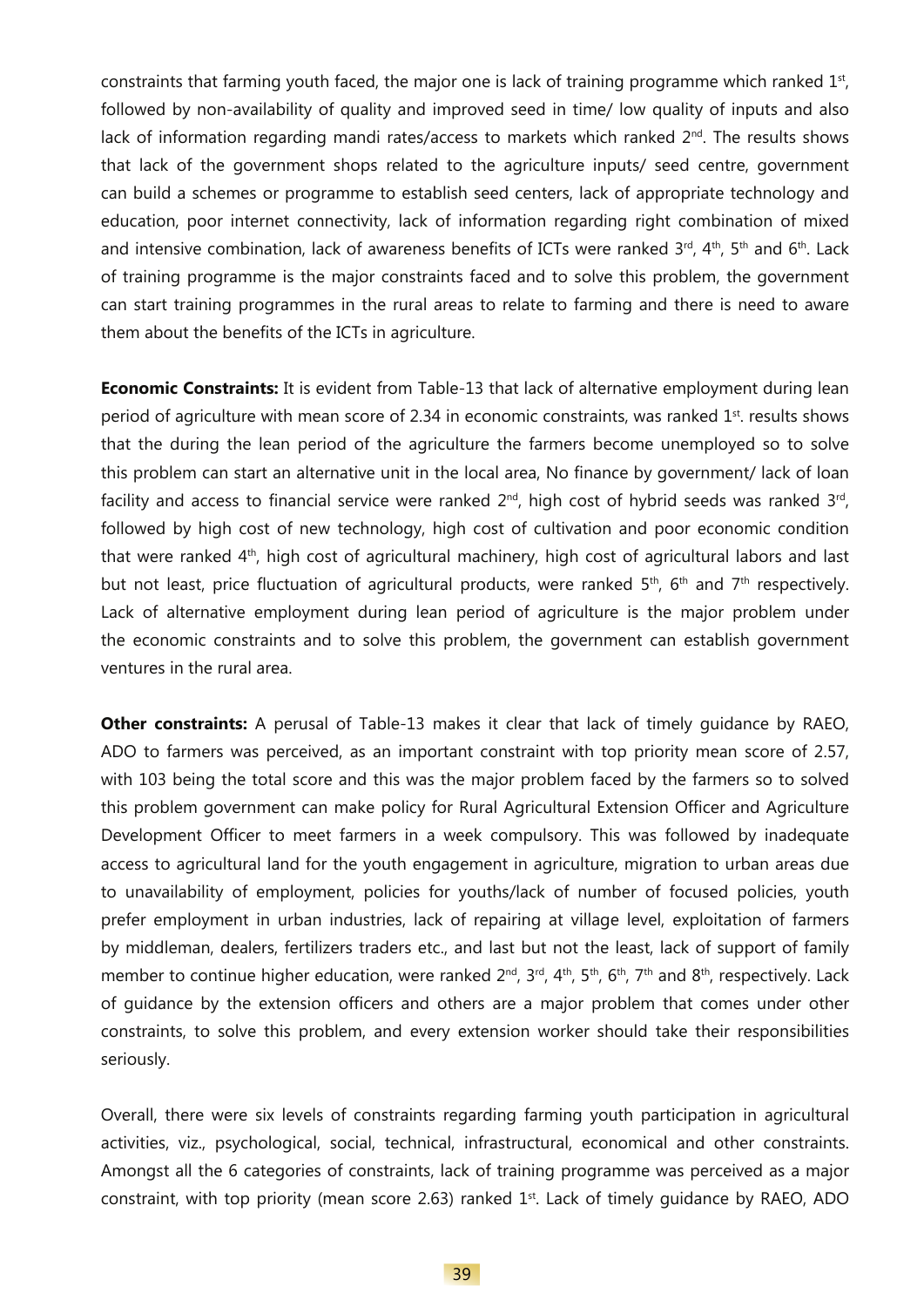constraints that farming youth faced, the major one is lack of training programme which ranked 1st, followed by non-availability of quality and improved seed in time/ low quality of inputs and also lack of information regarding mandi rates/access to markets which ranked 2nd. The results shows that lack of the government shops related to the agriculture inputs/ seed centre, government can build a schemes or programme to establish seed centers, lack of appropriate technology and education, poor internet connectivity, lack of information regarding right combination of mixed and intensive combination, lack of awareness benefits of ICTs were ranked 3rd, 4th, 5th and 6th. Lack of training programme is the major constraints faced and to solve this problem, the government can start training programmes in the rural areas to relate to farming and there is need to aware them about the benefits of the ICTs in agriculture.

**Economic Constraints:** It is evident from Table-13 that lack of alternative employment during lean period of agriculture with mean score of 2.34 in economic constraints, was ranked 1st. results shows that the during the lean period of the agriculture the farmers become unemployed so to solve this problem can start an alternative unit in the local area, No finance by government/ lack of loan facility and access to financial service were ranked 2nd, high cost of hybrid seeds was ranked 3rd, followed by high cost of new technology, high cost of cultivation and poor economic condition that were ranked 4th, high cost of agricultural machinery, high cost of agricultural labors and last but not least, price fluctuation of agricultural products, were ranked 5th, 6th and 7th respectively. Lack of alternative employment during lean period of agriculture is the major problem under the economic constraints and to solve this problem, the government can establish government ventures in the rural area.

**Other constraints:** A perusal of Table-13 makes it clear that lack of timely guidance by RAEO, ADO to farmers was perceived, as an important constraint with top priority mean score of 2.57, with 103 being the total score and this was the major problem faced by the farmers so to solved this problem government can make policy for Rural Agricultural Extension Officer and Agriculture Development Officer to meet farmers in a week compulsory. This was followed by inadequate access to agricultural land for the youth engagement in agriculture, migration to urban areas due to unavailability of employment, policies for youths/lack of number of focused policies, youth prefer employment in urban industries, lack of repairing at village level, exploitation of farmers by middleman, dealers, fertilizers traders etc., and last but not the least, lack of support of family member to continue higher education, were ranked 2nd, 3rd, 4th, 5th, 6th, 7th and 8th, respectively. Lack of guidance by the extension officers and others are a major problem that comes under other constraints, to solve this problem, and every extension worker should take their responsibilities seriously.

Overall, there were six levels of constraints regarding farming youth participation in agricultural activities, viz., psychological, social, technical, infrastructural, economical and other constraints. Amongst all the 6 categories of constraints, lack of training programme was perceived as a major constraint, with top priority (mean score 2.63) ranked 1st. Lack of timely guidance by RAEO, ADO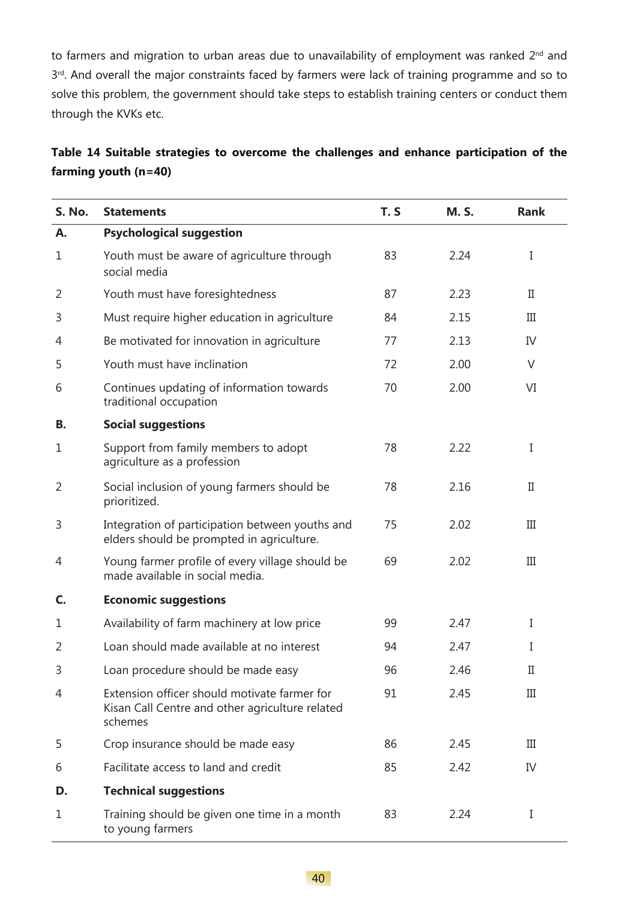to farmers and migration to urban areas due to unavailability of employment was ranked 2nd and 3rd. And overall the major constraints faced by farmers were lack of training programme and so to solve this problem, the government should take steps to establish training centers or conduct them through the KVKs etc.

**Table 14 Suitable strategies to overcome the challenges and enhance participation of the farming youth (n=40)**

| S. No. | Statements | T. S | M. S. | Rank |
|---|---|---|---|---|
| **A.** | **Psychological suggestion** | | | |
| 1 | Youth must be aware of agriculture through social media | 83 | 2.24 | I |
| 2 | Youth must have foresightedness | 87 | 2.23 | II |
| 3 | Must require higher education in agriculture | 84 | 2.15 | III |
| 4 | Be motivated for innovation in agriculture | 77 | 2.13 | IV |
| 5 | Youth must have inclination | 72 | 2.00 | V |
| 6 | Continues updating of information towards traditional occupation | 70 | 2.00 | VI |
| **B.** | **Social suggestions** | | | |
| 1 | Support from family members to adopt agriculture as a profession | 78 | 2.22 | I |
| 2 | Social inclusion of young farmers should be prioritized. | 78 | 2.16 | II |
| 3 | Integration of participation between youths and elders should be prompted in agriculture. | 75 | 2.02 | III |
| 4 | Young farmer profile of every village should be made available in social media. | 69 | 2.02 | III |
| **C.** | **Economic suggestions** | | | |
| 1 | Availability of farm machinery at low price | 99 | 2.47 | I |
| 2 | Loan should made available at no interest | 94 | 2.47 | I |
| 3 | Loan procedure should be made easy | 96 | 2.46 | II |
| 4 | Extension officer should motivate farmer for Kisan Call Centre and other agriculture related schemes | 91 | 2.45 | III |
| 5 | Crop insurance should be made easy | 86 | 2.45 | III |
| 6 | Facilitate access to land and credit | 85 | 2.42 | IV |
| **D.** | **Technical suggestions** | | | |
| 1 | Training should be given one time in a month to young farmers | 83 | 2.24 | I |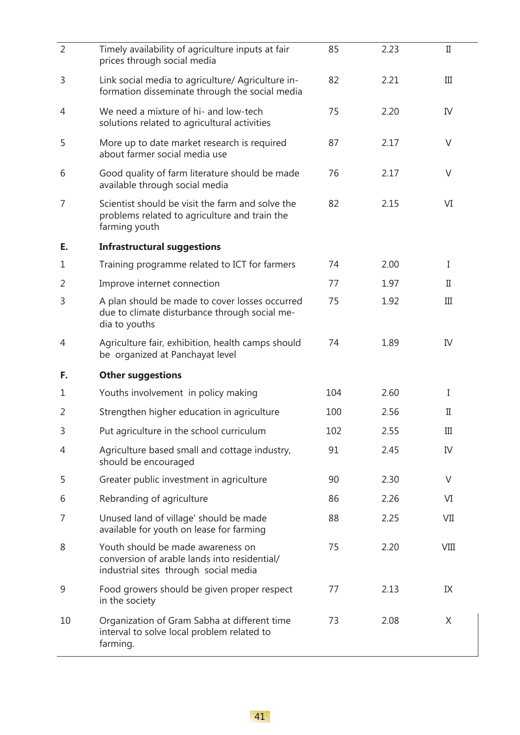| | | | | |
|---|---|---|---|---|
| 2 | Timely availability of agriculture inputs at fair prices through social media | 85 | 2.23 | II |
| 3 | Link social media to agriculture/ Agriculture information disseminate through the social media | 82 | 2.21 | III |
| 4 | We need a mixture of hi- and low-tech solutions related to agricultural activities | 75 | 2.20 | IV |
| 5 | More up to date market research is required about farmer social media use | 87 | 2.17 | V |
| 6 | Good quality of farm literature should be made available through social media | 76 | 2.17 | V |
| 7 | Scientist should be visit the farm and solve the problems related to agriculture and train the farming youth | 82 | 2.15 | VI |
| **E.** | **Infrastructural suggestions** | | | |
| 1 | Training programme related to ICT for farmers | 74 | 2.00 | I |
| 2 | Improve internet connection | 77 | 1.97 | II |
| 3 | A plan should be made to cover losses occurred due to climate disturbance through social media to youths | 75 | 1.92 | III |
| 4 | Agriculture fair, exhibition, health camps should be organized at Panchayat level | 74 | 1.89 | IV |
| **F.** | **Other suggestions** | | | |
| 1 | Youths involvement in policy making | 104 | 2.60 | I |
| 2 | Strengthen higher education in agriculture | 100 | 2.56 | II |
| 3 | Put agriculture in the school curriculum | 102 | 2.55 | III |
| 4 | Agriculture based small and cottage industry, should be encouraged | 91 | 2.45 | IV |
| 5 | Greater public investment in agriculture | 90 | 2.30 | V |
| 6 | Rebranding of agriculture | 86 | 2.26 | VI |
| 7 | Unused land of village' should be made available for youth on lease for farming | 88 | 2.25 | VII |
| 8 | Youth should be made awareness on conversion of arable lands into residential/ industrial sites through social media | 75 | 2.20 | VIII |
| 9 | Food growers should be given proper respect in the society | 77 | 2.13 | IX |
| 10 | Organization of Gram Sabha at different time interval to solve local problem related to farming. | 73 | 2.08 | X |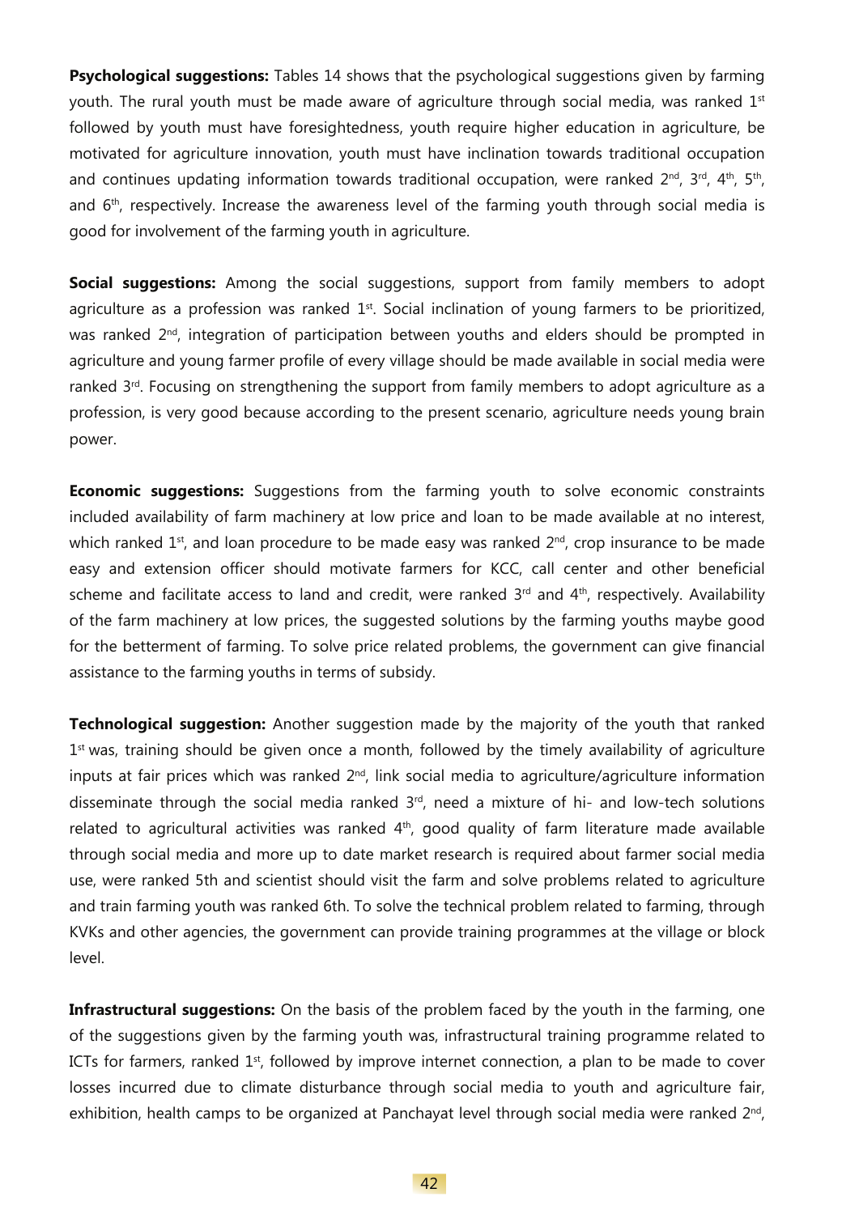**Psychological suggestions:** Tables 14 shows that the psychological suggestions given by farming youth. The rural youth must be made aware of agriculture through social media, was ranked 1st followed by youth must have foresightedness, youth require higher education in agriculture, be motivated for agriculture innovation, youth must have inclination towards traditional occupation and continues updating information towards traditional occupation, were ranked 2nd, 3rd, 4th, 5th, and 6th, respectively. Increase the awareness level of the farming youth through social media is good for involvement of the farming youth in agriculture.

**Social suggestions:** Among the social suggestions, support from family members to adopt agriculture as a profession was ranked 1st. Social inclination of young farmers to be prioritized, was ranked 2nd, integration of participation between youths and elders should be prompted in agriculture and young farmer profile of every village should be made available in social media were ranked 3rd. Focusing on strengthening the support from family members to adopt agriculture as a profession, is very good because according to the present scenario, agriculture needs young brain power.

**Economic suggestions:** Suggestions from the farming youth to solve economic constraints included availability of farm machinery at low price and loan to be made available at no interest, which ranked 1st, and loan procedure to be made easy was ranked 2nd, crop insurance to be made easy and extension officer should motivate farmers for KCC, call center and other beneficial scheme and facilitate access to land and credit, were ranked 3rd and 4th, respectively. Availability of the farm machinery at low prices, the suggested solutions by the farming youths maybe good for the betterment of farming. To solve price related problems, the government can give financial assistance to the farming youths in terms of subsidy.

**Technological suggestion:** Another suggestion made by the majority of the youth that ranked 1st was, training should be given once a month, followed by the timely availability of agriculture inputs at fair prices which was ranked 2nd, link social media to agriculture/agriculture information disseminate through the social media ranked 3rd, need a mixture of hi- and low-tech solutions related to agricultural activities was ranked 4th, good quality of farm literature made available through social media and more up to date market research is required about farmer social media use, were ranked 5th and scientist should visit the farm and solve problems related to agriculture and train farming youth was ranked 6th. To solve the technical problem related to farming, through KVKs and other agencies, the government can provide training programmes at the village or block level.

**Infrastructural suggestions:** On the basis of the problem faced by the youth in the farming, one of the suggestions given by the farming youth was, infrastructural training programme related to ICTs for farmers, ranked 1st, followed by improve internet connection, a plan to be made to cover losses incurred due to climate disturbance through social media to youth and agriculture fair, exhibition, health camps to be organized at Panchayat level through social media were ranked 2nd,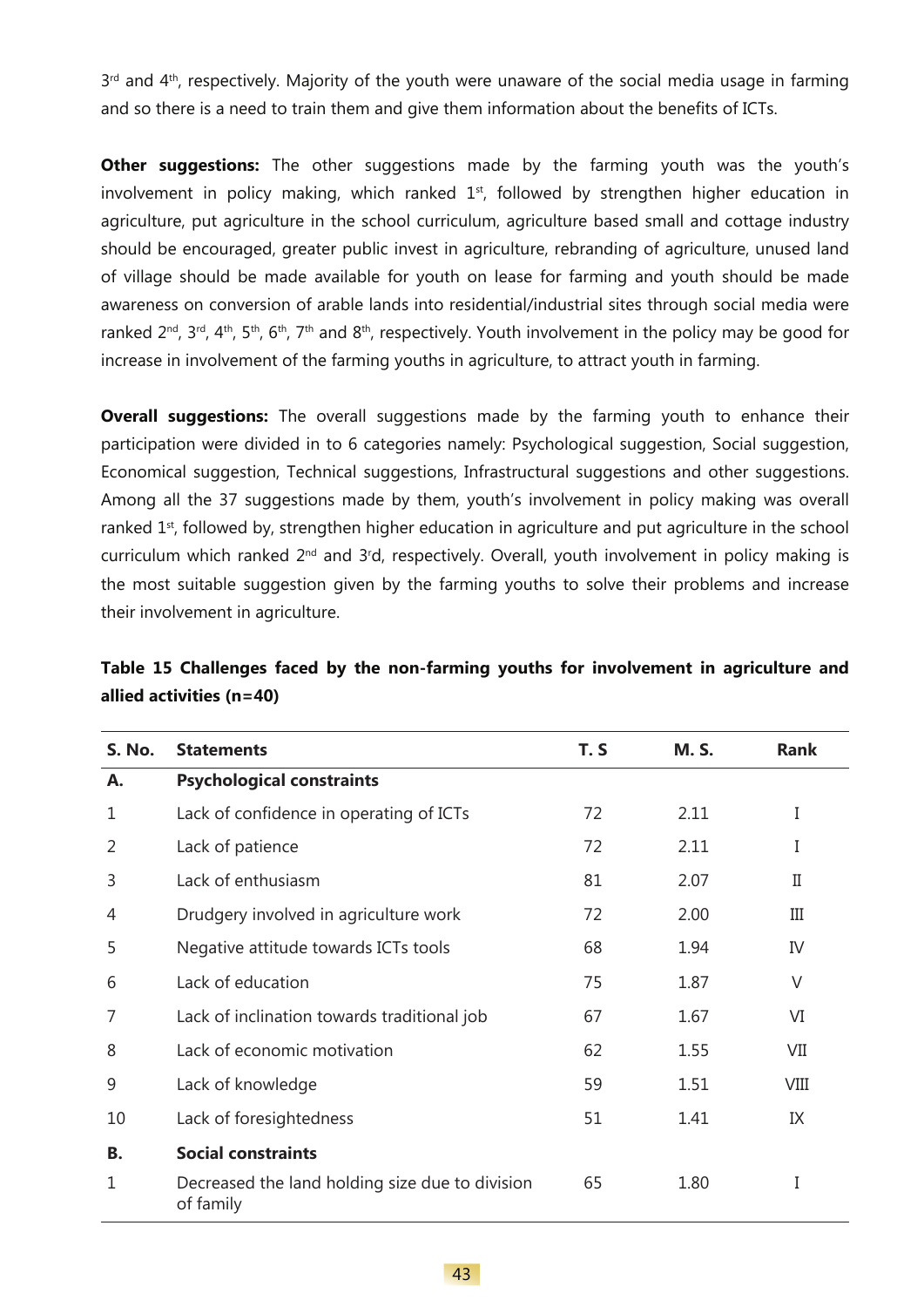3rd and 4th, respectively. Majority of the youth were unaware of the social media usage in farming and so there is a need to train them and give them information about the benefits of ICTs.

**Other suggestions:** The other suggestions made by the farming youth was the youth's involvement in policy making, which ranked 1st, followed by strengthen higher education in agriculture, put agriculture in the school curriculum, agriculture based small and cottage industry should be encouraged, greater public invest in agriculture, rebranding of agriculture, unused land of village should be made available for youth on lease for farming and youth should be made awareness on conversion of arable lands into residential/industrial sites through social media were ranked 2nd, 3rd, 4th, 5th, 6th, 7th and 8th, respectively. Youth involvement in the policy may be good for increase in involvement of the farming youths in agriculture, to attract youth in farming.

**Overall suggestions:** The overall suggestions made by the farming youth to enhance their participation were divided in to 6 categories namely: Psychological suggestion, Social suggestion, Economical suggestion, Technical suggestions, Infrastructural suggestions and other suggestions. Among all the 37 suggestions made by them, youth's involvement in policy making was overall ranked 1st, followed by, strengthen higher education in agriculture and put agriculture in the school curriculum which ranked 2nd and 3rd, respectively. Overall, youth involvement in policy making is the most suitable suggestion given by the farming youths to solve their problems and increase their involvement in agriculture.

**Table 15 Challenges faced by the non-farming youths for involvement in agriculture and allied activities (n=40)**

| S. No. | Statements | T. S | M. S. | Rank |
|---|---|---|---|---|
| **A.** | **Psychological constraints** | | | |
| 1 | Lack of confidence in operating of ICTs | 72 | 2.11 | I |
| 2 | Lack of patience | 72 | 2.11 | I |
| 3 | Lack of enthusiasm | 81 | 2.07 | II |
| 4 | Drudgery involved in agriculture work | 72 | 2.00 | III |
| 5 | Negative attitude towards ICTs tools | 68 | 1.94 | IV |
| 6 | Lack of education | 75 | 1.87 | V |
| 7 | Lack of inclination towards traditional job | 67 | 1.67 | VI |
| 8 | Lack of economic motivation | 62 | 1.55 | VII |
| 9 | Lack of knowledge | 59 | 1.51 | VIII |
| 10 | Lack of foresightedness | 51 | 1.41 | IX |
| **B.** | **Social constraints** | | | |
| 1 | Decreased the land holding size due to division of family | 65 | 1.80 | I |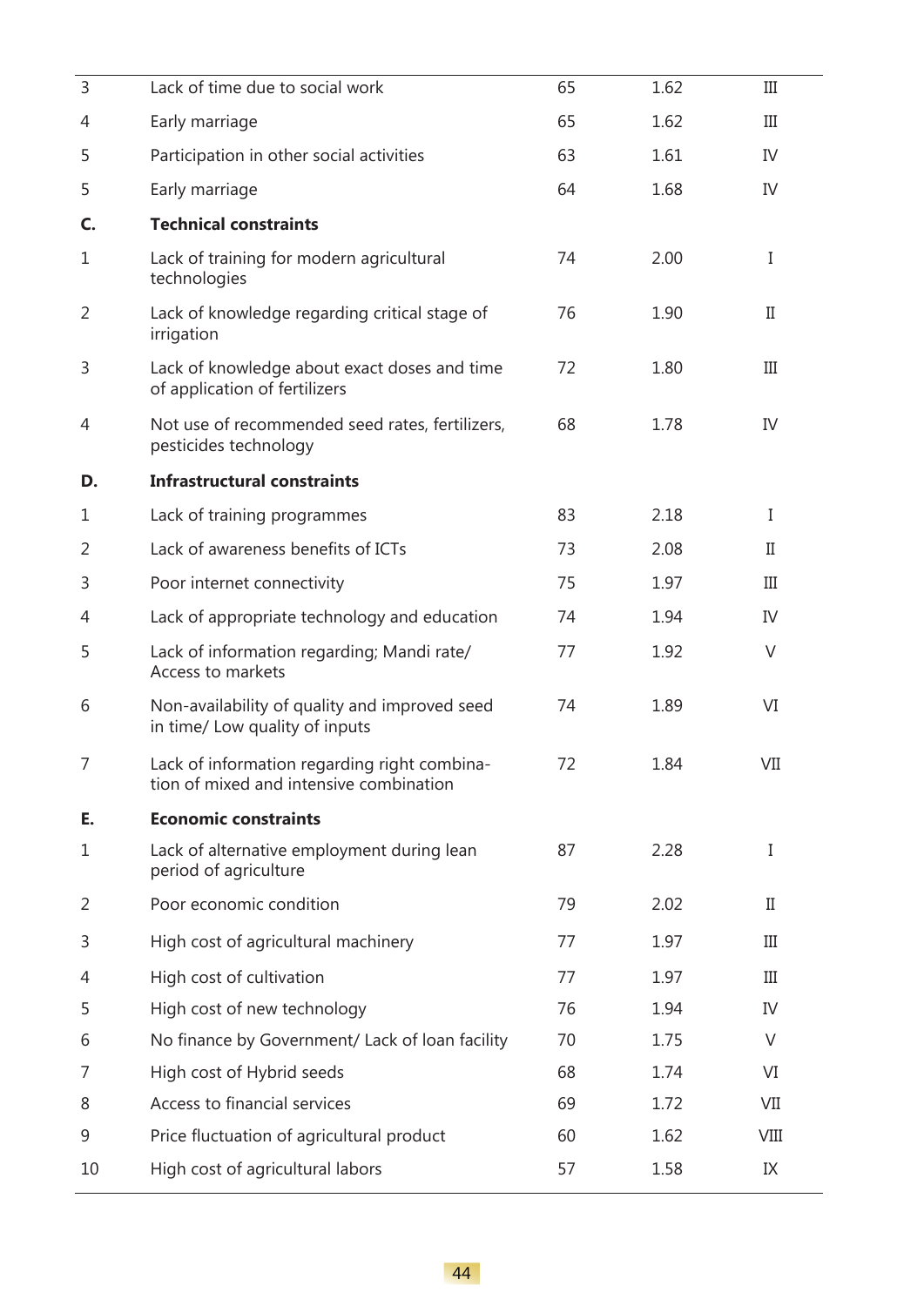| | | | | |
|---|---|---|---|---|
| 3 | Lack of time due to social work | 65 | 1.62 | III |
| 4 | Early marriage | 65 | 1.62 | III |
| 5 | Participation in other social activities | 63 | 1.61 | IV |
| 5 | Early marriage | 64 | 1.68 | IV |
| **C.** | **Technical constraints** | | | |
| 1 | Lack of training for modern agricultural technologies | 74 | 2.00 | I |
| 2 | Lack of knowledge regarding critical stage of irrigation | 76 | 1.90 | II |
| 3 | Lack of knowledge about exact doses and time of application of fertilizers | 72 | 1.80 | III |
| 4 | Not use of recommended seed rates, fertilizers, pesticides technology | 68 | 1.78 | IV |
| **D.** | **Infrastructural constraints** | | | |
| 1 | Lack of training programmes | 83 | 2.18 | I |
| 2 | Lack of awareness benefits of ICTs | 73 | 2.08 | II |
| 3 | Poor internet connectivity | 75 | 1.97 | III |
| 4 | Lack of appropriate technology and education | 74 | 1.94 | IV |
| 5 | Lack of information regarding; Mandi rate/ Access to markets | 77 | 1.92 | V |
| 6 | Non-availability of quality and improved seed in time/ Low quality of inputs | 74 | 1.89 | VI |
| 7 | Lack of information regarding right combination of mixed and intensive combination | 72 | 1.84 | VII |
| **E.** | **Economic constraints** | | | |
| 1 | Lack of alternative employment during lean period of agriculture | 87 | 2.28 | I |
| 2 | Poor economic condition | 79 | 2.02 | II |
| 3 | High cost of agricultural machinery | 77 | 1.97 | III |
| 4 | High cost of cultivation | 77 | 1.97 | III |
| 5 | High cost of new technology | 76 | 1.94 | IV |
| 6 | No finance by Government/ Lack of loan facility | 70 | 1.75 | V |
| 7 | High cost of Hybrid seeds | 68 | 1.74 | VI |
| 8 | Access to financial services | 69 | 1.72 | VII |
| 9 | Price fluctuation of agricultural product | 60 | 1.62 | VIII |
| 10 | High cost of agricultural labors | 57 | 1.58 | IX |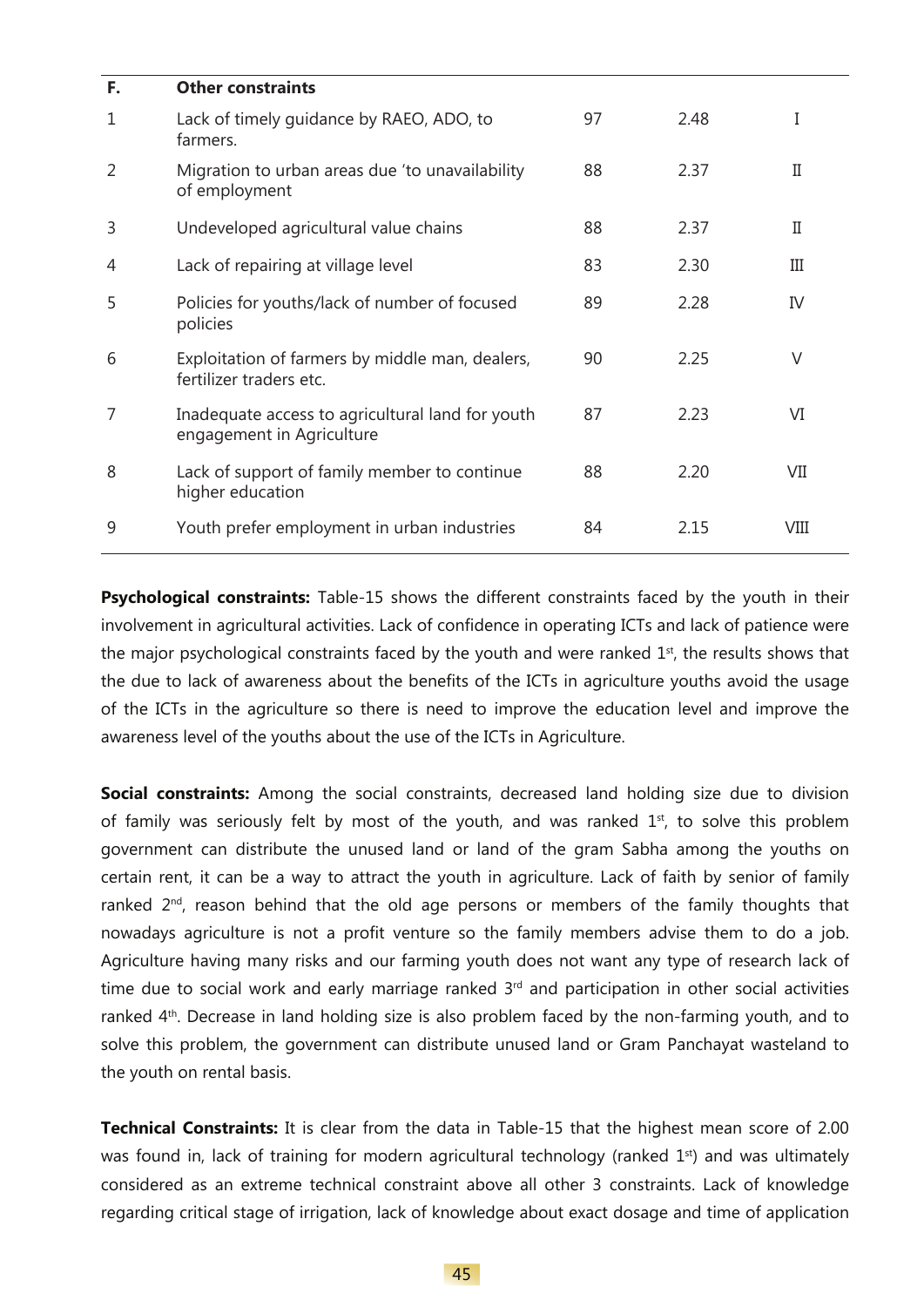| F. | Other constraints | | | |
|---|---|---|---|---|
| 1 | Lack of timely guidance by RAEO, ADO, to farmers. | 97 | 2.48 | I |
| 2 | Migration to urban areas due 'to unavailability of employment | 88 | 2.37 | II |
| 3 | Undeveloped agricultural value chains | 88 | 2.37 | II |
| 4 | Lack of repairing at village level | 83 | 2.30 | III |
| 5 | Policies for youths/lack of number of focused policies | 89 | 2.28 | IV |
| 6 | Exploitation of farmers by middle man, dealers, fertilizer traders etc. | 90 | 2.25 | V |
| 7 | Inadequate access to agricultural land for youth engagement in Agriculture | 87 | 2.23 | VI |
| 8 | Lack of support of family member to continue higher education | 88 | 2.20 | VII |
| 9 | Youth prefer employment in urban industries | 84 | 2.15 | VIII |

**Psychological constraints:** Table-15 shows the different constraints faced by the youth in their involvement in agricultural activities. Lack of confidence in operating ICTs and lack of patience were the major psychological constraints faced by the youth and were ranked 1st, the results shows that the due to lack of awareness about the benefits of the ICTs in agriculture youths avoid the usage of the ICTs in the agriculture so there is need to improve the education level and improve the awareness level of the youths about the use of the ICTs in Agriculture.

**Social constraints:** Among the social constraints, decreased land holding size due to division of family was seriously felt by most of the youth, and was ranked 1st, to solve this problem government can distribute the unused land or land of the gram Sabha among the youths on certain rent, it can be a way to attract the youth in agriculture. Lack of faith by senior of family ranked 2nd, reason behind that the old age persons or members of the family thoughts that nowadays agriculture is not a profit venture so the family members advise them to do a job. Agriculture having many risks and our farming youth does not want any type of research lack of time due to social work and early marriage ranked 3rd and participation in other social activities ranked 4th. Decrease in land holding size is also problem faced by the non-farming youth, and to solve this problem, the government can distribute unused land or Gram Panchayat wasteland to the youth on rental basis.

**Technical Constraints:** It is clear from the data in Table-15 that the highest mean score of 2.00 was found in, lack of training for modern agricultural technology (ranked 1st) and was ultimately considered as an extreme technical constraint above all other 3 constraints. Lack of knowledge regarding critical stage of irrigation, lack of knowledge about exact dosage and time of application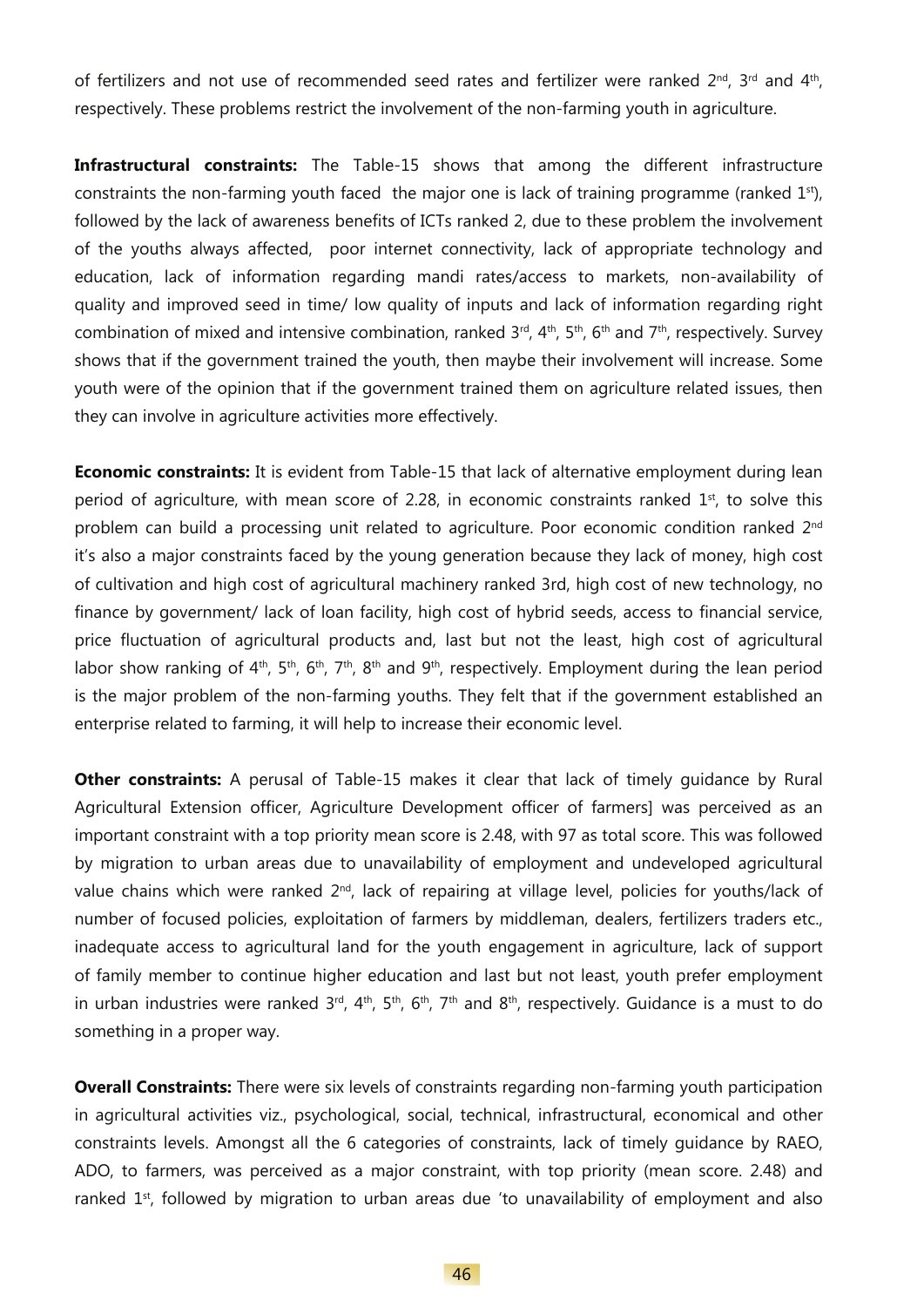of fertilizers and not use of recommended seed rates and fertilizer were ranked 2nd, 3rd and 4th, respectively. These problems restrict the involvement of the non-farming youth in agriculture.

**Infrastructural constraints:** The Table-15 shows that among the different infrastructure constraints the non-farming youth faced the major one is lack of training programme (ranked 1st), followed by the lack of awareness benefits of ICTs ranked 2, due to these problem the involvement of the youths always affected, poor internet connectivity, lack of appropriate technology and education, lack of information regarding mandi rates/access to markets, non-availability of quality and improved seed in time/ low quality of inputs and lack of information regarding right combination of mixed and intensive combination, ranked 3rd, 4th, 5th, 6th and 7th, respectively. Survey shows that if the government trained the youth, then maybe their involvement will increase. Some youth were of the opinion that if the government trained them on agriculture related issues, then they can involve in agriculture activities more effectively.

**Economic constraints:** It is evident from Table-15 that lack of alternative employment during lean period of agriculture, with mean score of 2.28, in economic constraints ranked 1st, to solve this problem can build a processing unit related to agriculture. Poor economic condition ranked 2nd it's also a major constraints faced by the young generation because they lack of money, high cost of cultivation and high cost of agricultural machinery ranked 3rd, high cost of new technology, no finance by government/ lack of loan facility, high cost of hybrid seeds, access to financial service, price fluctuation of agricultural products and, last but not the least, high cost of agricultural labor show ranking of 4th, 5th, 6th, 7th, 8th and 9th, respectively. Employment during the lean period is the major problem of the non-farming youths. They felt that if the government established an enterprise related to farming, it will help to increase their economic level.

**Other constraints:** A perusal of Table-15 makes it clear that lack of timely guidance by Rural Agricultural Extension officer, Agriculture Development officer of farmers] was perceived as an important constraint with a top priority mean score is 2.48, with 97 as total score. This was followed by migration to urban areas due to unavailability of employment and undeveloped agricultural value chains which were ranked 2nd, lack of repairing at village level, policies for youths/lack of number of focused policies, exploitation of farmers by middleman, dealers, fertilizers traders etc., inadequate access to agricultural land for the youth engagement in agriculture, lack of support of family member to continue higher education and last but not least, youth prefer employment in urban industries were ranked 3rd, 4th, 5th, 6th, 7th and 8th, respectively. Guidance is a must to do something in a proper way.

**Overall Constraints:** There were six levels of constraints regarding non-farming youth participation in agricultural activities viz., psychological, social, technical, infrastructural, economical and other constraints levels. Amongst all the 6 categories of constraints, lack of timely guidance by RAEO, ADO, to farmers, was perceived as a major constraint, with top priority (mean score. 2.48) and ranked 1st, followed by migration to urban areas due 'to unavailability of employment and also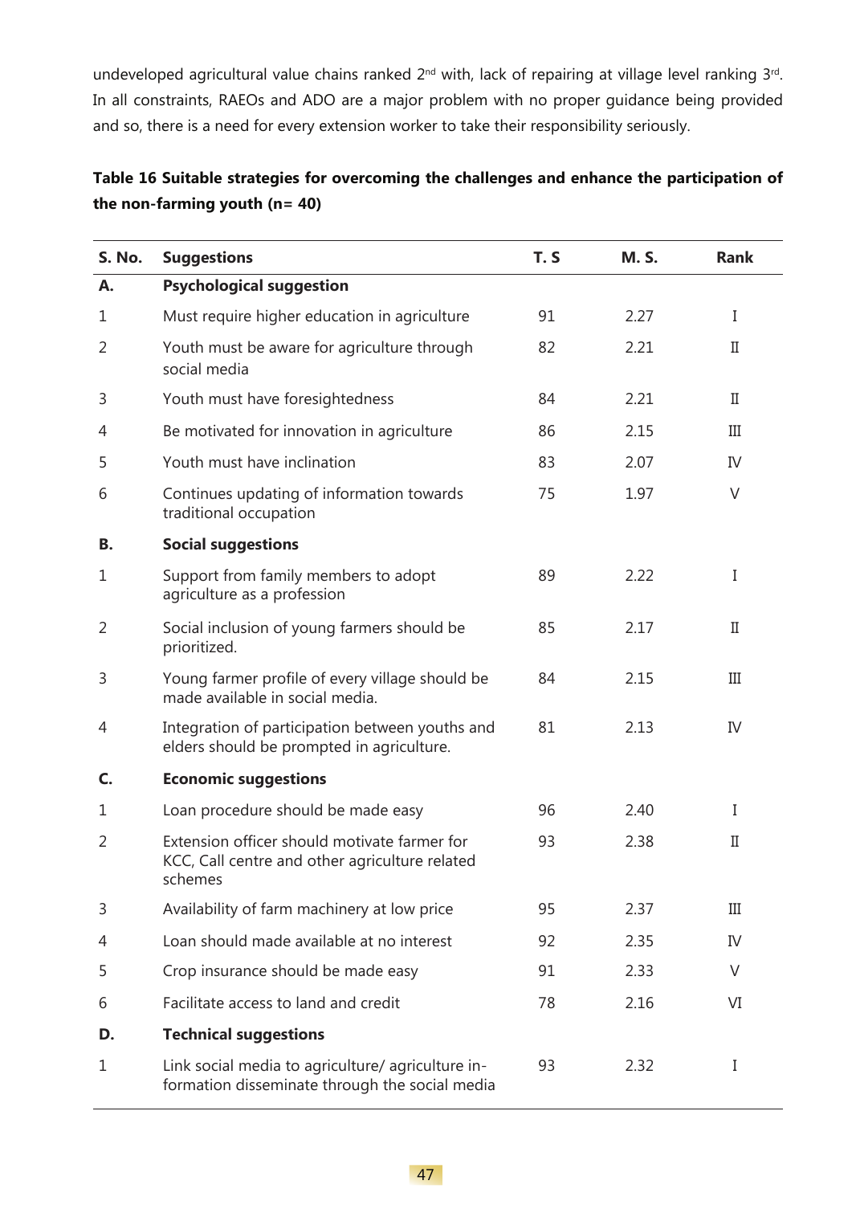undeveloped agricultural value chains ranked 2[nd] with, lack of repairing at village level ranking 3[rd]. In all constraints, RAEOs and ADO are a major problem with no proper guidance being provided and so, there is a need for every extension worker to take their responsibility seriously.

**Table 16 Suitable strategies for overcoming the challenges and enhance the participation of the non-farming youth (n= 40)**

| S. No. | Suggestions | T. S | M. S. | Rank |
|---|---|---|---|---|
| **A.** | **Psychological suggestion** | | | |
| 1 | Must require higher education in agriculture | 91 | 2.27 | I |
| 2 | Youth must be aware for agriculture through social media | 82 | 2.21 | II |
| 3 | Youth must have foresightedness | 84 | 2.21 | II |
| 4 | Be motivated for innovation in agriculture | 86 | 2.15 | III |
| 5 | Youth must have inclination | 83 | 2.07 | IV |
| 6 | Continues updating of information towards traditional occupation | 75 | 1.97 | V |
| **B.** | **Social suggestions** | | | |
| 1 | Support from family members to adopt agriculture as a profession | 89 | 2.22 | I |
| 2 | Social inclusion of young farmers should be prioritized. | 85 | 2.17 | II |
| 3 | Young farmer profile of every village should be made available in social media. | 84 | 2.15 | III |
| 4 | Integration of participation between youths and elders should be prompted in agriculture. | 81 | 2.13 | IV |
| **C.** | **Economic suggestions** | | | |
| 1 | Loan procedure should be made easy | 96 | 2.40 | I |
| 2 | Extension officer should motivate farmer for KCC, Call centre and other agriculture related schemes | 93 | 2.38 | II |
| 3 | Availability of farm machinery at low price | 95 | 2.37 | III |
| 4 | Loan should made available at no interest | 92 | 2.35 | IV |
| 5 | Crop insurance should be made easy | 91 | 2.33 | V |
| 6 | Facilitate access to land and credit | 78 | 2.16 | VI |
| **D.** | **Technical suggestions** | | | |
| 1 | Link social media to agriculture/ agriculture information disseminate through the social media | 93 | 2.32 | I |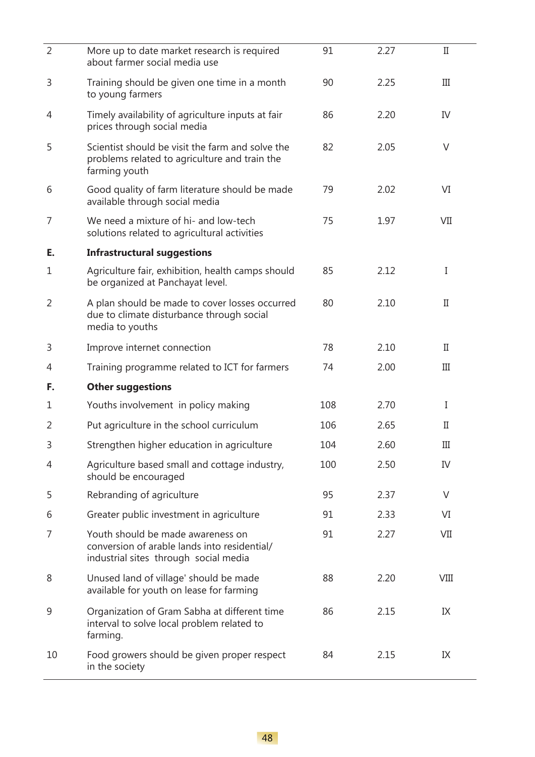| | | | | |
|---|---|---|---|---|
| 2 | More up to date market research is required about farmer social media use | 91 | 2.27 | II |
| 3 | Training should be given one time in a month to young farmers | 90 | 2.25 | III |
| 4 | Timely availability of agriculture inputs at fair prices through social media | 86 | 2.20 | IV |
| 5 | Scientist should be visit the farm and solve the problems related to agriculture and train the farming youth | 82 | 2.05 | V |
| 6 | Good quality of farm literature should be made available through social media | 79 | 2.02 | VI |
| 7 | We need a mixture of hi- and low-tech solutions related to agricultural activities | 75 | 1.97 | VII |
| **E.** | **Infrastructural suggestions** | | | |
| 1 | Agriculture fair, exhibition, health camps should be organized at Panchayat level. | 85 | 2.12 | I |
| 2 | A plan should be made to cover losses occurred due to climate disturbance through social media to youths | 80 | 2.10 | II |
| 3 | Improve internet connection | 78 | 2.10 | II |
| 4 | Training programme related to ICT for farmers | 74 | 2.00 | III |
| **F.** | **Other suggestions** | | | |
| 1 | Youths involvement in policy making | 108 | 2.70 | I |
| 2 | Put agriculture in the school curriculum | 106 | 2.65 | II |
| 3 | Strengthen higher education in agriculture | 104 | 2.60 | III |
| 4 | Agriculture based small and cottage industry, should be encouraged | 100 | 2.50 | IV |
| 5 | Rebranding of agriculture | 95 | 2.37 | V |
| 6 | Greater public investment in agriculture | 91 | 2.33 | VI |
| 7 | Youth should be made awareness on conversion of arable lands into residential/ industrial sites through social media | 91 | 2.27 | VII |
| 8 | Unused land of village' should be made available for youth on lease for farming | 88 | 2.20 | VIII |
| 9 | Organization of Gram Sabha at different time interval to solve local problem related to farming. | 86 | 2.15 | IX |
| 10 | Food growers should be given proper respect in the society | 84 | 2.15 | IX |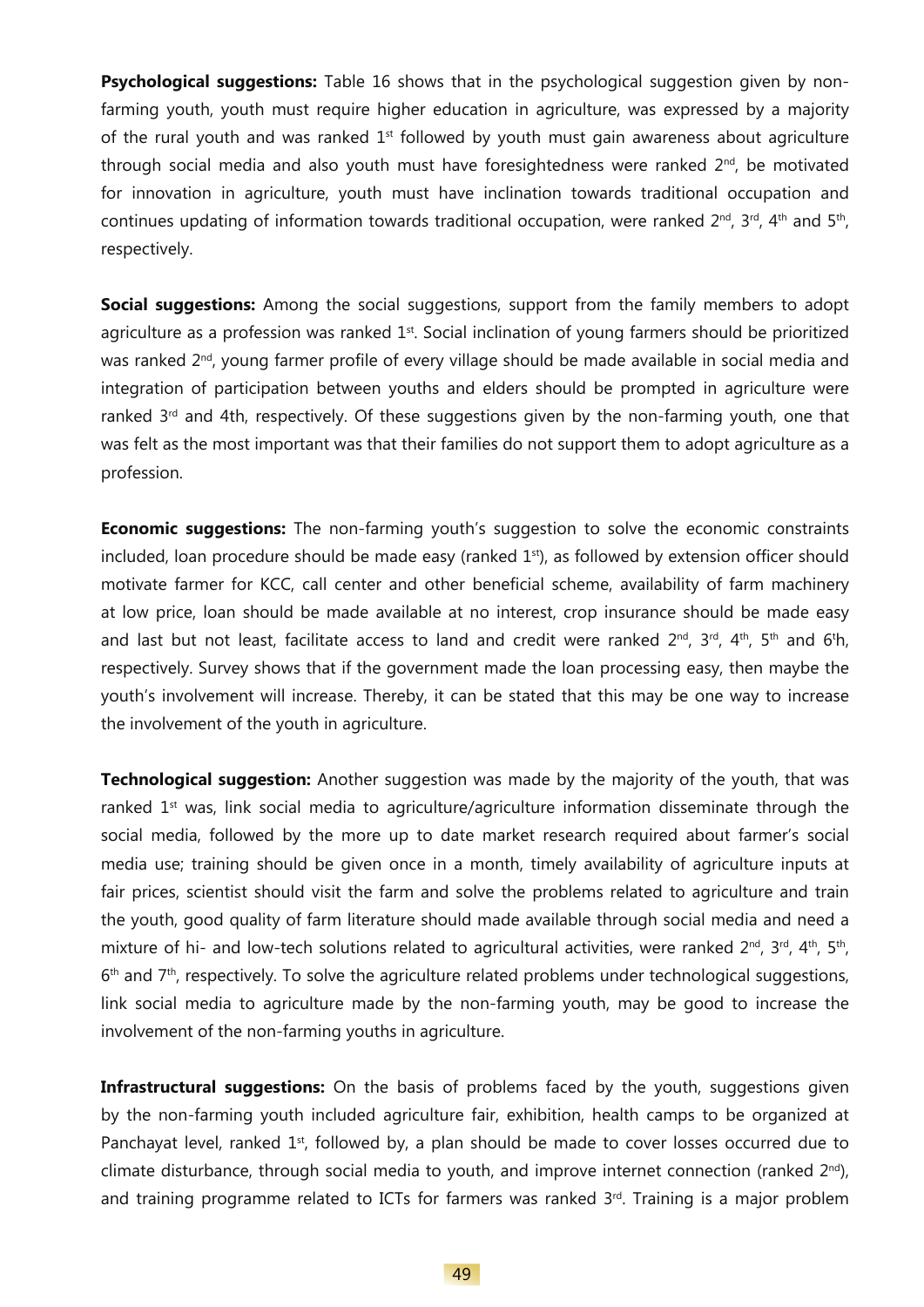**Psychological suggestions:** Table 16 shows that in the psychological suggestion given by non-farming youth, youth must require higher education in agriculture, was expressed by a majority of the rural youth and was ranked 1st followed by youth must gain awareness about agriculture through social media and also youth must have foresightedness were ranked 2nd, be motivated for innovation in agriculture, youth must have inclination towards traditional occupation and continues updating of information towards traditional occupation, were ranked 2nd, 3rd, 4th and 5th, respectively.

**Social suggestions:** Among the social suggestions, support from the family members to adopt agriculture as a profession was ranked 1st. Social inclination of young farmers should be prioritized was ranked 2nd, young farmer profile of every village should be made available in social media and integration of participation between youths and elders should be prompted in agriculture were ranked 3rd and 4th, respectively. Of these suggestions given by the non-farming youth, one that was felt as the most important was that their families do not support them to adopt agriculture as a profession.

**Economic suggestions:** The non-farming youth's suggestion to solve the economic constraints included, loan procedure should be made easy (ranked 1st), as followed by extension officer should motivate farmer for KCC, call center and other beneficial scheme, availability of farm machinery at low price, loan should be made available at no interest, crop insurance should be made easy and last but not least, facilitate access to land and credit were ranked 2nd, 3rd, 4th, 5th and 6th, respectively. Survey shows that if the government made the loan processing easy, then maybe the youth's involvement will increase. Thereby, it can be stated that this may be one way to increase the involvement of the youth in agriculture.

**Technological suggestion:** Another suggestion was made by the majority of the youth, that was ranked 1st was, link social media to agriculture/agriculture information disseminate through the social media, followed by the more up to date market research required about farmer's social media use; training should be given once in a month, timely availability of agriculture inputs at fair prices, scientist should visit the farm and solve the problems related to agriculture and train the youth, good quality of farm literature should made available through social media and need a mixture of hi- and low-tech solutions related to agricultural activities, were ranked 2nd, 3rd, 4th, 5th, 6th and 7th, respectively. To solve the agriculture related problems under technological suggestions, link social media to agriculture made by the non-farming youth, may be good to increase the involvement of the non-farming youths in agriculture.

**Infrastructural suggestions:** On the basis of problems faced by the youth, suggestions given by the non-farming youth included agriculture fair, exhibition, health camps to be organized at Panchayat level, ranked 1st, followed by, a plan should be made to cover losses occurred due to climate disturbance, through social media to youth, and improve internet connection (ranked 2nd), and training programme related to ICTs for farmers was ranked 3rd. Training is a major problem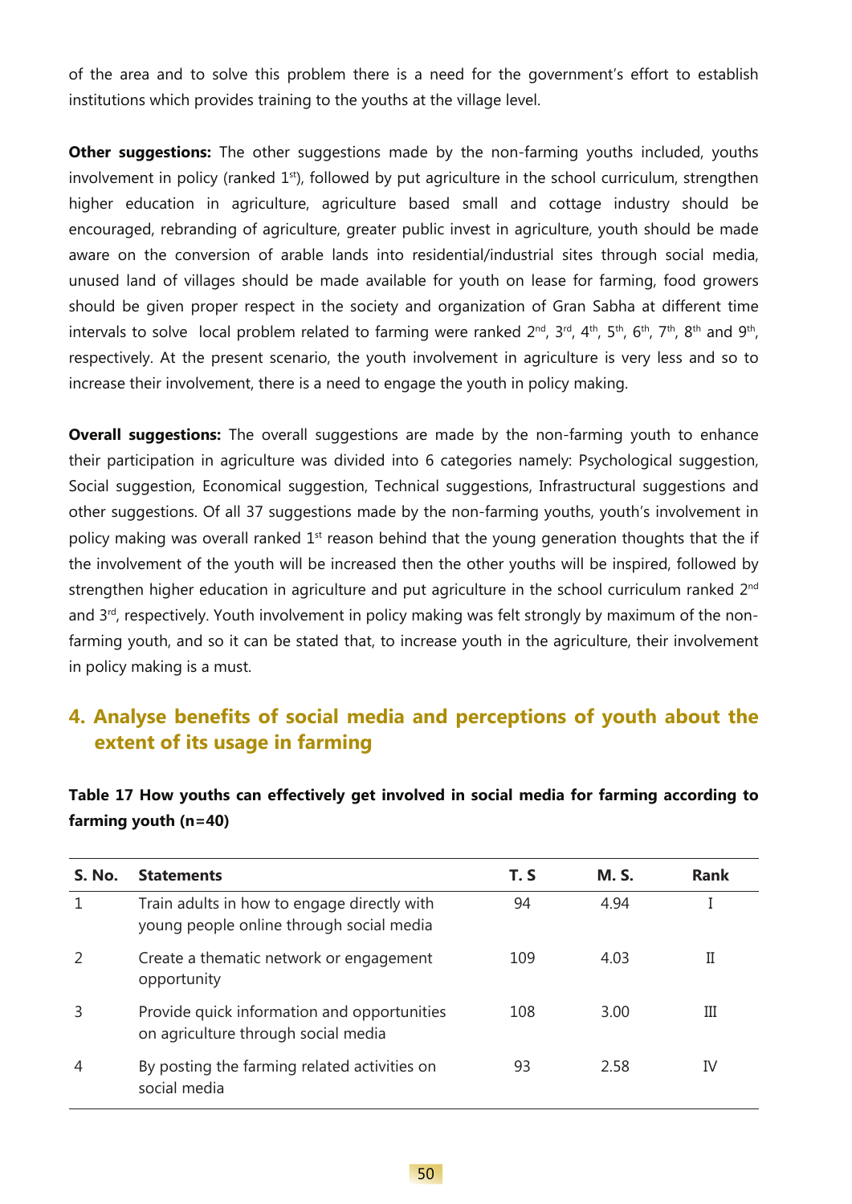of the area and to solve this problem there is a need for the government's effort to establish institutions which provides training to the youths at the village level.

**Other suggestions:** The other suggestions made by the non-farming youths included, youths involvement in policy (ranked 1st), followed by put agriculture in the school curriculum, strengthen higher education in agriculture, agriculture based small and cottage industry should be encouraged, rebranding of agriculture, greater public invest in agriculture, youth should be made aware on the conversion of arable lands into residential/industrial sites through social media, unused land of villages should be made available for youth on lease for farming, food growers should be given proper respect in the society and organization of Gran Sabha at different time intervals to solve local problem related to farming were ranked 2nd, 3rd, 4th, 5th, 6th, 7th, 8th and 9th, respectively. At the present scenario, the youth involvement in agriculture is very less and so to increase their involvement, there is a need to engage the youth in policy making.

**Overall suggestions:** The overall suggestions are made by the non-farming youth to enhance their participation in agriculture was divided into 6 categories namely: Psychological suggestion, Social suggestion, Economical suggestion, Technical suggestions, Infrastructural suggestions and other suggestions. Of all 37 suggestions made by the non-farming youths, youth's involvement in policy making was overall ranked 1st reason behind that the young generation thoughts that the if the involvement of the youth will be increased then the other youths will be inspired, followed by strengthen higher education in agriculture and put agriculture in the school curriculum ranked 2nd and 3rd, respectively. Youth involvement in policy making was felt strongly by maximum of the non-farming youth, and so it can be stated that, to increase youth in the agriculture, their involvement in policy making is a must.

## 4. Analyse benefits of social media and perceptions of youth about the extent of its usage in farming

**Table 17 How youths can effectively get involved in social media for farming according to farming youth (n=40)**

| S. No. | Statements | T. S | M. S. | Rank |
|---|---|---|---|---|
| 1 | Train adults in how to engage directly with young people online through social media | 94 | 4.94 | I |
| 2 | Create a thematic network or engagement opportunity | 109 | 4.03 | II |
| 3 | Provide quick information and opportunities on agriculture through social media | 108 | 3.00 | III |
| 4 | By posting the farming related activities on social media | 93 | 2.58 | IV |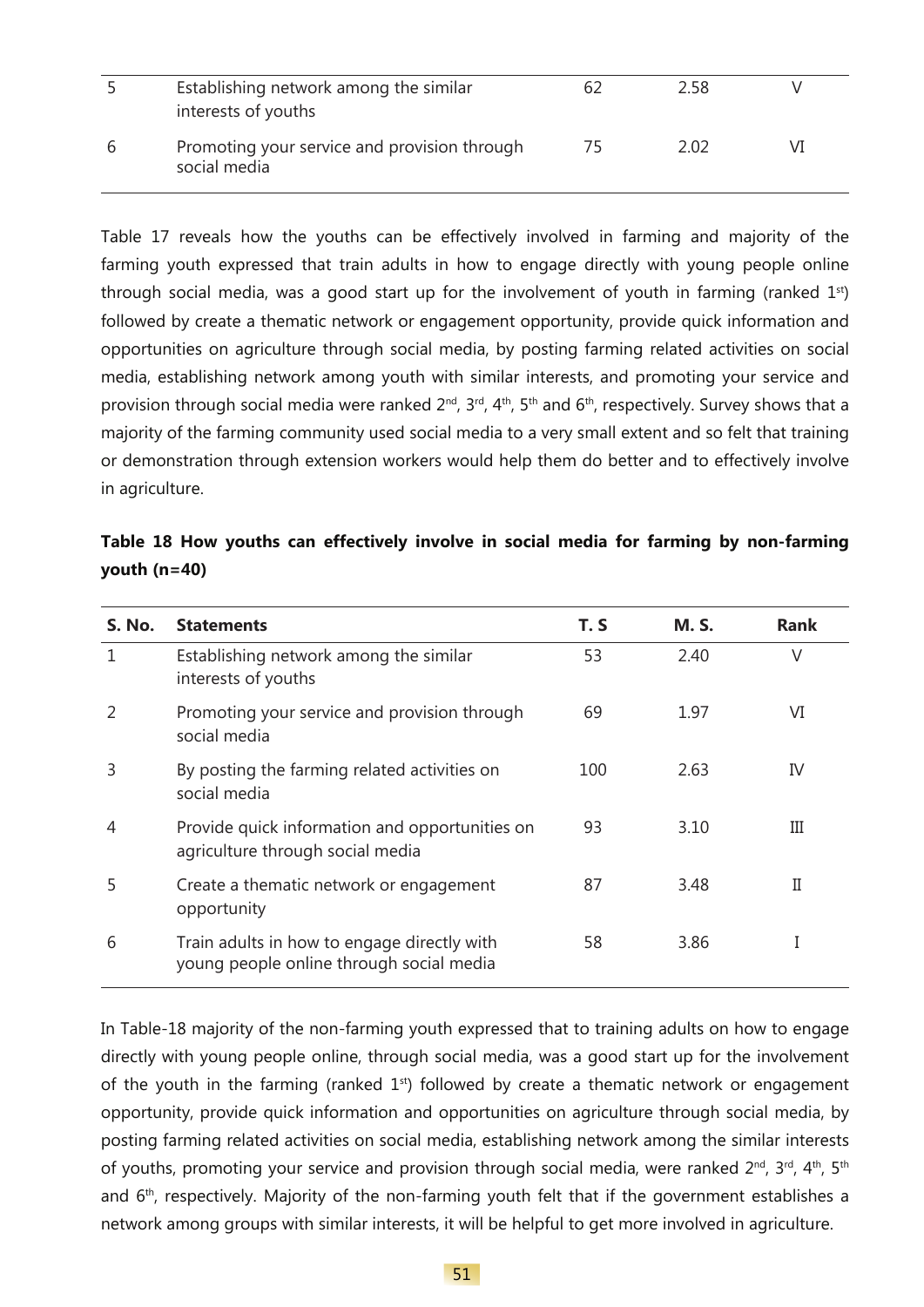| 5 | Establishing network among the similar interests of youths | 62 | 2.58 | V |
|---|---|---|---|---|
| 6 | Promoting your service and provision through social media | 75 | 2.02 | VI |

Table 17 reveals how the youths can be effectively involved in farming and majority of the farming youth expressed that train adults in how to engage directly with young people online through social media, was a good start up for the involvement of youth in farming (ranked 1st) followed by create a thematic network or engagement opportunity, provide quick information and opportunities on agriculture through social media, by posting farming related activities on social media, establishing network among youth with similar interests, and promoting your service and provision through social media were ranked 2nd, 3rd, 4th, 5th and 6th, respectively. Survey shows that a majority of the farming community used social media to a very small extent and so felt that training or demonstration through extension workers would help them do better and to effectively involve in agriculture.

**Table 18 How youths can effectively involve in social media for farming by non-farming youth (n=40)**

| S. No. | Statements | T. S | M. S. | Rank |
|---|---|---|---|---|
| 1 | Establishing network among the similar interests of youths | 53 | 2.40 | V |
| 2 | Promoting your service and provision through social media | 69 | 1.97 | VI |
| 3 | By posting the farming related activities on social media | 100 | 2.63 | IV |
| 4 | Provide quick information and opportunities on agriculture through social media | 93 | 3.10 | III |
| 5 | Create a thematic network or engagement opportunity | 87 | 3.48 | II |
| 6 | Train adults in how to engage directly with young people online through social media | 58 | 3.86 | I |

In Table-18 majority of the non-farming youth expressed that to training adults on how to engage directly with young people online, through social media, was a good start up for the involvement of the youth in the farming (ranked 1st) followed by create a thematic network or engagement opportunity, provide quick information and opportunities on agriculture through social media, by posting farming related activities on social media, establishing network among the similar interests of youths, promoting your service and provision through social media, were ranked 2nd, 3rd, 4th, 5th and 6th, respectively. Majority of the non-farming youth felt that if the government establishes a network among groups with similar interests, it will be helpful to get more involved in agriculture.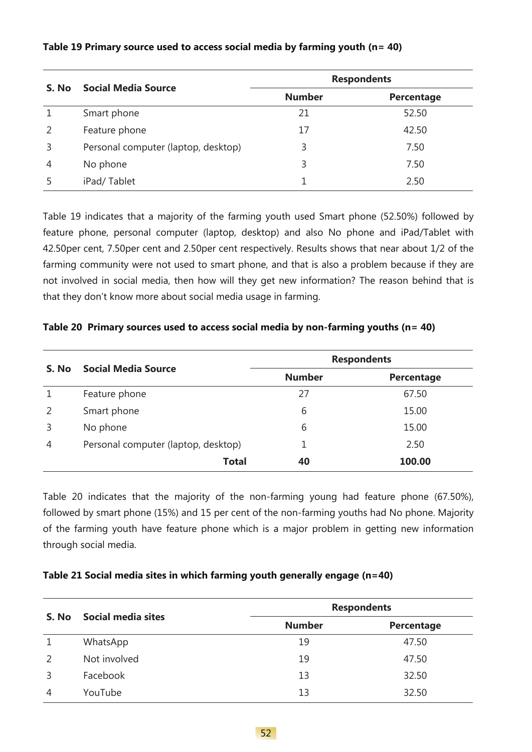**Table 19 Primary source used to access social media by farming youth (n= 40)**

| S. No | Social Media Source | Respondents | |
|---|---|---|---|
| | | Number | Percentage |
| 1 | Smart phone | 21 | 52.50 |
| 2 | Feature phone | 17 | 42.50 |
| 3 | Personal computer (laptop, desktop) | 3 | 7.50 |
| 4 | No phone | 3 | 7.50 |
| 5 | iPad/ Tablet | 1 | 2.50 |

Table 19 indicates that a majority of the farming youth used Smart phone (52.50%) followed by feature phone, personal computer (laptop, desktop) and also No phone and iPad/Tablet with 42.50per cent, 7.50per cent and 2.50per cent respectively. Results shows that near about 1/2 of the farming community were not used to smart phone, and that is also a problem because if they are not involved in social media, then how will they get new information? The reason behind that is that they don't know more about social media usage in farming.

**Table 20 Primary sources used to access social media by non-farming youths (n= 40)**

| S. No | Social Media Source | Respondents | |
|---|---|---|---|
| | | Number | Percentage |
| 1 | Feature phone | 27 | 67.50 |
| 2 | Smart phone | 6 | 15.00 |
| 3 | No phone | 6 | 15.00 |
| 4 | Personal computer (laptop, desktop) | 1 | 2.50 |
| | **Total** | **40** | **100.00** |

Table 20 indicates that the majority of the non-farming young had feature phone (67.50%), followed by smart phone (15%) and 15 per cent of the non-farming youths had No phone. Majority of the farming youth have feature phone which is a major problem in getting new information through social media.

**Table 21 Social media sites in which farming youth generally engage (n=40)**

| S. No | Social media sites | Respondents | |
|---|---|---|---|
| | | Number | Percentage |
| 1 | WhatsApp | 19 | 47.50 |
| 2 | Not involved | 19 | 47.50 |
| 3 | Facebook | 13 | 32.50 |
| 4 | YouTube | 13 | 32.50 |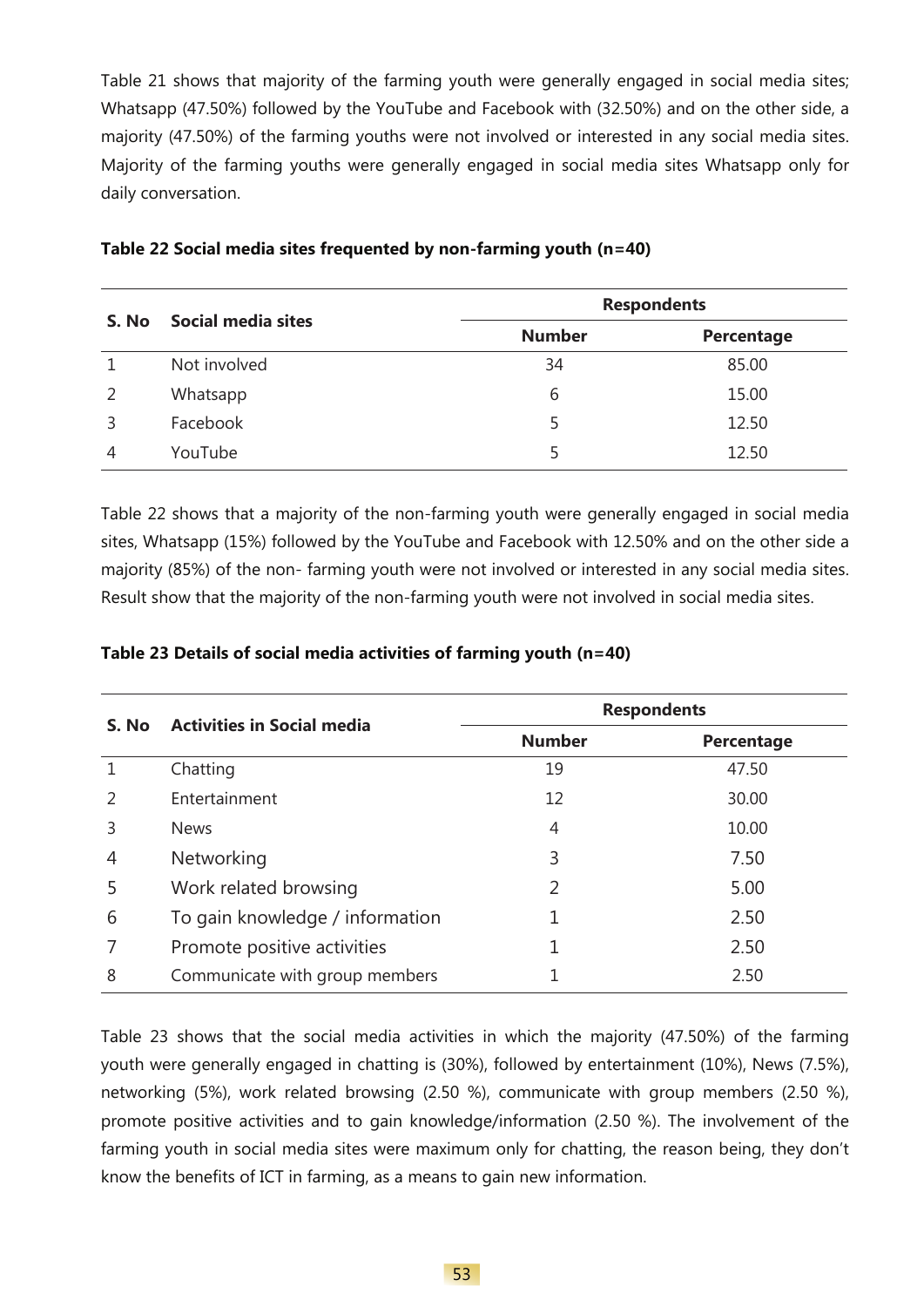Table 21 shows that majority of the farming youth were generally engaged in social media sites; Whatsapp (47.50%) followed by the YouTube and Facebook with (32.50%) and on the other side, a majority (47.50%) of the farming youths were not involved or interested in any social media sites. Majority of the farming youths were generally engaged in social media sites Whatsapp only for daily conversation.

**Table 22 Social media sites frequented by non-farming youth (n=40)**

| S. No | Social media sites | Respondents | |
|---|---|---|---|
| | | Number | Percentage |
| 1 | Not involved | 34 | 85.00 |
| 2 | Whatsapp | 6 | 15.00 |
| 3 | Facebook | 5 | 12.50 |
| 4 | YouTube | 5 | 12.50 |

Table 22 shows that a majority of the non-farming youth were generally engaged in social media sites, Whatsapp (15%) followed by the YouTube and Facebook with 12.50% and on the other side a majority (85%) of the non- farming youth were not involved or interested in any social media sites. Result show that the majority of the non-farming youth were not involved in social media sites.

**Table 23 Details of social media activities of farming youth (n=40)**

| S. No | Activities in Social media | Respondents | |
|---|---|---|---|
| | | Number | Percentage |
| 1 | Chatting | 19 | 47.50 |
| 2 | Entertainment | 12 | 30.00 |
| 3 | News | 4 | 10.00 |
| 4 | Networking | 3 | 7.50 |
| 5 | Work related browsing | 2 | 5.00 |
| 6 | To gain knowledge / information | 1 | 2.50 |
| 7 | Promote positive activities | 1 | 2.50 |
| 8 | Communicate with group members | 1 | 2.50 |

Table 23 shows that the social media activities in which the majority (47.50%) of the farming youth were generally engaged in chatting is (30%), followed by entertainment (10%), News (7.5%), networking (5%), work related browsing (2.50 %), communicate with group members (2.50 %), promote positive activities and to gain knowledge/information (2.50 %). The involvement of the farming youth in social media sites were maximum only for chatting, the reason being, they don't know the benefits of ICT in farming, as a means to gain new information.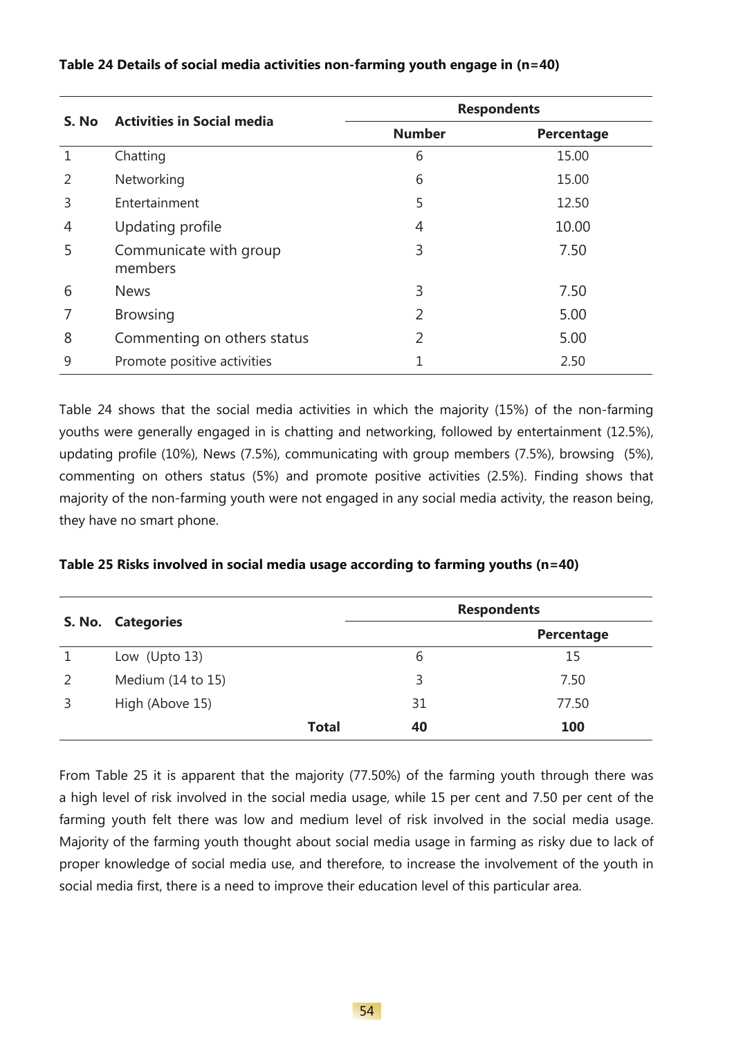**Table 24 Details of social media activities non-farming youth engage in (n=40)**

| S. No | Activities in Social media | Respondents | |
|---|---|---|---|
| | | Number | Percentage |
| 1 | Chatting | 6 | 15.00 |
| 2 | Networking | 6 | 15.00 |
| 3 | Entertainment | 5 | 12.50 |
| 4 | Updating profile | 4 | 10.00 |
| 5 | Communicate with group members | 3 | 7.50 |
| 6 | News | 3 | 7.50 |
| 7 | Browsing | 2 | 5.00 |
| 8 | Commenting on others status | 2 | 5.00 |
| 9 | Promote positive activities | 1 | 2.50 |

Table 24 shows that the social media activities in which the majority (15%) of the non-farming youths were generally engaged in is chatting and networking, followed by entertainment (12.5%), updating profile (10%), News (7.5%), communicating with group members (7.5%), browsing (5%), commenting on others status (5%) and promote positive activities (2.5%). Finding shows that majority of the non-farming youth were not engaged in any social media activity, the reason being, they have no smart phone.

**Table 25 Risks involved in social media usage according to farming youths (n=40)**

| S. No. | Categories | Respondents | |
|---|---|---|---|
| | | | Percentage |
| 1 | Low (Upto 13) | 6 | 15 |
| 2 | Medium (14 to 15) | 3 | 7.50 |
| 3 | High (Above 15) | 31 | 77.50 |
| | **Total** | **40** | **100** |

From Table 25 it is apparent that the majority (77.50%) of the farming youth through there was a high level of risk involved in the social media usage, while 15 per cent and 7.50 per cent of the farming youth felt there was low and medium level of risk involved in the social media usage. Majority of the farming youth thought about social media usage in farming as risky due to lack of proper knowledge of social media use, and therefore, to increase the involvement of the youth in social media first, there is a need to improve their education level of this particular area.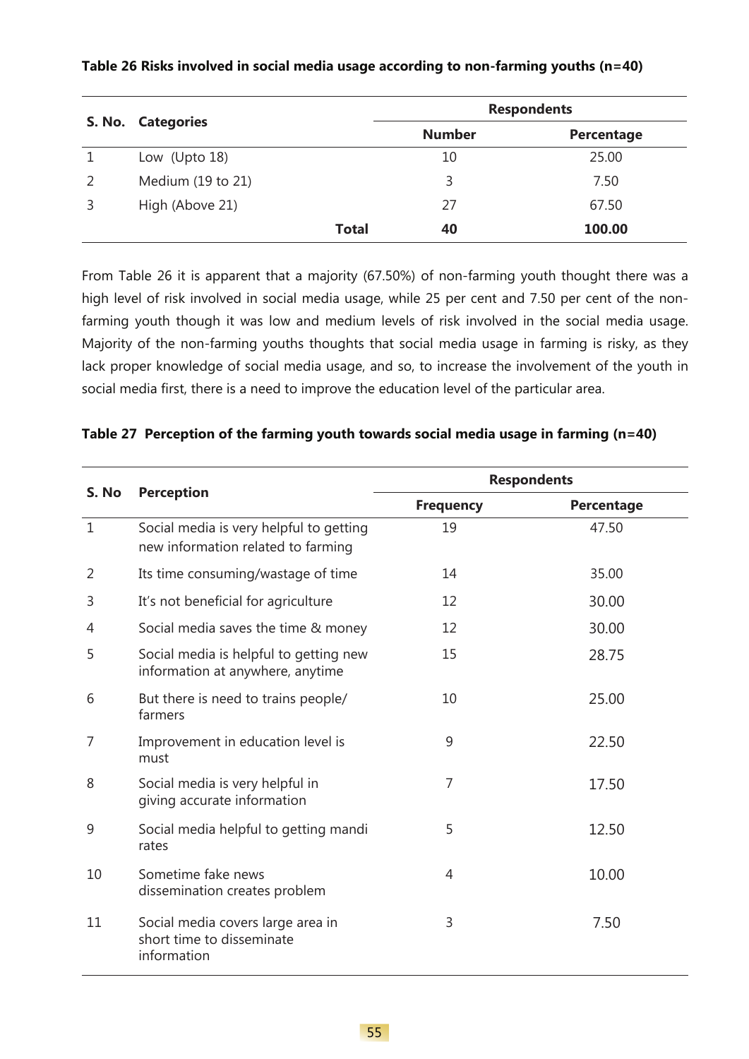**Table 26 Risks involved in social media usage according to non-farming youths (n=40)**

| S. No. | Categories | Respondents | |
|---|---|---|---|
| | | Number | Percentage |
| 1 | Low (Upto 18) | 10 | 25.00 |
| 2 | Medium (19 to 21) | 3 | 7.50 |
| 3 | High (Above 21) | 27 | 67.50 |
| | **Total** | **40** | **100.00** |

From Table 26 it is apparent that a majority (67.50%) of non-farming youth thought there was a high level of risk involved in social media usage, while 25 per cent and 7.50 per cent of the non-farming youth though it was low and medium levels of risk involved in the social media usage. Majority of the non-farming youths thoughts that social media usage in farming is risky, as they lack proper knowledge of social media usage, and so, to increase the involvement of the youth in social media first, there is a need to improve the education level of the particular area.

**Table 27 Perception of the farming youth towards social media usage in farming (n=40)**

| S. No | Perception | Respondents | |
|---|---|---|---|
| | | Frequency | Percentage |
| 1 | Social media is very helpful to getting new information related to farming | 19 | 47.50 |
| 2 | Its time consuming/wastage of time | 14 | 35.00 |
| 3 | It's not beneficial for agriculture | 12 | 30.00 |
| 4 | Social media saves the time & money | 12 | 30.00 |
| 5 | Social media is helpful to getting new information at anywhere, anytime | 15 | 28.75 |
| 6 | But there is need to trains people/ farmers | 10 | 25.00 |
| 7 | Improvement in education level is must | 9 | 22.50 |
| 8 | Social media is very helpful in giving accurate information | 7 | 17.50 |
| 9 | Social media helpful to getting mandi rates | 5 | 12.50 |
| 10 | Sometime fake news dissemination creates problem | 4 | 10.00 |
| 11 | Social media covers large area in short time to disseminate information | 3 | 7.50 |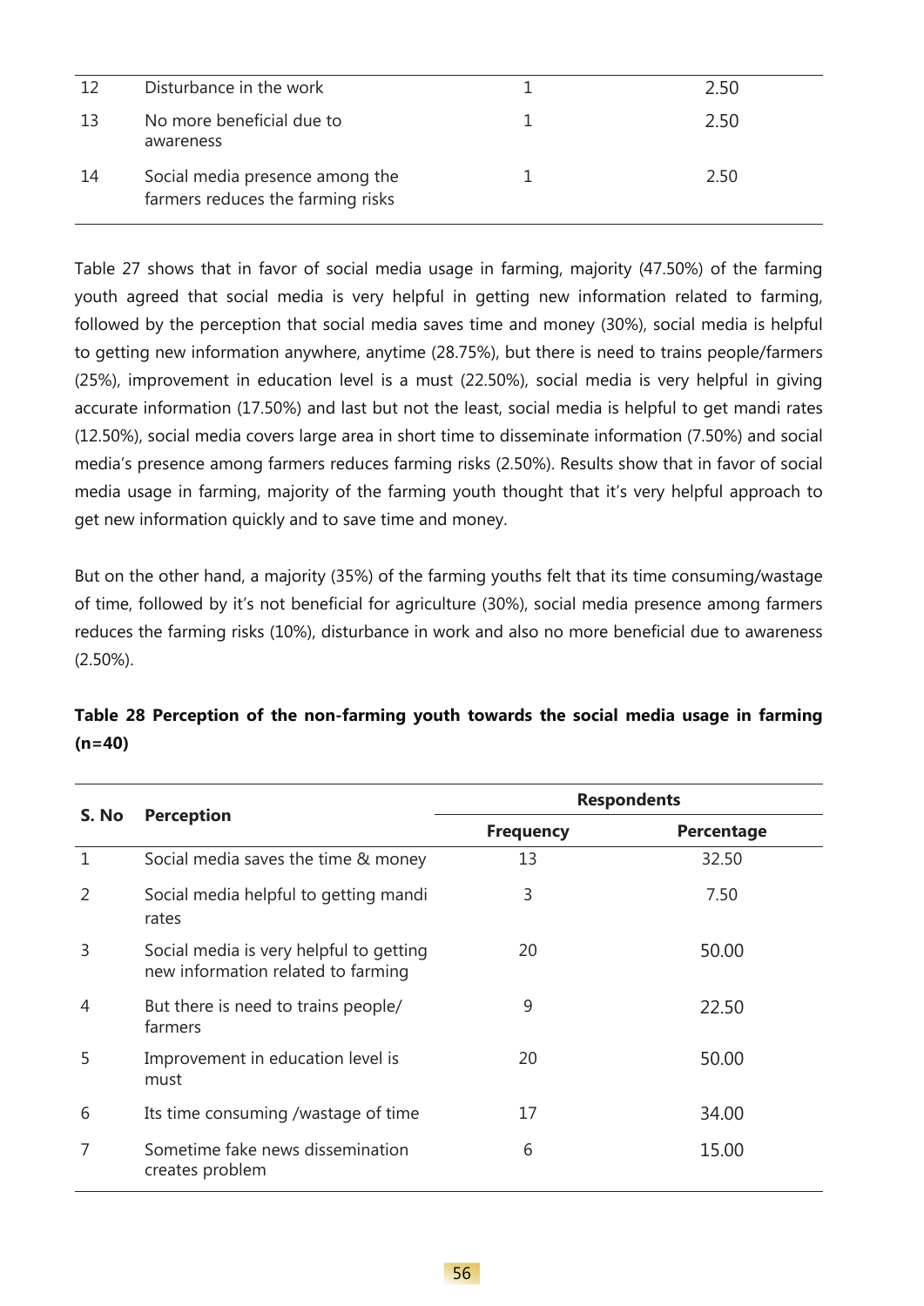| 12 | Disturbance in the work | 1 | 2.50 |
|---|---|---|---|
| 13 | No more beneficial due to awareness | 1 | 2.50 |
| 14 | Social media presence among the farmers reduces the farming risks | 1 | 2.50 |

Table 27 shows that in favor of social media usage in farming, majority (47.50%) of the farming youth agreed that social media is very helpful in getting new information related to farming, followed by the perception that social media saves time and money (30%), social media is helpful to getting new information anywhere, anytime (28.75%), but there is need to trains people/farmers (25%), improvement in education level is a must (22.50%), social media is very helpful in giving accurate information (17.50%) and last but not the least, social media is helpful to get mandi rates (12.50%), social media covers large area in short time to disseminate information (7.50%) and social media's presence among farmers reduces farming risks (2.50%). Results show that in favor of social media usage in farming, majority of the farming youth thought that it's very helpful approach to get new information quickly and to save time and money.

But on the other hand, a majority (35%) of the farming youths felt that its time consuming/wastage of time, followed by it's not beneficial for agriculture (30%), social media presence among farmers reduces the farming risks (10%), disturbance in work and also no more beneficial due to awareness (2.50%).

**Table 28 Perception of the non-farming youth towards the social media usage in farming (n=40)**

| S. No | Perception | Respondents | |
|---|---|---|---|
| | | Frequency | Percentage |
| 1 | Social media saves the time & money | 13 | 32.50 |
| 2 | Social media helpful to getting mandi rates | 3 | 7.50 |
| 3 | Social media is very helpful to getting new information related to farming | 20 | 50.00 |
| 4 | But there is need to trains people/ farmers | 9 | 22.50 |
| 5 | Improvement in education level is must | 20 | 50.00 |
| 6 | Its time consuming /wastage of time | 17 | 34.00 |
| 7 | Sometime fake news dissemination creates problem | 6 | 15.00 |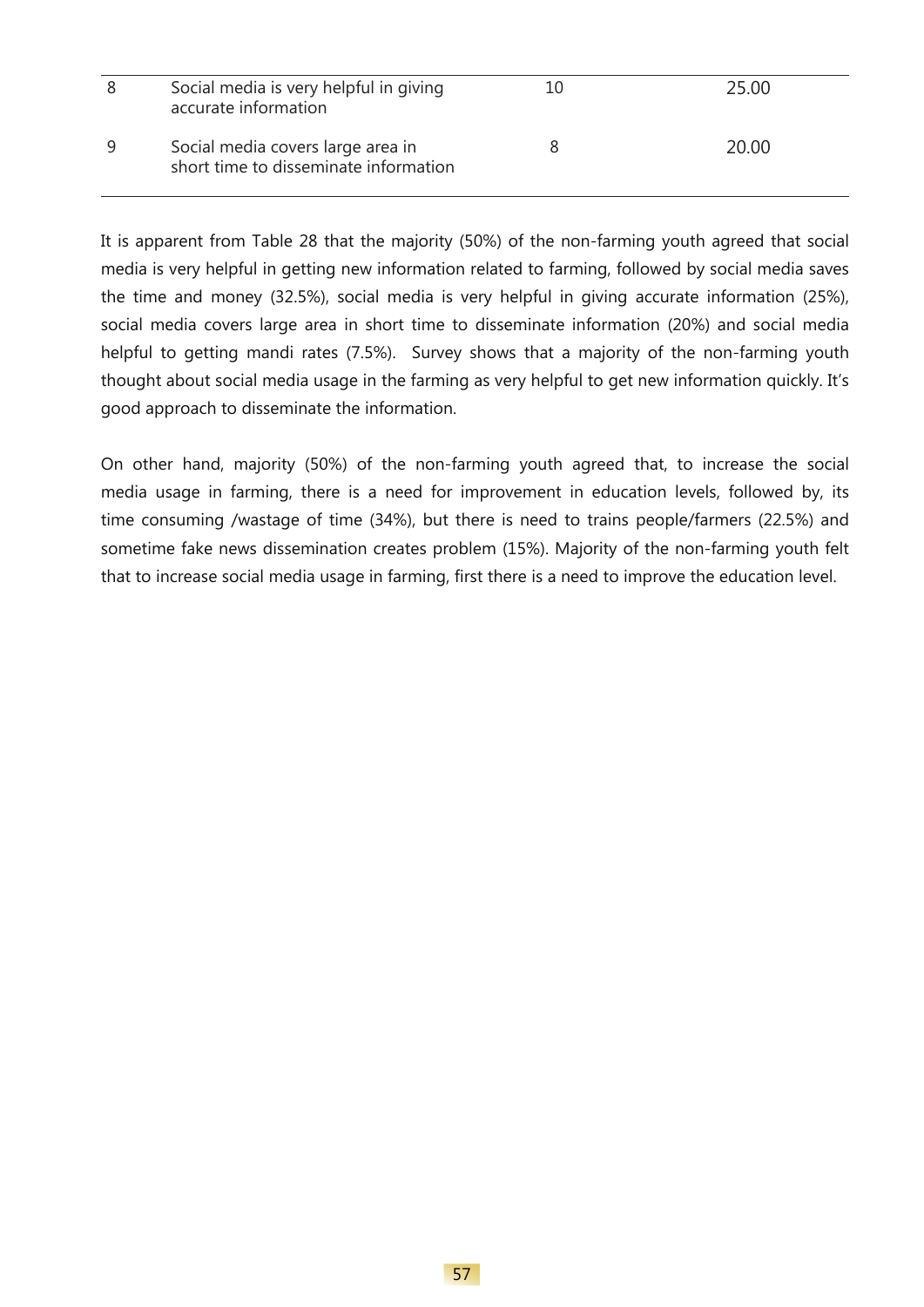| | | | |
|---|---|---|---|
| 8 | Social media is very helpful in giving accurate information | 10 | 25.00 |
| 9 | Social media covers large area in short time to disseminate information | 8 | 20.00 |

It is apparent from Table 28 that the majority (50%) of the non-farming youth agreed that social media is very helpful in getting new information related to farming, followed by social media saves the time and money (32.5%), social media is very helpful in giving accurate information (25%), social media covers large area in short time to disseminate information (20%) and social media helpful to getting mandi rates (7.5%). Survey shows that a majority of the non-farming youth thought about social media usage in the farming as very helpful to get new information quickly. It's good approach to disseminate the information.

On other hand, majority (50%) of the non-farming youth agreed that, to increase the social media usage in farming, there is a need for improvement in education levels, followed by, its time consuming /wastage of time (34%), but there is need to trains people/farmers (22.5%) and sometime fake news dissemination creates problem (15%). Majority of the non-farming youth felt that to increase social media usage in farming, first there is a need to improve the education level.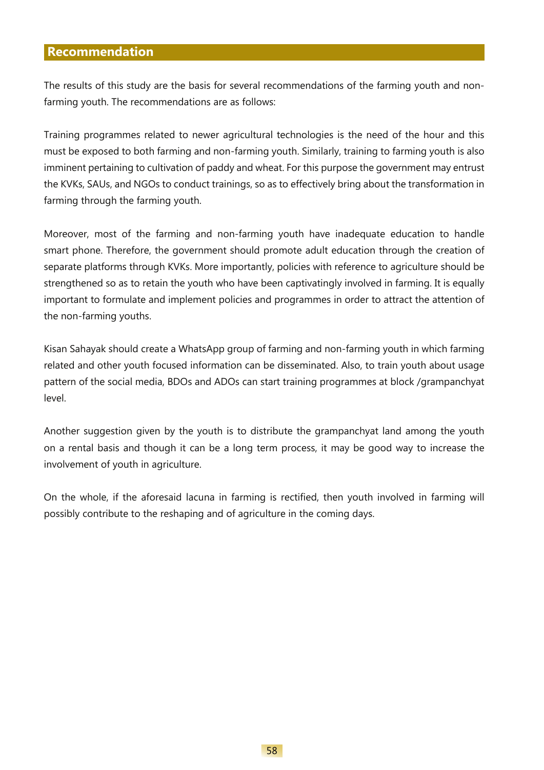## Recommendation

The results of this study are the basis for several recommendations of the farming youth and non-farming youth. The recommendations are as follows:

Training programmes related to newer agricultural technologies is the need of the hour and this must be exposed to both farming and non-farming youth. Similarly, training to farming youth is also imminent pertaining to cultivation of paddy and wheat. For this purpose the government may entrust the KVKs, SAUs, and NGOs to conduct trainings, so as to effectively bring about the transformation in farming through the farming youth.

Moreover, most of the farming and non-farming youth have inadequate education to handle smart phone. Therefore, the government should promote adult education through the creation of separate platforms through KVKs. More importantly, policies with reference to agriculture should be strengthened so as to retain the youth who have been captivatingly involved in farming. It is equally important to formulate and implement policies and programmes in order to attract the attention of the non-farming youths.

Kisan Sahayak should create a WhatsApp group of farming and non-farming youth in which farming related and other youth focused information can be disseminated. Also, to train youth about usage pattern of the social media, BDOs and ADOs can start training programmes at block /grampanchyat level.

Another suggestion given by the youth is to distribute the grampanchyat land among the youth on a rental basis and though it can be a long term process, it may be good way to increase the involvement of youth in agriculture.

On the whole, if the aforesaid lacuna in farming is rectified, then youth involved in farming will possibly contribute to the reshaping and of agriculture in the coming days.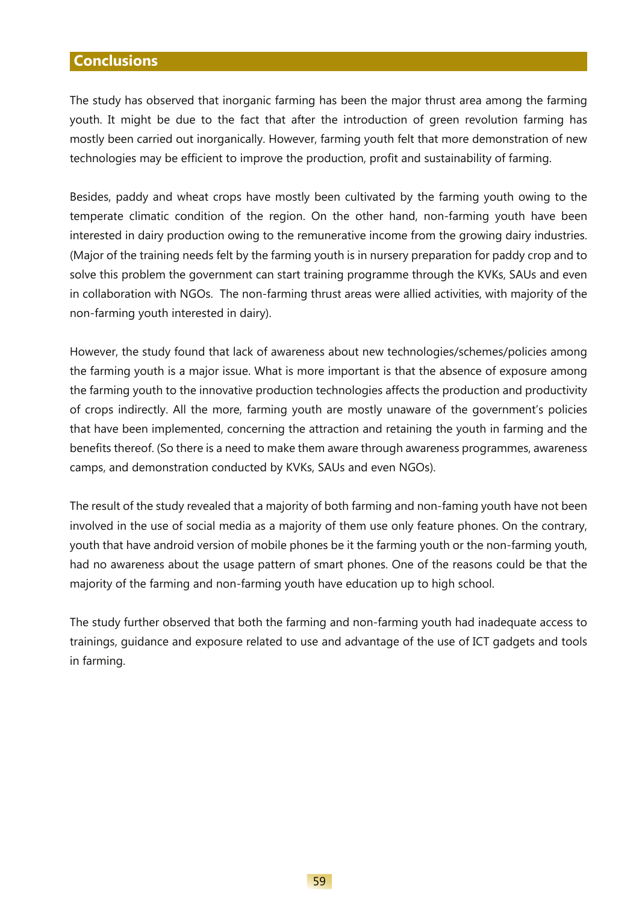## Conclusions

The study has observed that inorganic farming has been the major thrust area among the farming youth. It might be due to the fact that after the introduction of green revolution farming has mostly been carried out inorganically. However, farming youth felt that more demonstration of new technologies may be efficient to improve the production, profit and sustainability of farming.

Besides, paddy and wheat crops have mostly been cultivated by the farming youth owing to the temperate climatic condition of the region. On the other hand, non-farming youth have been interested in dairy production owing to the remunerative income from the growing dairy industries. (Major of the training needs felt by the farming youth is in nursery preparation for paddy crop and to solve this problem the government can start training programme through the KVKs, SAUs and even in collaboration with NGOs. The non-farming thrust areas were allied activities, with majority of the non-farming youth interested in dairy).

However, the study found that lack of awareness about new technologies/schemes/policies among the farming youth is a major issue. What is more important is that the absence of exposure among the farming youth to the innovative production technologies affects the production and productivity of crops indirectly. All the more, farming youth are mostly unaware of the government's policies that have been implemented, concerning the attraction and retaining the youth in farming and the benefits thereof. (So there is a need to make them aware through awareness programmes, awareness camps, and demonstration conducted by KVKs, SAUs and even NGOs).

The result of the study revealed that a majority of both farming and non-faming youth have not been involved in the use of social media as a majority of them use only feature phones. On the contrary, youth that have android version of mobile phones be it the farming youth or the non-farming youth, had no awareness about the usage pattern of smart phones. One of the reasons could be that the majority of the farming and non-farming youth have education up to high school.

The study further observed that both the farming and non-farming youth had inadequate access to trainings, guidance and exposure related to use and advantage of the use of ICT gadgets and tools in farming.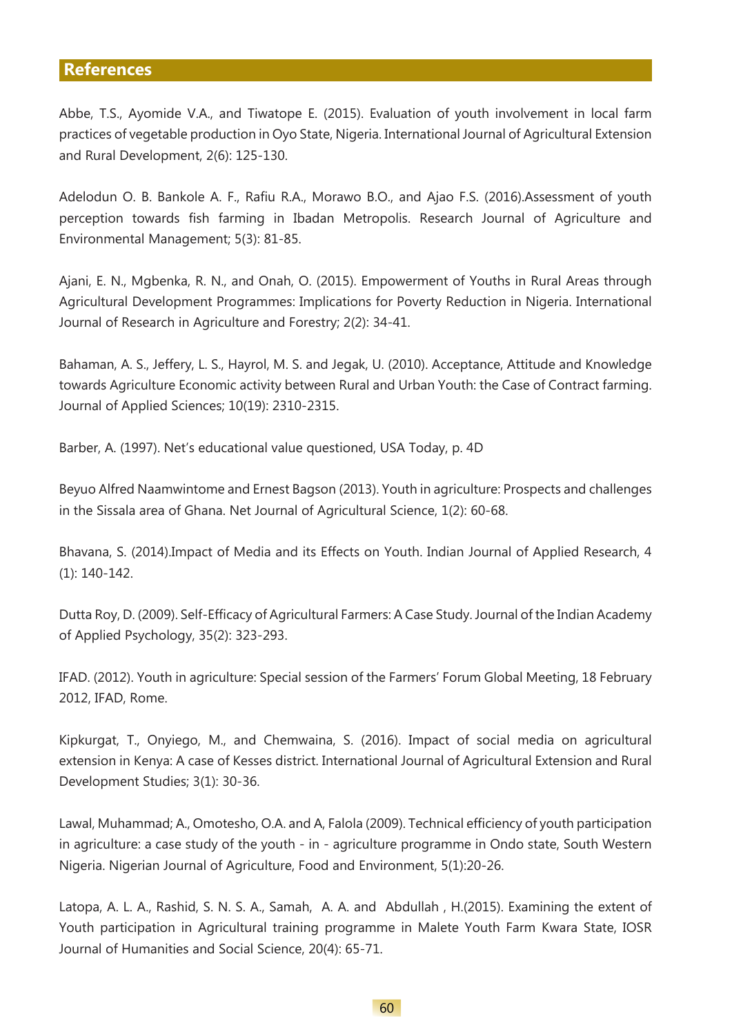## References

Abbe, T.S., Ayomide V.A., and Tiwatope E. (2015). Evaluation of youth involvement in local farm practices of vegetable production in Oyo State, Nigeria. International Journal of Agricultural Extension and Rural Development, 2(6): 125-130.

Adelodun O. B. Bankole A. F., Rafiu R.A., Morawo B.O., and Ajao F.S. (2016).Assessment of youth perception towards fish farming in Ibadan Metropolis. Research Journal of Agriculture and Environmental Management; 5(3): 81-85.

Ajani, E. N., Mgbenka, R. N., and Onah, O. (2015). Empowerment of Youths in Rural Areas through Agricultural Development Programmes: Implications for Poverty Reduction in Nigeria. International Journal of Research in Agriculture and Forestry; 2(2): 34-41.

Bahaman, A. S., Jeffery, L. S., Hayrol, M. S. and Jegak, U. (2010). Acceptance, Attitude and Knowledge towards Agriculture Economic activity between Rural and Urban Youth: the Case of Contract farming. Journal of Applied Sciences; 10(19): 2310-2315.

Barber, A. (1997). Net's educational value questioned, USA Today, p. 4D

Beyuo Alfred Naamwintome and Ernest Bagson (2013). Youth in agriculture: Prospects and challenges in the Sissala area of Ghana. Net Journal of Agricultural Science, 1(2): 60-68.

Bhavana, S. (2014).Impact of Media and its Effects on Youth. Indian Journal of Applied Research, 4 (1): 140-142.

Dutta Roy, D. (2009). Self-Efficacy of Agricultural Farmers: A Case Study. Journal of the Indian Academy of Applied Psychology, 35(2): 323-293.

IFAD. (2012). Youth in agriculture: Special session of the Farmers' Forum Global Meeting, 18 February 2012, IFAD, Rome.

Kipkurgat, T., Onyiego, M., and Chemwaina, S. (2016). Impact of social media on agricultural extension in Kenya: A case of Kesses district. International Journal of Agricultural Extension and Rural Development Studies; 3(1): 30-36.

Lawal, Muhammad; A., Omotesho, O.A. and A, Falola (2009). Technical efficiency of youth participation in agriculture: a case study of the youth - in - agriculture programme in Ondo state, South Western Nigeria. Nigerian Journal of Agriculture, Food and Environment, 5(1):20-26.

Latopa, A. L. A., Rashid, S. N. S. A., Samah, A. A. and Abdullah , H.(2015). Examining the extent of Youth participation in Agricultural training programme in Malete Youth Farm Kwara State, IOSR Journal of Humanities and Social Science, 20(4): 65-71.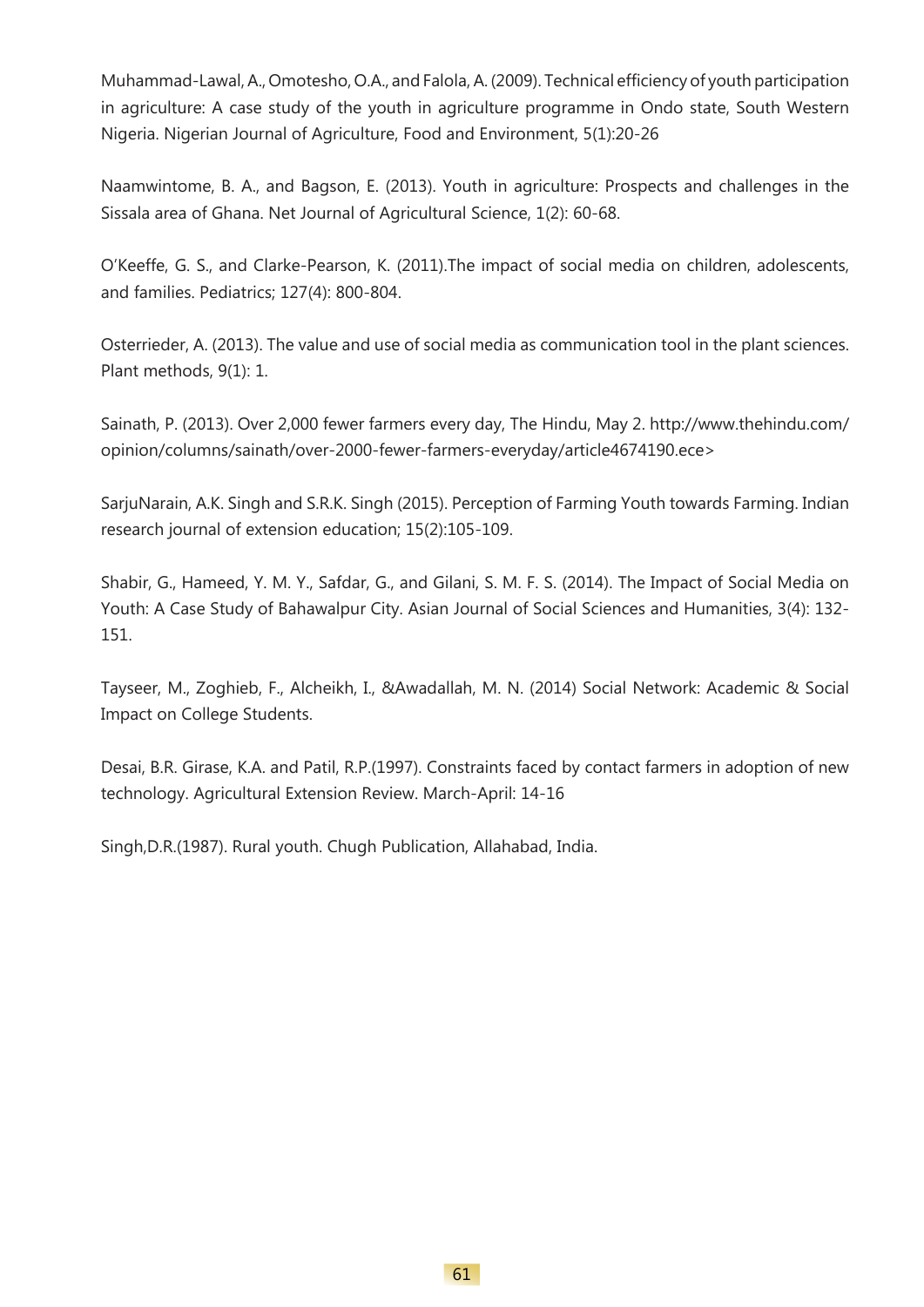Muhammad-Lawal, A., Omotesho, O.A., and Falola, A. (2009). Technical efficiency of youth participation in agriculture: A case study of the youth in agriculture programme in Ondo state, South Western Nigeria. Nigerian Journal of Agriculture, Food and Environment, 5(1):20-26

Naamwintome, B. A., and Bagson, E. (2013). Youth in agriculture: Prospects and challenges in the Sissala area of Ghana. Net Journal of Agricultural Science, 1(2): 60-68.

O'Keeffe, G. S., and Clarke-Pearson, K. (2011).The impact of social media on children, adolescents, and families. Pediatrics; 127(4): 800-804.

Osterrieder, A. (2013). The value and use of social media as communication tool in the plant sciences. Plant methods, 9(1): 1.

Sainath, P. (2013). Over 2,000 fewer farmers every day, The Hindu, May 2. http://www.thehindu.com/opinion/columns/sainath/over-2000-fewer-farmers-everyday/article4674190.ece>

SarjuNarain, A.K. Singh and S.R.K. Singh (2015). Perception of Farming Youth towards Farming. Indian research journal of extension education; 15(2):105-109.

Shabir, G., Hameed, Y. M. Y., Safdar, G., and Gilani, S. M. F. S. (2014). The Impact of Social Media on Youth: A Case Study of Bahawalpur City. Asian Journal of Social Sciences and Humanities, 3(4): 132-151.

Tayseer, M., Zoghieb, F., Alcheikh, I., &Awadallah, M. N. (2014) Social Network: Academic & Social Impact on College Students.

Desai, B.R. Girase, K.A. and Patil, R.P.(1997). Constraints faced by contact farmers in adoption of new technology. Agricultural Extension Review. March-April: 14-16

Singh,D.R.(1987). Rural youth. Chugh Publication, Allahabad, India.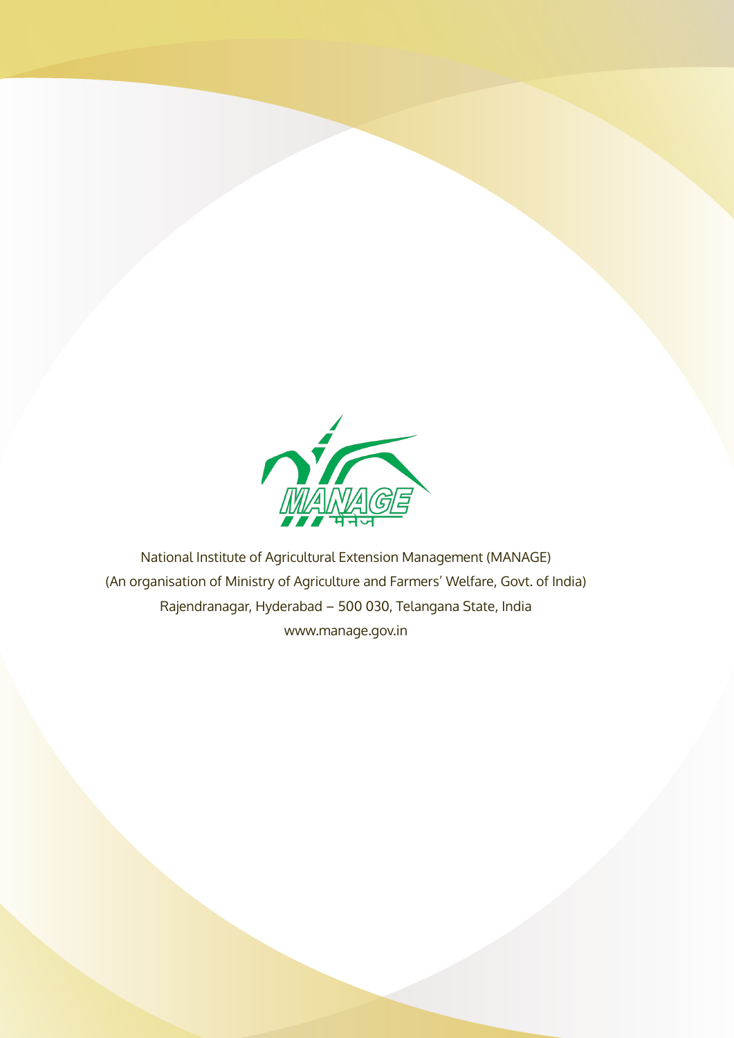National Institute of Agricultural Extension Management (MANAGE)

(An organisation of Ministry of Agriculture and Farmers' Welfare, Govt. of India)

Rajendranagar, Hyderabad – 500 030, Telangana State, India

www.manage.gov.in